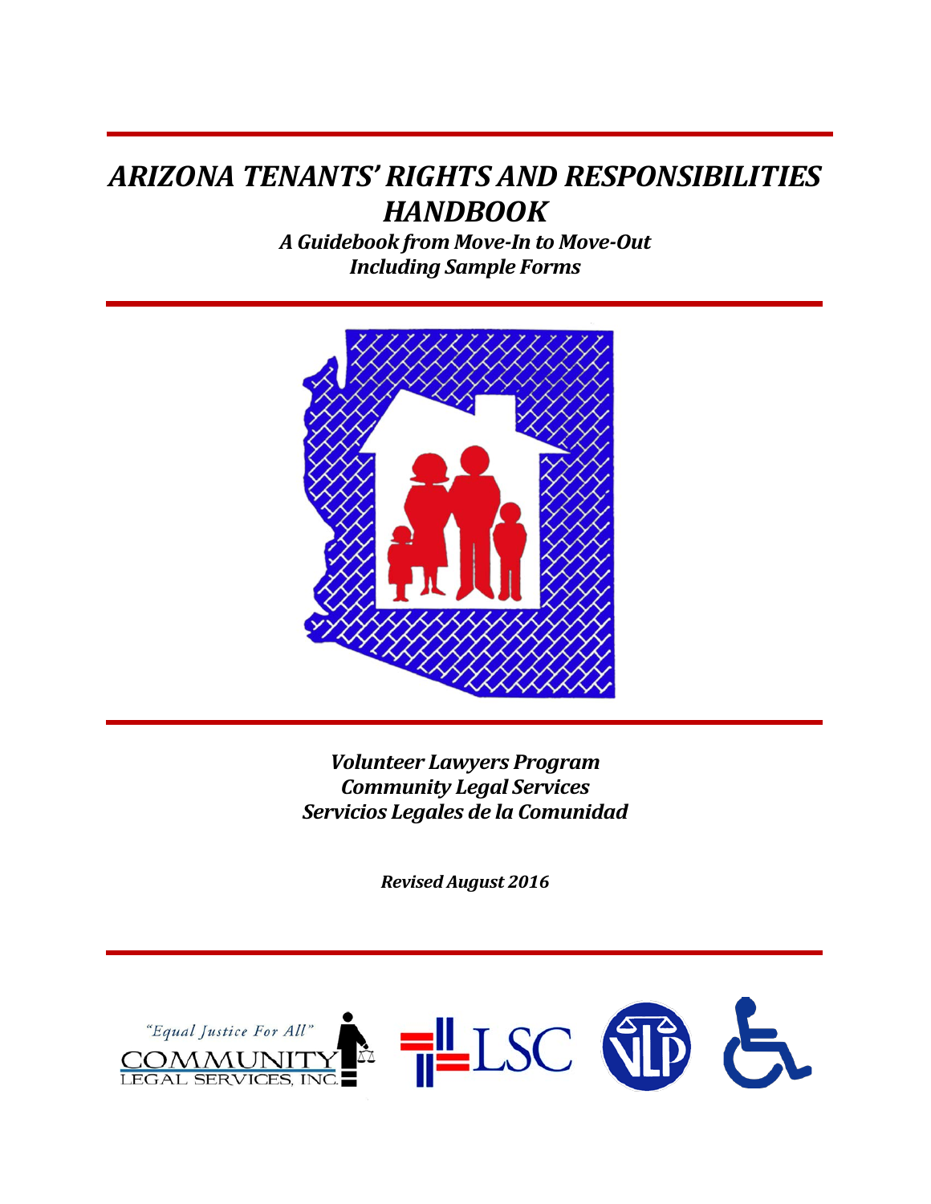# *ARIZONA TENANTS' RIGHTS AND RESPONSIBILITIES HANDBOOK*

***A Guidebook from Move-In to Move-Out***
***Including Sample Forms***

***Volunteer Lawyers Program***
***Community Legal Services***
***Servicios Legales de la Comunidad***

***Revised August 2016***

"Equal Justice For All"
COMMUNITY LEGAL SERVICES, INC.

LSC

VLP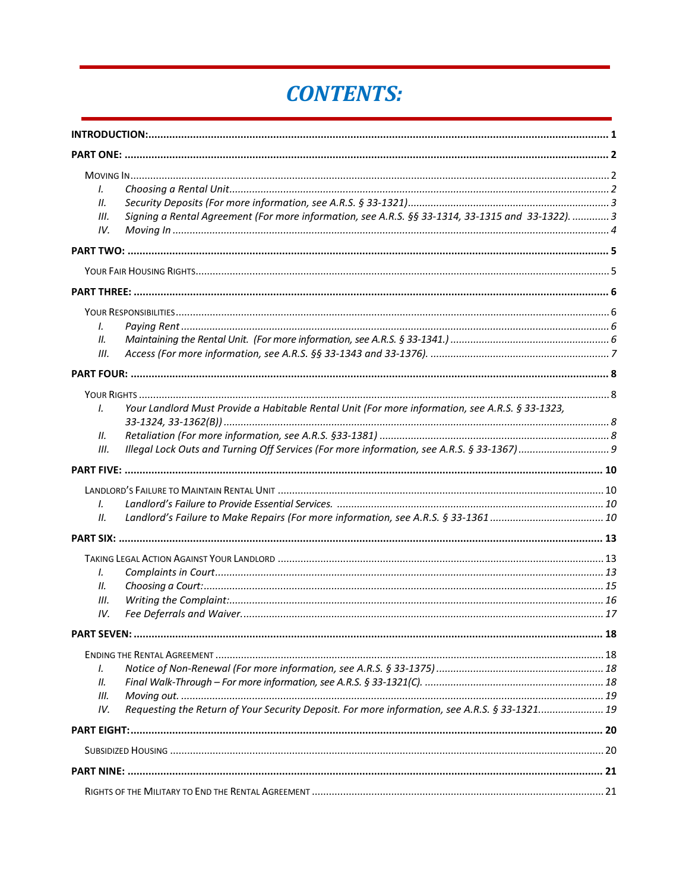# CONTENTS:

**INTRODUCTION:** 1

**PART ONE:** 2

MOVING IN 2

- I. *Choosing a Rental Unit* 2
- II. *Security Deposits (For more information, see A.R.S. § 33-1321)* 3
- III. *Signing a Rental Agreement (For more information, see A.R.S. §§ 33-1314, 33-1315 and 33-1322).* 3
- IV. *Moving In* 4

**PART TWO:** 5

YOUR FAIR HOUSING RIGHTS 5

**PART THREE:** 6

YOUR RESPONSIBILITIES 6

- I. *Paying Rent* 6
- II. *Maintaining the Rental Unit. (For more information, see A.R.S. § 33-1341.)* 6
- III. *Access (For more information, see A.R.S. §§ 33-1343 and 33-1376).* 7

**PART FOUR:** 8

YOUR RIGHTS 8

- I. *Your Landlord Must Provide a Habitable Rental Unit (For more information, see A.R.S. § 33-1323, 33-1324, 33-1362(B))* 8
- II. *Retaliation (For more information, see A.R.S. §33-1381)* 8
- III. *Illegal Lock Outs and Turning Off Services (For more information, see A.R.S. § 33-1367)* 9

**PART FIVE:** 10

LANDLORD'S FAILURE TO MAINTAIN RENTAL UNIT 10

- I. *Landlord's Failure to Provide Essential Services.* 10
- II. *Landlord's Failure to Make Repairs (For more information, see A.R.S. § 33-1361* 10

**PART SIX:** 13

TAKING LEGAL ACTION AGAINST YOUR LANDLORD 13

- I. *Complaints in Court* 13
- II. *Choosing a Court:* 15
- III. *Writing the Complaint:* 16
- IV. *Fee Deferrals and Waiver.* 17

**PART SEVEN:** 18

ENDING THE RENTAL AGREEMENT 18

- I. *Notice of Non-Renewal (For more information, see A.R.S. § 33-1375)* 18
- II. *Final Walk-Through – For more information, see A.R.S. § 33-1321(C).* 18
- III. *Moving out.* 19
- IV. *Requesting the Return of Your Security Deposit. For more information, see A.R.S. § 33-1321* 19

**PART EIGHT:** 20

SUBSIDIZED HOUSING 20

**PART NINE:** 21

RIGHTS OF THE MILITARY TO END THE RENTAL AGREEMENT 21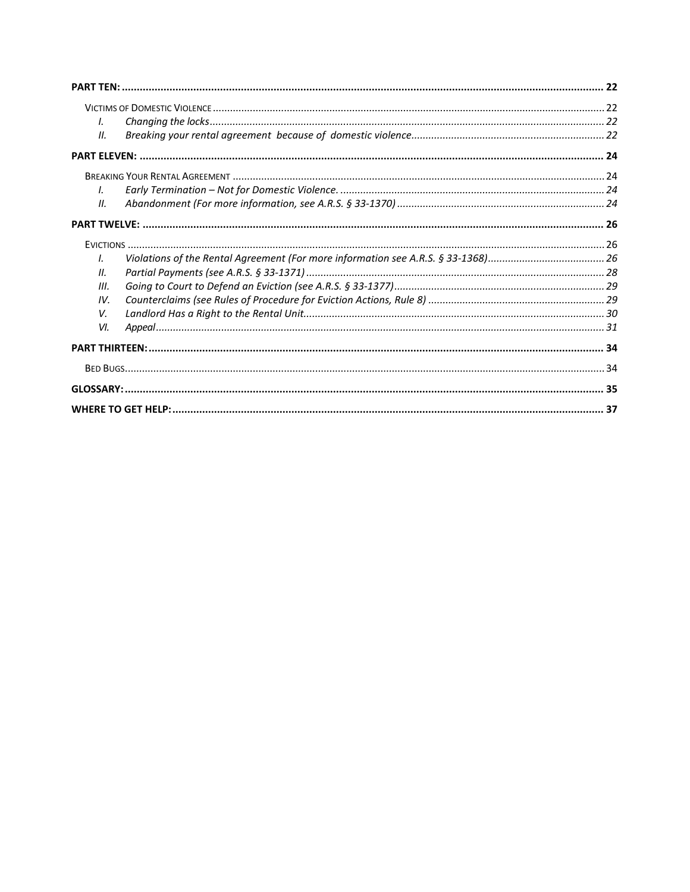**PART TEN:** ........................................................................................................................................................... 22

Victims of Domestic Violence ........................................................................................................................................ 22

I. *Changing the locks* ......................................................................................................................................... 22

II. *Breaking your rental agreement because of domestic violence* ................................................................... 22

**PART ELEVEN:** ..................................................................................................................................................... 24

Breaking Your Rental Agreement ................................................................................................................................. 24

I. *Early Termination – Not for Domestic Violence.* ............................................................................................ 24

II. *Abandonment (For more information, see A.R.S. § 33-1370)* ......................................................................... 24

**PART TWELVE:** .................................................................................................................................................... 26

Evictions ...................................................................................................................................................................... 26

I. *Violations of the Rental Agreement (For more information see A.R.S. § 33-1368)* ........................................ 26

II. *Partial Payments (see A.R.S. § 33-1371)* ........................................................................................................ 28

III. *Going to Court to Defend an Eviction (see A.R.S. § 33-1377)* .......................................................................... 29

IV. *Counterclaims (see Rules of Procedure for Eviction Actions, Rule 8)* ............................................................ 29

V. *Landlord Has a Right to the Rental Unit* ........................................................................................................ 30

VI. *Appeal* ........................................................................................................................................................... 31

**PART THIRTEEN:** .................................................................................................................................................. 34

Bed Bugs ...................................................................................................................................................................... 34

**GLOSSARY:** ........................................................................................................................................................... 35

**WHERE TO GET HELP:** .......................................................................................................................................... 37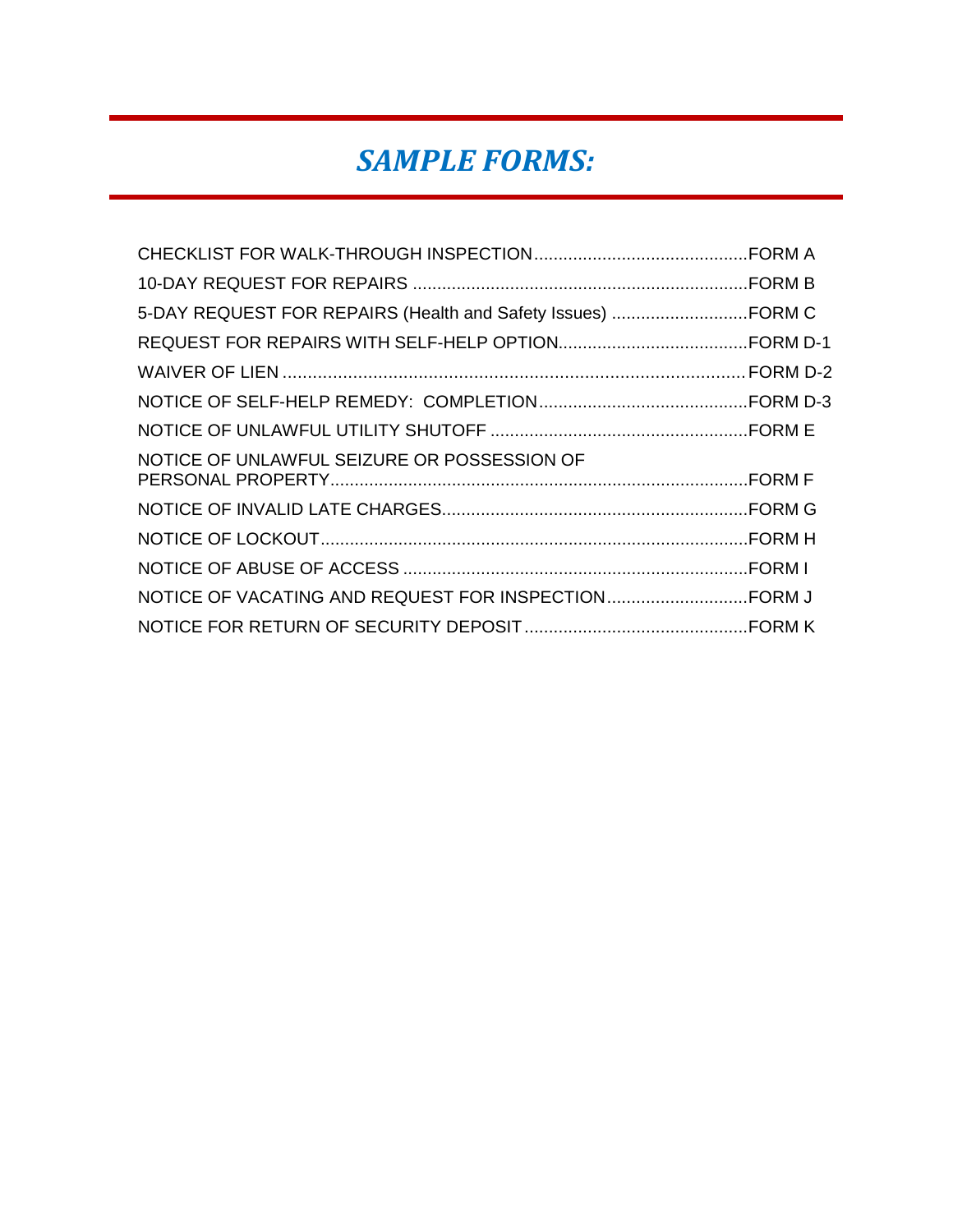# *SAMPLE FORMS:*

| | |
|---|---|
| CHECKLIST FOR WALK-THROUGH INSPECTION | FORM A |
| 10-DAY REQUEST FOR REPAIRS | FORM B |
| 5-DAY REQUEST FOR REPAIRS (Health and Safety Issues) | FORM C |
| REQUEST FOR REPAIRS WITH SELF-HELP OPTION | FORM D-1 |
| WAIVER OF LIEN | FORM D-2 |
| NOTICE OF SELF-HELP REMEDY: COMPLETION | FORM D-3 |
| NOTICE OF UNLAWFUL UTILITY SHUTOFF | FORM E |
| NOTICE OF UNLAWFUL SEIZURE OR POSSESSION OF PERSONAL PROPERTY | FORM F |
| NOTICE OF INVALID LATE CHARGES | FORM G |
| NOTICE OF LOCKOUT | FORM H |
| NOTICE OF ABUSE OF ACCESS | FORM I |
| NOTICE OF VACATING AND REQUEST FOR INSPECTION | FORM J |
| NOTICE FOR RETURN OF SECURITY DEPOSIT | FORM K |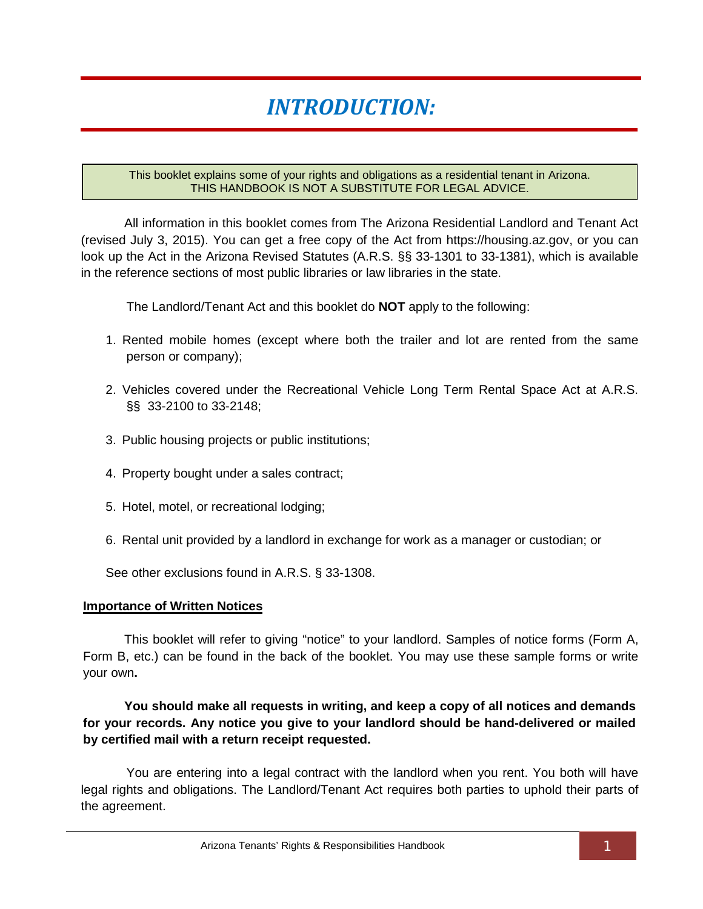# *INTRODUCTION:*

> This booklet explains some of your rights and obligations as a residential tenant in Arizona.
> THIS HANDBOOK IS NOT A SUBSTITUTE FOR LEGAL ADVICE.

All information in this booklet comes from The Arizona Residential Landlord and Tenant Act (revised July 3, 2015). You can get a free copy of the Act from https://housing.az.gov, or you can look up the Act in the Arizona Revised Statutes (A.R.S. §§ 33-1301 to 33-1381), which is available in the reference sections of most public libraries or law libraries in the state.

The Landlord/Tenant Act and this booklet do **NOT** apply to the following:

1. Rented mobile homes (except where both the trailer and lot are rented from the same person or company);
2. Vehicles covered under the Recreational Vehicle Long Term Rental Space Act at A.R.S. §§ 33-2100 to 33-2148;
3. Public housing projects or public institutions;
4. Property bought under a sales contract;
5. Hotel, motel, or recreational lodging;
6. Rental unit provided by a landlord in exchange for work as a manager or custodian; or

See other exclusions found in A.R.S. § 33-1308.

**Importance of Written Notices**

This booklet will refer to giving "notice" to your landlord. Samples of notice forms (Form A, Form B, etc.) can be found in the back of the booklet. You may use these sample forms or write your own**.**

**You should make all requests in writing, and keep a copy of all notices and demands for your records. Any notice you give to your landlord should be hand-delivered or mailed by certified mail with a return receipt requested.**

You are entering into a legal contract with the landlord when you rent. You both will have legal rights and obligations. The Landlord/Tenant Act requires both parties to uphold their parts of the agreement.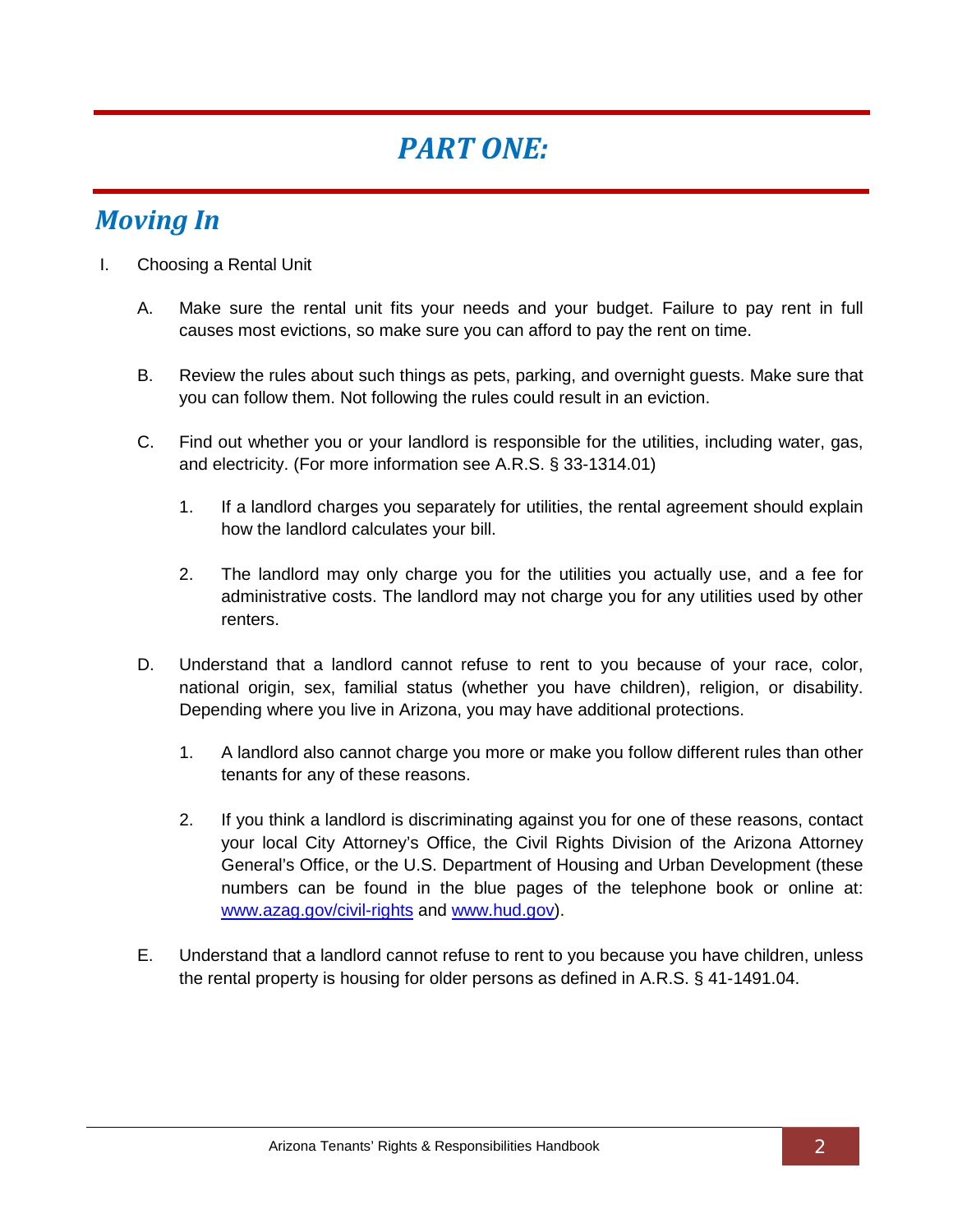# *PART ONE:*

## *Moving In*

I. Choosing a Rental Unit

   A. Make sure the rental unit fits your needs and your budget. Failure to pay rent in full causes most evictions, so make sure you can afford to pay the rent on time.

   B. Review the rules about such things as pets, parking, and overnight guests. Make sure that you can follow them. Not following the rules could result in an eviction.

   C. Find out whether you or your landlord is responsible for the utilities, including water, gas, and electricity. (For more information see A.R.S. § 33-1314.01)

      1. If a landlord charges you separately for utilities, the rental agreement should explain how the landlord calculates your bill.

      2. The landlord may only charge you for the utilities you actually use, and a fee for administrative costs. The landlord may not charge you for any utilities used by other renters.

   D. Understand that a landlord cannot refuse to rent to you because of your race, color, national origin, sex, familial status (whether you have children), religion, or disability. Depending where you live in Arizona, you may have additional protections.

      1. A landlord also cannot charge you more or make you follow different rules than other tenants for any of these reasons.

      2. If you think a landlord is discriminating against you for one of these reasons, contact your local City Attorney's Office, the Civil Rights Division of the Arizona Attorney General's Office, or the U.S. Department of Housing and Urban Development (these numbers can be found in the blue pages of the telephone book or online at: [www.azag.gov/civil-rights](http://www.azag.gov/civil-rights) and [www.hud.gov](http://www.hud.gov)).

   E. Understand that a landlord cannot refuse to rent to you because you have children, unless the rental property is housing for older persons as defined in A.R.S. § 41-1491.04.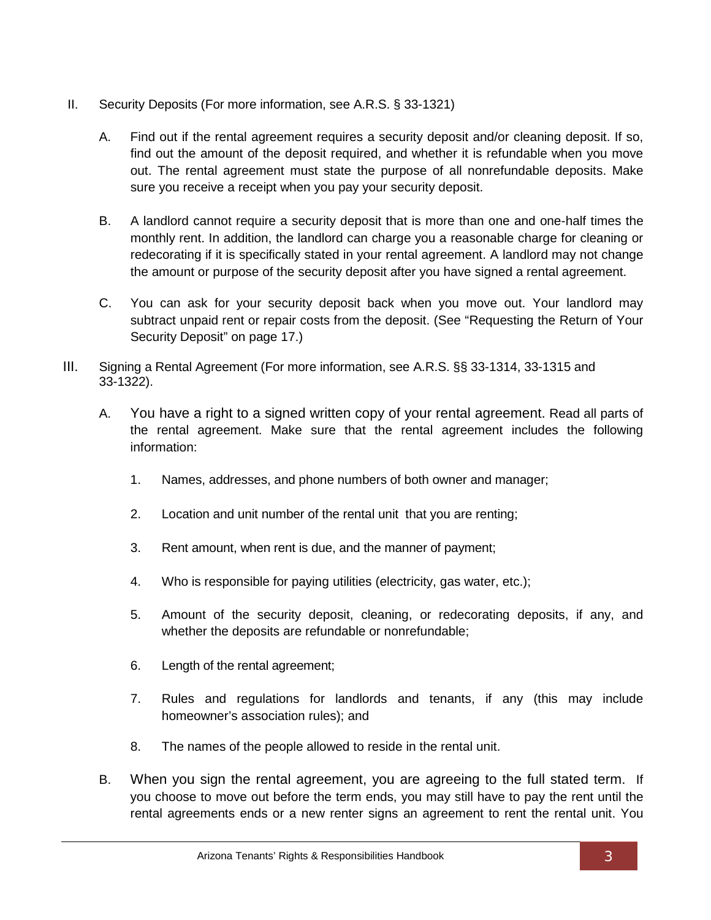II. Security Deposits (For more information, see A.R.S. § 33-1321)

A. Find out if the rental agreement requires a security deposit and/or cleaning deposit. If so, find out the amount of the deposit required, and whether it is refundable when you move out. The rental agreement must state the purpose of all nonrefundable deposits. Make sure you receive a receipt when you pay your security deposit.

B. A landlord cannot require a security deposit that is more than one and one-half times the monthly rent. In addition, the landlord can charge you a reasonable charge for cleaning or redecorating if it is specifically stated in your rental agreement. A landlord may not change the amount or purpose of the security deposit after you have signed a rental agreement.

C. You can ask for your security deposit back when you move out. Your landlord may subtract unpaid rent or repair costs from the deposit. (See "Requesting the Return of Your Security Deposit" on page 17.)

III. Signing a Rental Agreement (For more information, see A.R.S. §§ 33-1314, 33-1315 and 33-1322).

A. You have a right to a signed written copy of your rental agreement. Read all parts of the rental agreement. Make sure that the rental agreement includes the following information:

1. Names, addresses, and phone numbers of both owner and manager;

2. Location and unit number of the rental unit that you are renting;

3. Rent amount, when rent is due, and the manner of payment;

4. Who is responsible for paying utilities (electricity, gas water, etc.);

5. Amount of the security deposit, cleaning, or redecorating deposits, if any, and whether the deposits are refundable or nonrefundable;

6. Length of the rental agreement;

7. Rules and regulations for landlords and tenants, if any (this may include homeowner's association rules); and

8. The names of the people allowed to reside in the rental unit.

B. When you sign the rental agreement, you are agreeing to the full stated term. If you choose to move out before the term ends, you may still have to pay the rent until the rental agreements ends or a new renter signs an agreement to rent the rental unit. You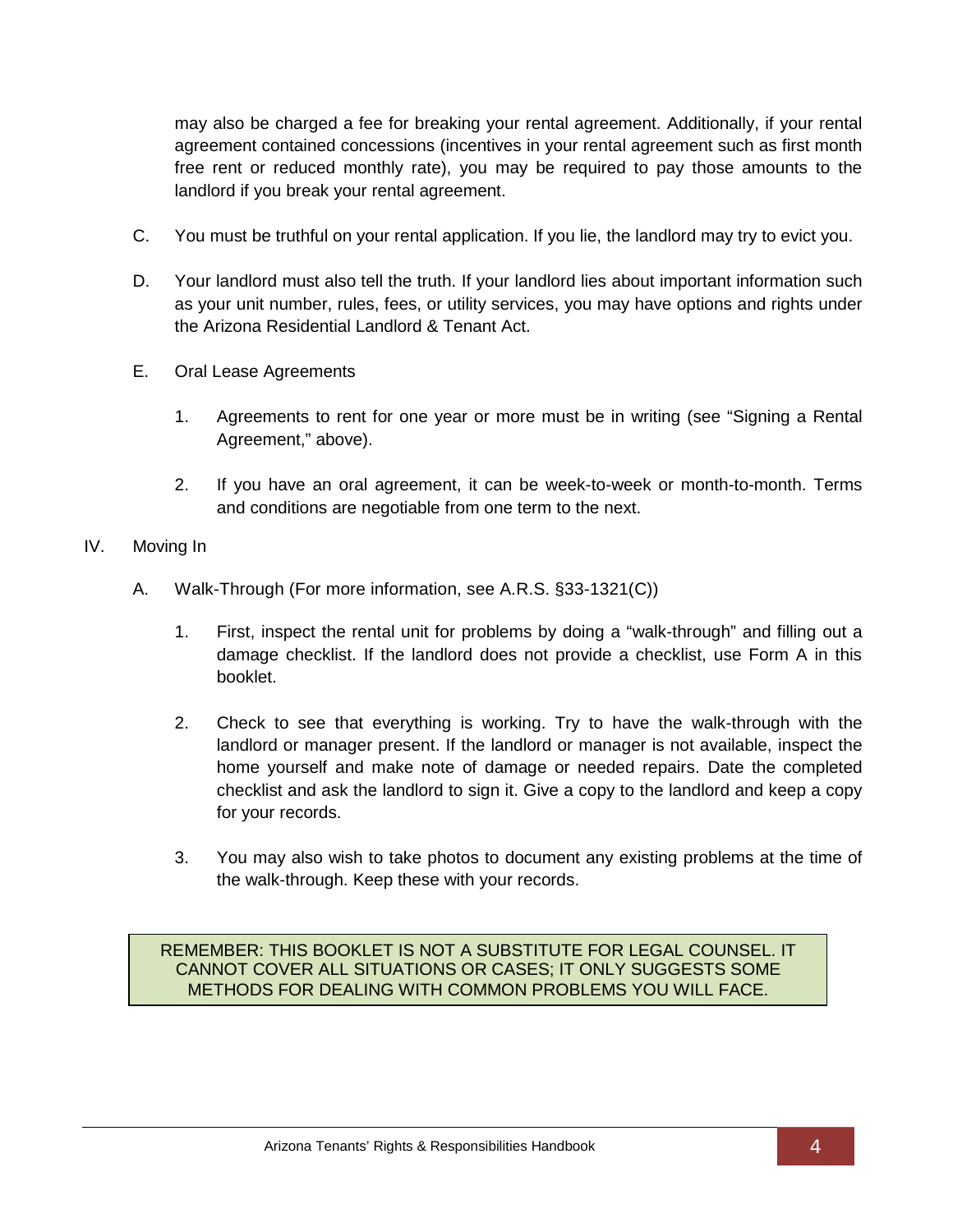may also be charged a fee for breaking your rental agreement. Additionally, if your rental agreement contained concessions (incentives in your rental agreement such as first month free rent or reduced monthly rate), you may be required to pay those amounts to the landlord if you break your rental agreement.

C. You must be truthful on your rental application. If you lie, the landlord may try to evict you.

D. Your landlord must also tell the truth. If your landlord lies about important information such as your unit number, rules, fees, or utility services, you may have options and rights under the Arizona Residential Landlord & Tenant Act.

E. Oral Lease Agreements

1. Agreements to rent for one year or more must be in writing (see "Signing a Rental Agreement," above).

2. If you have an oral agreement, it can be week-to-week or month-to-month. Terms and conditions are negotiable from one term to the next.

## IV. Moving In

A. Walk-Through (For more information, see A.R.S. §33-1321(C))

1. First, inspect the rental unit for problems by doing a "walk-through" and filling out a damage checklist. If the landlord does not provide a checklist, use Form A in this booklet.

2. Check to see that everything is working. Try to have the walk-through with the landlord or manager present. If the landlord or manager is not available, inspect the home yourself and make note of damage or needed repairs. Date the completed checklist and ask the landlord to sign it. Give a copy to the landlord and keep a copy for your records.

3. You may also wish to take photos to document any existing problems at the time of the walk-through. Keep these with your records.

> REMEMBER: THIS BOOKLET IS NOT A SUBSTITUTE FOR LEGAL COUNSEL. IT CANNOT COVER ALL SITUATIONS OR CASES; IT ONLY SUGGESTS SOME METHODS FOR DEALING WITH COMMON PROBLEMS YOU WILL FACE.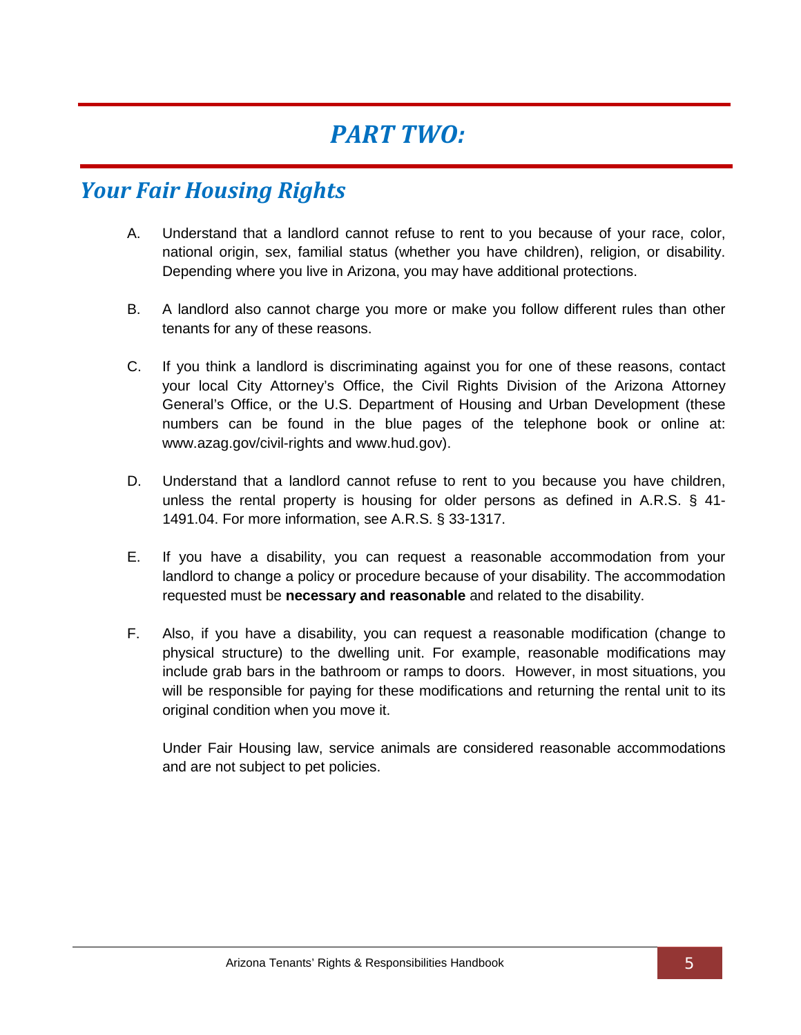# PART TWO:

## Your Fair Housing Rights

A. Understand that a landlord cannot refuse to rent to you because of your race, color, national origin, sex, familial status (whether you have children), religion, or disability. Depending where you live in Arizona, you may have additional protections.

B. A landlord also cannot charge you more or make you follow different rules than other tenants for any of these reasons.

C. If you think a landlord is discriminating against you for one of these reasons, contact your local City Attorney's Office, the Civil Rights Division of the Arizona Attorney General's Office, or the U.S. Department of Housing and Urban Development (these numbers can be found in the blue pages of the telephone book or online at: www.azag.gov/civil-rights and www.hud.gov).

D. Understand that a landlord cannot refuse to rent to you because you have children, unless the rental property is housing for older persons as defined in A.R.S. § 41-1491.04. For more information, see A.R.S. § 33-1317.

E. If you have a disability, you can request a reasonable accommodation from your landlord to change a policy or procedure because of your disability. The accommodation requested must be **necessary and reasonable** and related to the disability.

F. Also, if you have a disability, you can request a reasonable modification (change to physical structure) to the dwelling unit. For example, reasonable modifications may include grab bars in the bathroom or ramps to doors. However, in most situations, you will be responsible for paying for these modifications and returning the rental unit to its original condition when you move it.

Under Fair Housing law, service animals are considered reasonable accommodations and are not subject to pet policies.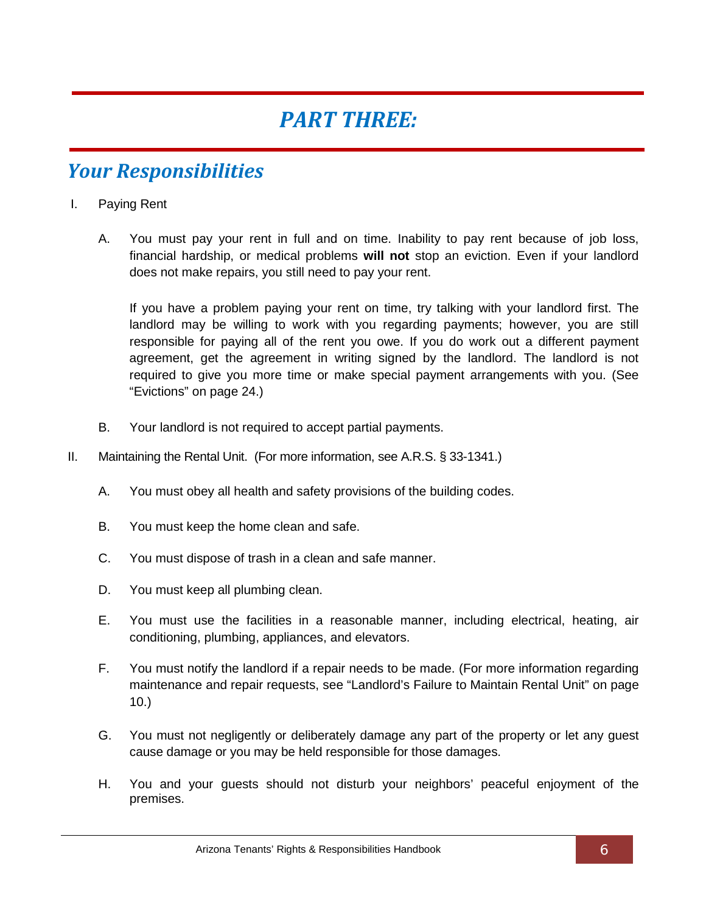# *PART THREE:*

## *Your Responsibilities*

I. Paying Rent

   A. You must pay your rent in full and on time. Inability to pay rent because of job loss, financial hardship, or medical problems **will not** stop an eviction. Even if your landlord does not make repairs, you still need to pay your rent.

      If you have a problem paying your rent on time, try talking with your landlord first. The landlord may be willing to work with you regarding payments; however, you are still responsible for paying all of the rent you owe. If you do work out a different payment agreement, get the agreement in writing signed by the landlord. The landlord is not required to give you more time or make special payment arrangements with you. (See "Evictions" on page 24.)

   B. Your landlord is not required to accept partial payments.

II. Maintaining the Rental Unit. (For more information, see A.R.S. § 33-1341.)

   A. You must obey all health and safety provisions of the building codes.

   B. You must keep the home clean and safe.

   C. You must dispose of trash in a clean and safe manner.

   D. You must keep all plumbing clean.

   E. You must use the facilities in a reasonable manner, including electrical, heating, air conditioning, plumbing, appliances, and elevators.

   F. You must notify the landlord if a repair needs to be made. (For more information regarding maintenance and repair requests, see "Landlord's Failure to Maintain Rental Unit" on page 10.)

   G. You must not negligently or deliberately damage any part of the property or let any guest cause damage or you may be held responsible for those damages.

   H. You and your guests should not disturb your neighbors' peaceful enjoyment of the premises.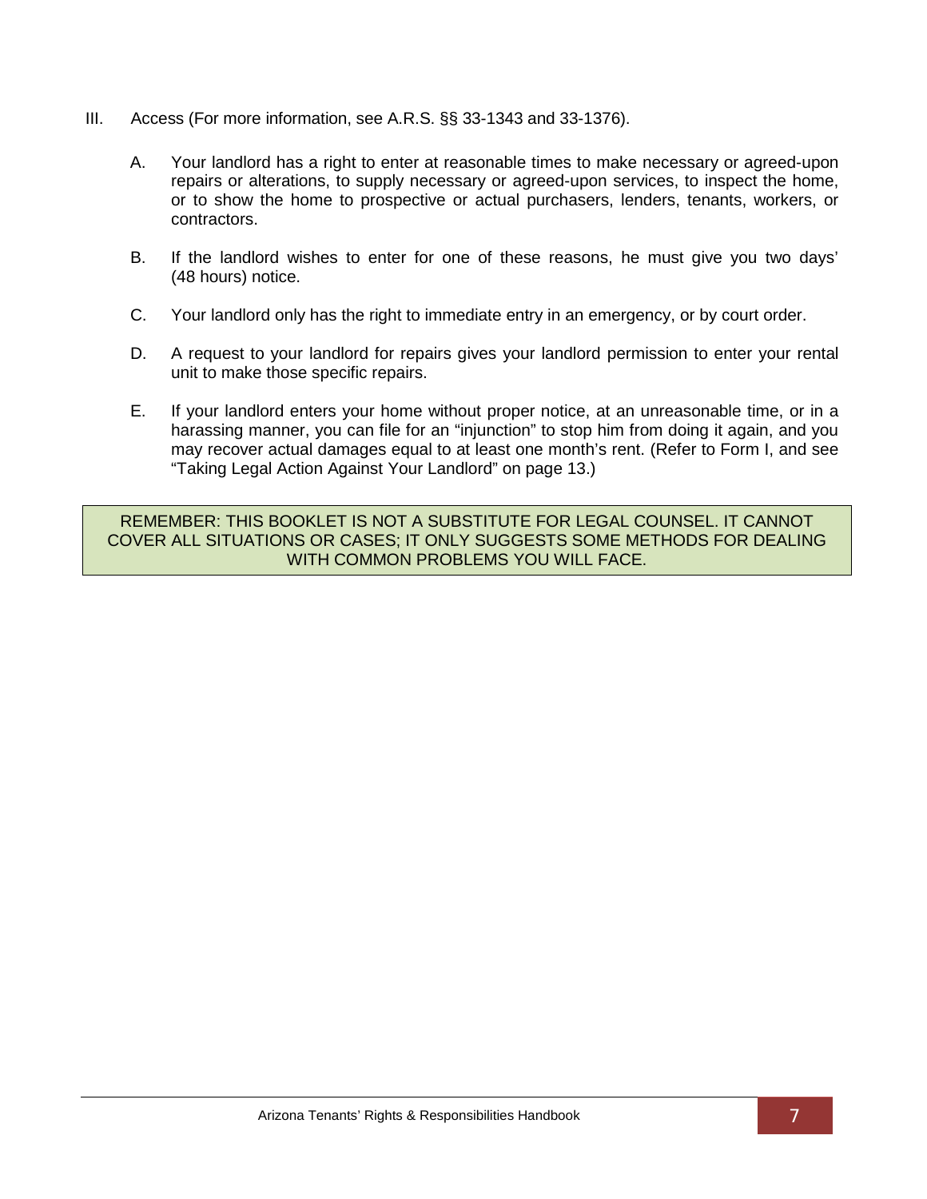III. Access (For more information, see A.R.S. §§ 33-1343 and 33-1376).

A. Your landlord has a right to enter at reasonable times to make necessary or agreed-upon repairs or alterations, to supply necessary or agreed-upon services, to inspect the home, or to show the home to prospective or actual purchasers, lenders, tenants, workers, or contractors.

B. If the landlord wishes to enter for one of these reasons, he must give you two days' (48 hours) notice.

C. Your landlord only has the right to immediate entry in an emergency, or by court order.

D. A request to your landlord for repairs gives your landlord permission to enter your rental unit to make those specific repairs.

E. If your landlord enters your home without proper notice, at an unreasonable time, or in a harassing manner, you can file for an "injunction" to stop him from doing it again, and you may recover actual damages equal to at least one month's rent. (Refer to Form I, and see "Taking Legal Action Against Your Landlord" on page 13.)

REMEMBER: THIS BOOKLET IS NOT A SUBSTITUTE FOR LEGAL COUNSEL. IT CANNOT COVER ALL SITUATIONS OR CASES; IT ONLY SUGGESTS SOME METHODS FOR DEALING WITH COMMON PROBLEMS YOU WILL FACE.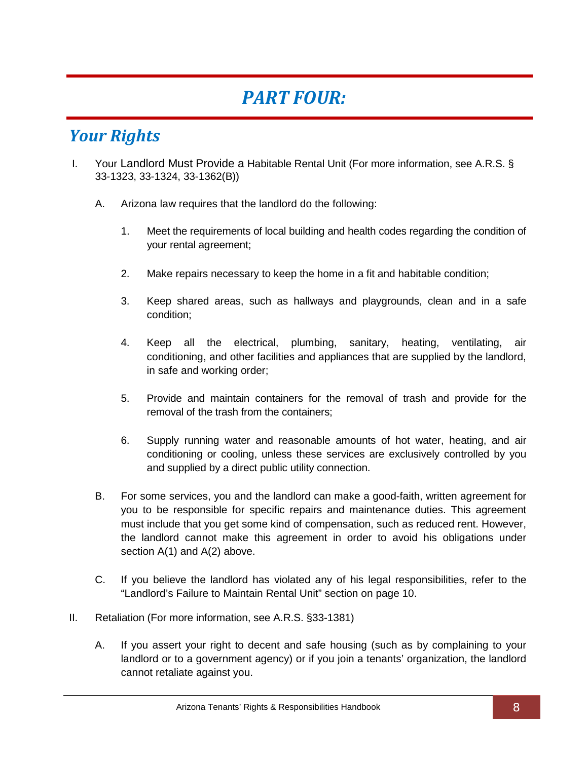# *PART FOUR:*

## *Your Rights*

I. Your Landlord Must Provide a Habitable Rental Unit (For more information, see A.R.S. § 33-1323, 33-1324, 33-1362(B))

   A. Arizona law requires that the landlord do the following:

      1. Meet the requirements of local building and health codes regarding the condition of your rental agreement;

      2. Make repairs necessary to keep the home in a fit and habitable condition;

      3. Keep shared areas, such as hallways and playgrounds, clean and in a safe condition;

      4. Keep all the electrical, plumbing, sanitary, heating, ventilating, air conditioning, and other facilities and appliances that are supplied by the landlord, in safe and working order;

      5. Provide and maintain containers for the removal of trash and provide for the removal of the trash from the containers;

      6. Supply running water and reasonable amounts of hot water, heating, and air conditioning or cooling, unless these services are exclusively controlled by you and supplied by a direct public utility connection.

   B. For some services, you and the landlord can make a good-faith, written agreement for you to be responsible for specific repairs and maintenance duties. This agreement must include that you get some kind of compensation, such as reduced rent. However, the landlord cannot make this agreement in order to avoid his obligations under section A(1) and A(2) above.

   C. If you believe the landlord has violated any of his legal responsibilities, refer to the "Landlord's Failure to Maintain Rental Unit" section on page 10.

II. Retaliation (For more information, see A.R.S. §33-1381)

   A. If you assert your right to decent and safe housing (such as by complaining to your landlord or to a government agency) or if you join a tenants' organization, the landlord cannot retaliate against you.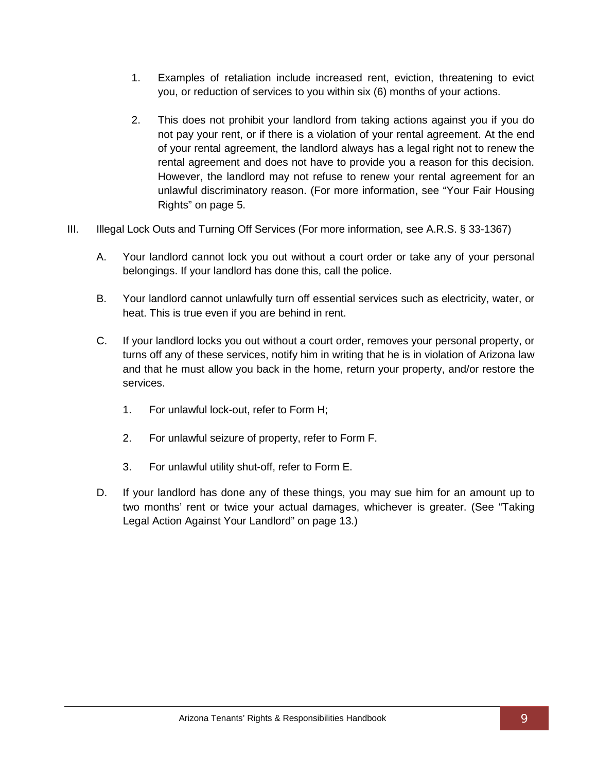1. Examples of retaliation include increased rent, eviction, threatening to evict you, or reduction of services to you within six (6) months of your actions.

2. This does not prohibit your landlord from taking actions against you if you do not pay your rent, or if there is a violation of your rental agreement. At the end of your rental agreement, the landlord always has a legal right not to renew the rental agreement and does not have to provide you a reason for this decision. However, the landlord may not refuse to renew your rental agreement for an unlawful discriminatory reason. (For more information, see "Your Fair Housing Rights" on page 5.

III. Illegal Lock Outs and Turning Off Services (For more information, see A.R.S. § 33-1367)

A. Your landlord cannot lock you out without a court order or take any of your personal belongings. If your landlord has done this, call the police.

B. Your landlord cannot unlawfully turn off essential services such as electricity, water, or heat. This is true even if you are behind in rent.

C. If your landlord locks you out without a court order, removes your personal property, or turns off any of these services, notify him in writing that he is in violation of Arizona law and that he must allow you back in the home, return your property, and/or restore the services.

1. For unlawful lock-out, refer to Form H;

2. For unlawful seizure of property, refer to Form F.

3. For unlawful utility shut-off, refer to Form E.

D. If your landlord has done any of these things, you may sue him for an amount up to two months' rent or twice your actual damages, whichever is greater. (See "Taking Legal Action Against Your Landlord" on page 13.)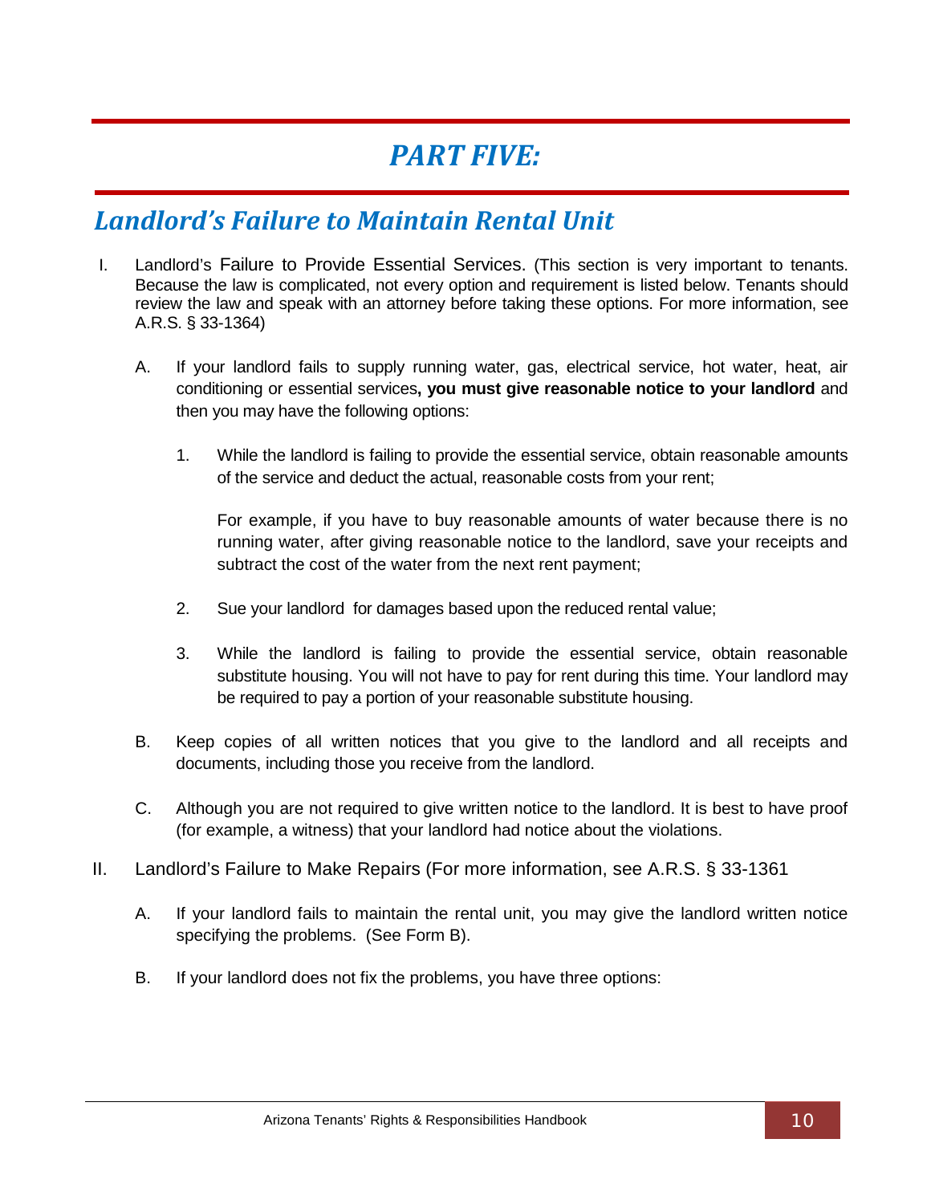# *PART FIVE:*

## *Landlord's Failure to Maintain Rental Unit*

I. Landlord's Failure to Provide Essential Services. (This section is very important to tenants. Because the law is complicated, not every option and requirement is listed below. Tenants should review the law and speak with an attorney before taking these options. For more information, see A.R.S. § 33-1364)

   A. If your landlord fails to supply running water, gas, electrical service, hot water, heat, air conditioning or essential services**, you must give reasonable notice to your landlord** and then you may have the following options:

      1. While the landlord is failing to provide the essential service, obtain reasonable amounts of the service and deduct the actual, reasonable costs from your rent;

         For example, if you have to buy reasonable amounts of water because there is no running water, after giving reasonable notice to the landlord, save your receipts and subtract the cost of the water from the next rent payment;

      2. Sue your landlord for damages based upon the reduced rental value;

      3. While the landlord is failing to provide the essential service, obtain reasonable substitute housing. You will not have to pay for rent during this time. Your landlord may be required to pay a portion of your reasonable substitute housing.

   B. Keep copies of all written notices that you give to the landlord and all receipts and documents, including those you receive from the landlord.

   C. Although you are not required to give written notice to the landlord. It is best to have proof (for example, a witness) that your landlord had notice about the violations.

II. Landlord's Failure to Make Repairs (For more information, see A.R.S. § 33-1361

   A. If your landlord fails to maintain the rental unit, you may give the landlord written notice specifying the problems. (See Form B).

   B. If your landlord does not fix the problems, you have three options: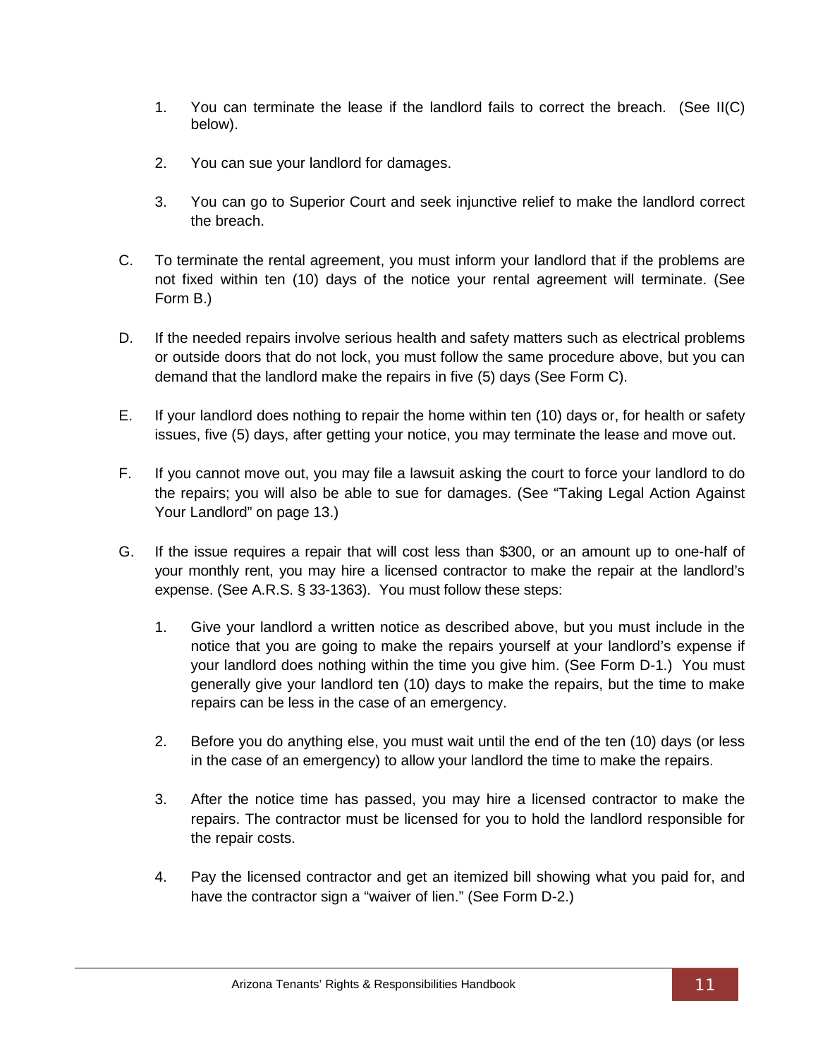1. You can terminate the lease if the landlord fails to correct the breach. (See II(C) below).

2. You can sue your landlord for damages.

3. You can go to Superior Court and seek injunctive relief to make the landlord correct the breach.

C. To terminate the rental agreement, you must inform your landlord that if the problems are not fixed within ten (10) days of the notice your rental agreement will terminate. (See Form B.)

D. If the needed repairs involve serious health and safety matters such as electrical problems or outside doors that do not lock, you must follow the same procedure above, but you can demand that the landlord make the repairs in five (5) days (See Form C).

E. If your landlord does nothing to repair the home within ten (10) days or, for health or safety issues, five (5) days, after getting your notice, you may terminate the lease and move out.

F. If you cannot move out, you may file a lawsuit asking the court to force your landlord to do the repairs; you will also be able to sue for damages. (See "Taking Legal Action Against Your Landlord" on page 13.)

G. If the issue requires a repair that will cost less than $300, or an amount up to one-half of your monthly rent, you may hire a licensed contractor to make the repair at the landlord's expense. (See A.R.S. § 33-1363). You must follow these steps:

   1. Give your landlord a written notice as described above, but you must include in the notice that you are going to make the repairs yourself at your landlord's expense if your landlord does nothing within the time you give him. (See Form D-1.) You must generally give your landlord ten (10) days to make the repairs, but the time to make repairs can be less in the case of an emergency.

   2. Before you do anything else, you must wait until the end of the ten (10) days (or less in the case of an emergency) to allow your landlord the time to make the repairs.

   3. After the notice time has passed, you may hire a licensed contractor to make the repairs. The contractor must be licensed for you to hold the landlord responsible for the repair costs.

   4. Pay the licensed contractor and get an itemized bill showing what you paid for, and have the contractor sign a "waiver of lien." (See Form D-2.)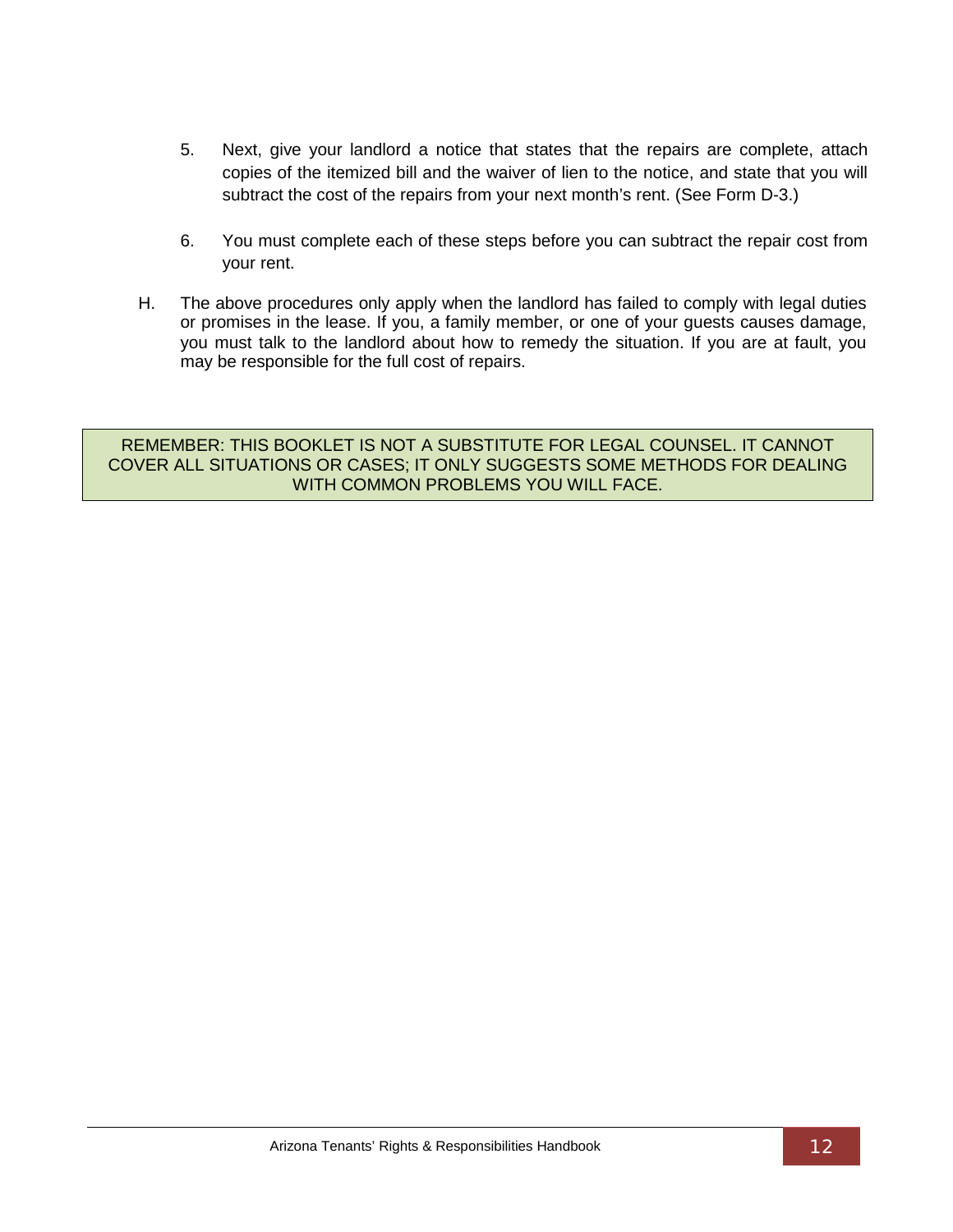5. Next, give your landlord a notice that states that the repairs are complete, attach copies of the itemized bill and the waiver of lien to the notice, and state that you will subtract the cost of the repairs from your next month's rent. (See Form D-3.)

6. You must complete each of these steps before you can subtract the repair cost from your rent.

H. The above procedures only apply when the landlord has failed to comply with legal duties or promises in the lease. If you, a family member, or one of your guests causes damage, you must talk to the landlord about how to remedy the situation. If you are at fault, you may be responsible for the full cost of repairs.

> REMEMBER: THIS BOOKLET IS NOT A SUBSTITUTE FOR LEGAL COUNSEL. IT CANNOT COVER ALL SITUATIONS OR CASES; IT ONLY SUGGESTS SOME METHODS FOR DEALING WITH COMMON PROBLEMS YOU WILL FACE.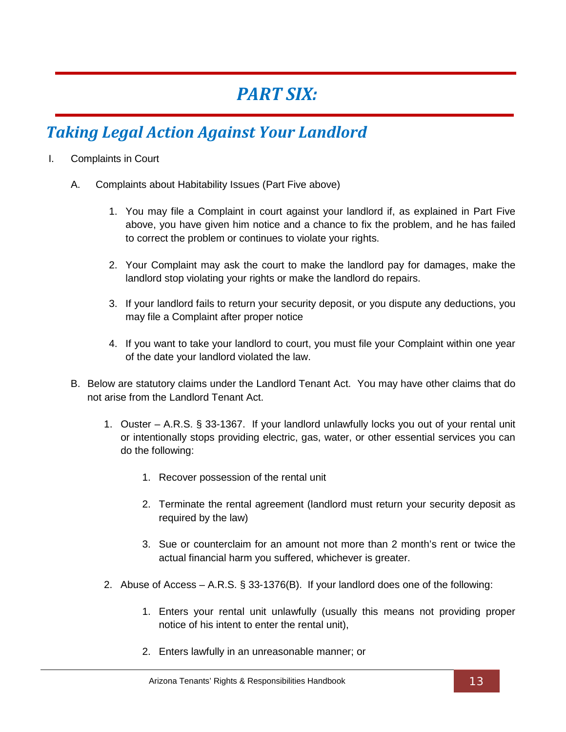# PART SIX:

## *Taking Legal Action Against Your Landlord*

I. Complaints in Court

  A. Complaints about Habitability Issues (Part Five above)

   1. You may file a Complaint in court against your landlord if, as explained in Part Five above, you have given him notice and a chance to fix the problem, and he has failed to correct the problem or continues to violate your rights.

   2. Your Complaint may ask the court to make the landlord pay for damages, make the landlord stop violating your rights or make the landlord do repairs.

   3. If your landlord fails to return your security deposit, or you dispute any deductions, you may file a Complaint after proper notice

   4. If you want to take your landlord to court, you must file your Complaint within one year of the date your landlord violated the law.

  B. Below are statutory claims under the Landlord Tenant Act. You may have other claims that do not arise from the Landlord Tenant Act.

   1. Ouster – A.R.S. § 33-1367. If your landlord unlawfully locks you out of your rental unit or intentionally stops providing electric, gas, water, or other essential services you can do the following:

    1. Recover possession of the rental unit

    2. Terminate the rental agreement (landlord must return your security deposit as required by the law)

    3. Sue or counterclaim for an amount not more than 2 month's rent or twice the actual financial harm you suffered, whichever is greater.

   2. Abuse of Access – A.R.S. § 33-1376(B). If your landlord does one of the following:

    1. Enters your rental unit unlawfully (usually this means not providing proper notice of his intent to enter the rental unit),

    2. Enters lawfully in an unreasonable manner; or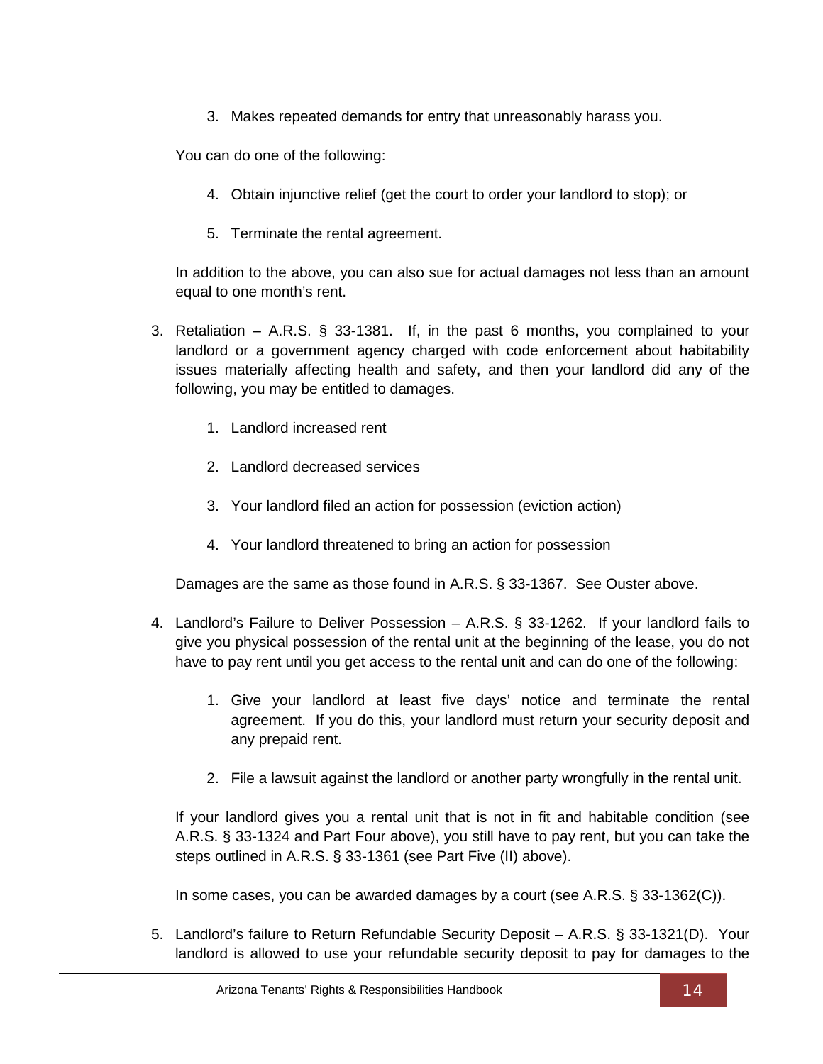3. Makes repeated demands for entry that unreasonably harass you.

You can do one of the following:

4. Obtain injunctive relief (get the court to order your landlord to stop); or

5. Terminate the rental agreement.

In addition to the above, you can also sue for actual damages not less than an amount equal to one month's rent.

3. Retaliation – A.R.S. § 33-1381. If, in the past 6 months, you complained to your landlord or a government agency charged with code enforcement about habitability issues materially affecting health and safety, and then your landlord did any of the following, you may be entitled to damages.

   1. Landlord increased rent

   2. Landlord decreased services

   3. Your landlord filed an action for possession (eviction action)

   4. Your landlord threatened to bring an action for possession

   Damages are the same as those found in A.R.S. § 33-1367. See Ouster above.

4. Landlord's Failure to Deliver Possession – A.R.S. § 33-1262. If your landlord fails to give you physical possession of the rental unit at the beginning of the lease, you do not have to pay rent until you get access to the rental unit and can do one of the following:

   1. Give your landlord at least five days' notice and terminate the rental agreement. If you do this, your landlord must return your security deposit and any prepaid rent.

   2. File a lawsuit against the landlord or another party wrongfully in the rental unit.

   If your landlord gives you a rental unit that is not in fit and habitable condition (see A.R.S. § 33-1324 and Part Four above), you still have to pay rent, but you can take the steps outlined in A.R.S. § 33-1361 (see Part Five (II) above).

   In some cases, you can be awarded damages by a court (see A.R.S. § 33-1362(C)).

5. Landlord's failure to Return Refundable Security Deposit – A.R.S. § 33-1321(D). Your landlord is allowed to use your refundable security deposit to pay for damages to the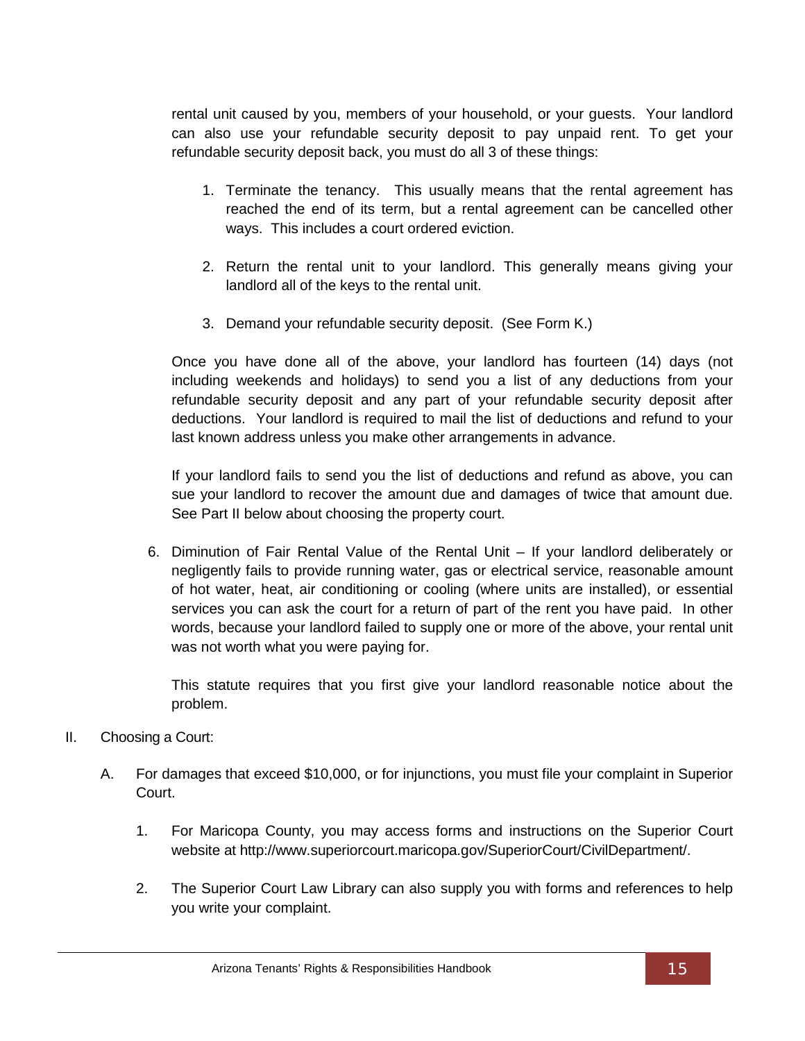rental unit caused by you, members of your household, or your guests. Your landlord can also use your refundable security deposit to pay unpaid rent. To get your refundable security deposit back, you must do all 3 of these things:

1. Terminate the tenancy. This usually means that the rental agreement has reached the end of its term, but a rental agreement can be cancelled other ways. This includes a court ordered eviction.

2. Return the rental unit to your landlord. This generally means giving your landlord all of the keys to the rental unit.

3. Demand your refundable security deposit. (See Form K.)

Once you have done all of the above, your landlord has fourteen (14) days (not including weekends and holidays) to send you a list of any deductions from your refundable security deposit and any part of your refundable security deposit after deductions. Your landlord is required to mail the list of deductions and refund to your last known address unless you make other arrangements in advance.

If your landlord fails to send you the list of deductions and refund as above, you can sue your landlord to recover the amount due and damages of twice that amount due. See Part II below about choosing the property court.

6. Diminution of Fair Rental Value of the Rental Unit – If your landlord deliberately or negligently fails to provide running water, gas or electrical service, reasonable amount of hot water, heat, air conditioning or cooling (where units are installed), or essential services you can ask the court for a return of part of the rent you have paid. In other words, because your landlord failed to supply one or more of the above, your rental unit was not worth what you were paying for.

   This statute requires that you first give your landlord reasonable notice about the problem.

II. Choosing a Court:

A. For damages that exceed $10,000, or for injunctions, you must file your complaint in Superior Court.

   1. For Maricopa County, you may access forms and instructions on the Superior Court website at http://www.superiorcourt.maricopa.gov/SuperiorCourt/CivilDepartment/.

   2. The Superior Court Law Library can also supply you with forms and references to help you write your complaint.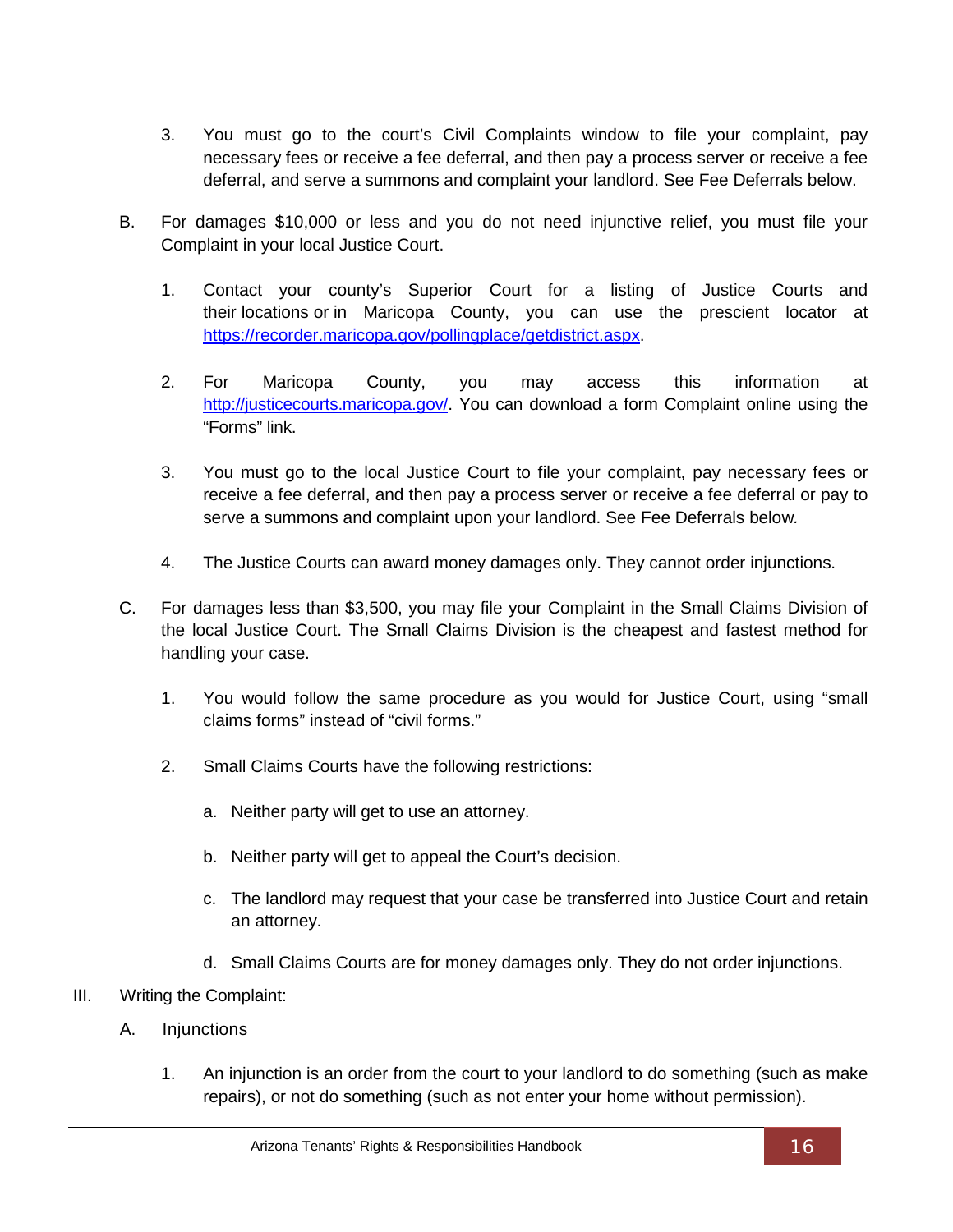3. You must go to the court's Civil Complaints window to file your complaint, pay necessary fees or receive a fee deferral, and then pay a process server or receive a fee deferral, and serve a summons and complaint your landlord. See Fee Deferrals below.

B. For damages $10,000 or less and you do not need injunctive relief, you must file your Complaint in your local Justice Court.

   1. Contact your county's Superior Court for a listing of Justice Courts and their locations or in Maricopa County, you can use the prescient locator at https://recorder.maricopa.gov/pollingplace/getdistrict.aspx.

   2. For Maricopa County, you may access this information at http://justicecourts.maricopa.gov/. You can download a form Complaint online using the "Forms" link.

   3. You must go to the local Justice Court to file your complaint, pay necessary fees or receive a fee deferral, and then pay a process server or receive a fee deferral or pay to serve a summons and complaint upon your landlord. See Fee Deferrals below.

   4. The Justice Courts can award money damages only. They cannot order injunctions.

C. For damages less than $3,500, you may file your Complaint in the Small Claims Division of the local Justice Court. The Small Claims Division is the cheapest and fastest method for handling your case.

   1. You would follow the same procedure as you would for Justice Court, using "small claims forms" instead of "civil forms."

   2. Small Claims Courts have the following restrictions:

      a. Neither party will get to use an attorney.

      b. Neither party will get to appeal the Court's decision.

      c. The landlord may request that your case be transferred into Justice Court and retain an attorney.

      d. Small Claims Courts are for money damages only. They do not order injunctions.

III. Writing the Complaint:

   A. Injunctions

      1. An injunction is an order from the court to your landlord to do something (such as make repairs), or not do something (such as not enter your home without permission).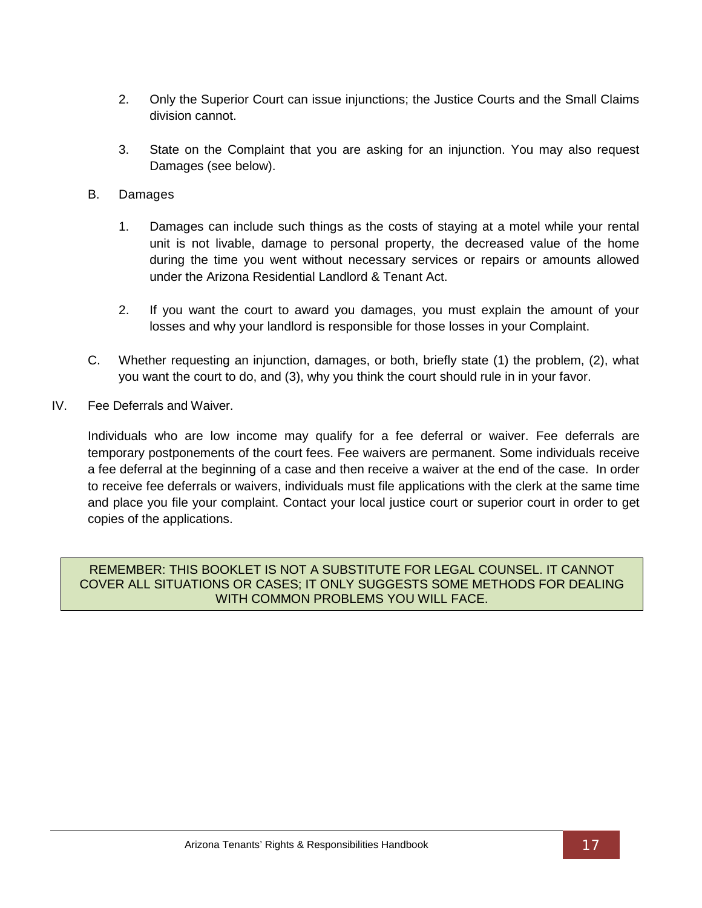2. Only the Superior Court can issue injunctions; the Justice Courts and the Small Claims division cannot.

3. State on the Complaint that you are asking for an injunction. You may also request Damages (see below).

B. Damages

1. Damages can include such things as the costs of staying at a motel while your rental unit is not livable, damage to personal property, the decreased value of the home during the time you went without necessary services or repairs or amounts allowed under the Arizona Residential Landlord & Tenant Act.

2. If you want the court to award you damages, you must explain the amount of your losses and why your landlord is responsible for those losses in your Complaint.

C. Whether requesting an injunction, damages, or both, briefly state (1) the problem, (2), what you want the court to do, and (3), why you think the court should rule in in your favor.

IV. Fee Deferrals and Waiver.

Individuals who are low income may qualify for a fee deferral or waiver. Fee deferrals are temporary postponements of the court fees. Fee waivers are permanent. Some individuals receive a fee deferral at the beginning of a case and then receive a waiver at the end of the case. In order to receive fee deferrals or waivers, individuals must file applications with the clerk at the same time and place you file your complaint. Contact your local justice court or superior court in order to get copies of the applications.

REMEMBER: THIS BOOKLET IS NOT A SUBSTITUTE FOR LEGAL COUNSEL. IT CANNOT COVER ALL SITUATIONS OR CASES; IT ONLY SUGGESTS SOME METHODS FOR DEALING WITH COMMON PROBLEMS YOU WILL FACE.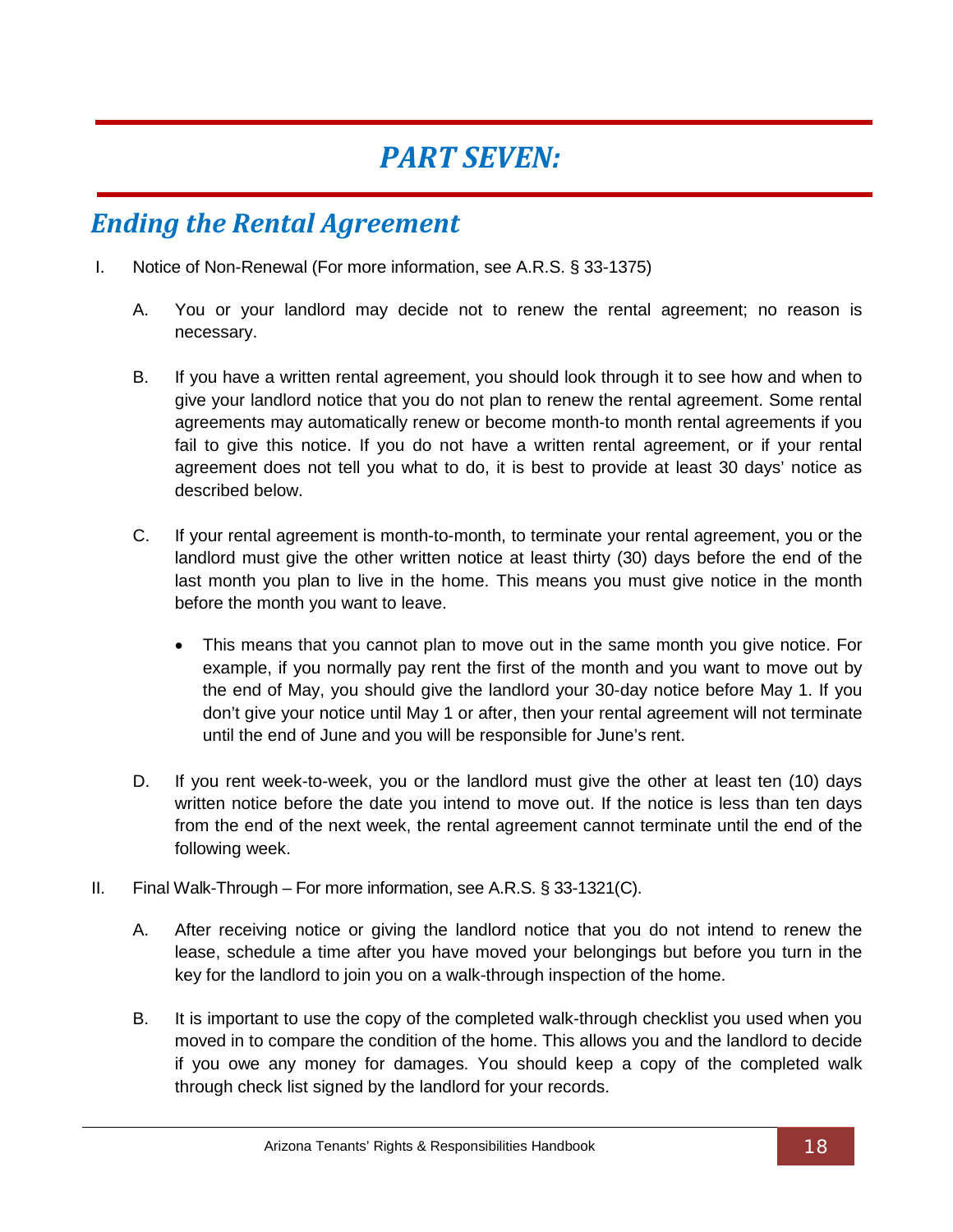# *PART SEVEN:*

## *Ending the Rental Agreement*

I. Notice of Non-Renewal (For more information, see A.R.S. § 33-1375)

   A. You or your landlord may decide not to renew the rental agreement; no reason is necessary.

   B. If you have a written rental agreement, you should look through it to see how and when to give your landlord notice that you do not plan to renew the rental agreement. Some rental agreements may automatically renew or become month-to month rental agreements if you fail to give this notice. If you do not have a written rental agreement, or if your rental agreement does not tell you what to do, it is best to provide at least 30 days' notice as described below.

   C. If your rental agreement is month-to-month, to terminate your rental agreement, you or the landlord must give the other written notice at least thirty (30) days before the end of the last month you plan to live in the home. This means you must give notice in the month before the month you want to leave.

   - This means that you cannot plan to move out in the same month you give notice. For example, if you normally pay rent the first of the month and you want to move out by the end of May, you should give the landlord your 30-day notice before May 1. If you don't give your notice until May 1 or after, then your rental agreement will not terminate until the end of June and you will be responsible for June's rent.

   D. If you rent week-to-week, you or the landlord must give the other at least ten (10) days written notice before the date you intend to move out. If the notice is less than ten days from the end of the next week, the rental agreement cannot terminate until the end of the following week.

II. Final Walk-Through – For more information, see A.R.S. § 33-1321(C).

   A. After receiving notice or giving the landlord notice that you do not intend to renew the lease, schedule a time after you have moved your belongings but before you turn in the key for the landlord to join you on a walk-through inspection of the home.

   B. It is important to use the copy of the completed walk-through checklist you used when you moved in to compare the condition of the home. This allows you and the landlord to decide if you owe any money for damages. You should keep a copy of the completed walk through check list signed by the landlord for your records.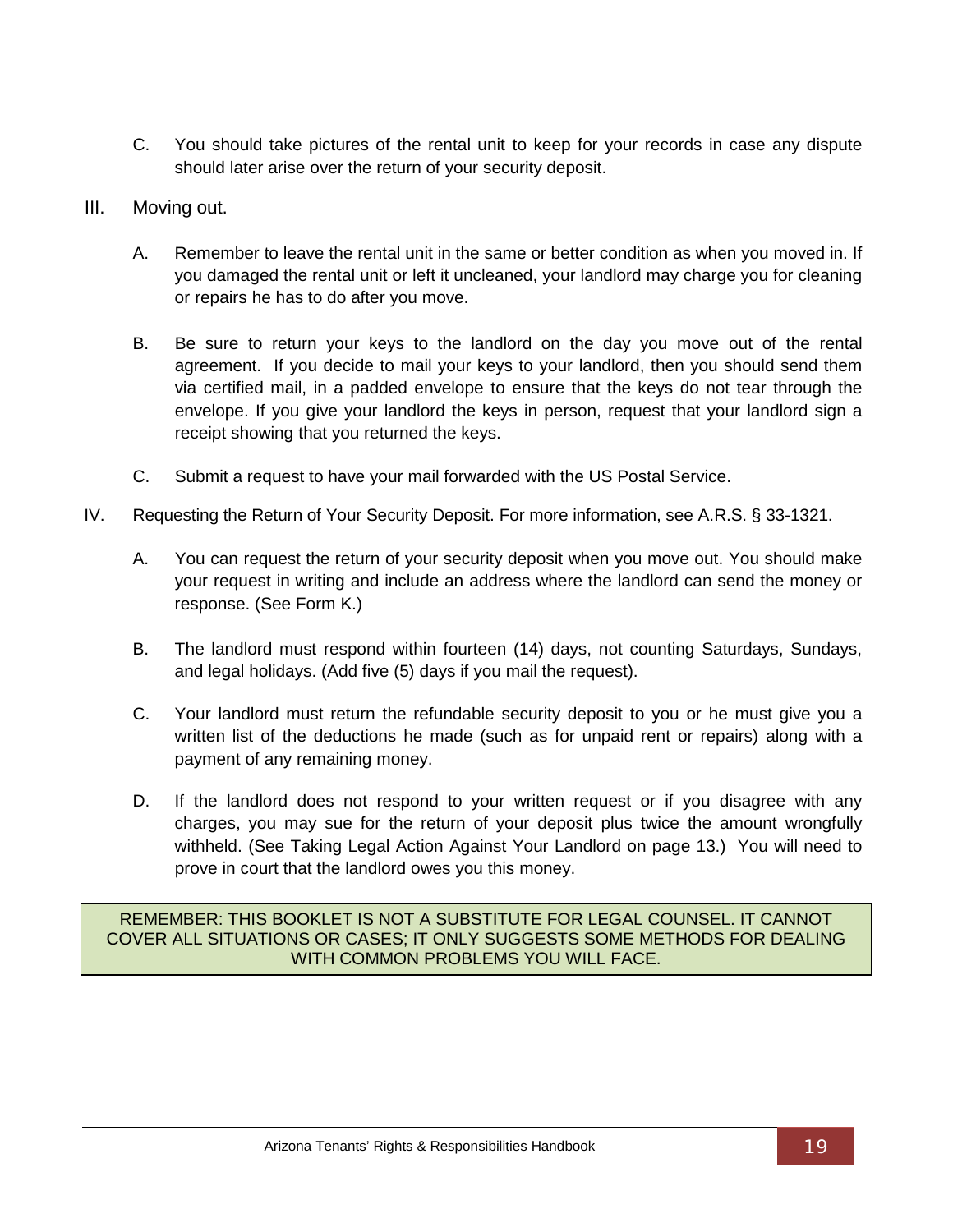C. You should take pictures of the rental unit to keep for your records in case any dispute should later arise over the return of your security deposit.

III. Moving out.

A. Remember to leave the rental unit in the same or better condition as when you moved in. If you damaged the rental unit or left it uncleaned, your landlord may charge you for cleaning or repairs he has to do after you move.

B. Be sure to return your keys to the landlord on the day you move out of the rental agreement. If you decide to mail your keys to your landlord, then you should send them via certified mail, in a padded envelope to ensure that the keys do not tear through the envelope. If you give your landlord the keys in person, request that your landlord sign a receipt showing that you returned the keys.

C. Submit a request to have your mail forwarded with the US Postal Service.

IV. Requesting the Return of Your Security Deposit. For more information, see A.R.S. § 33-1321.

A. You can request the return of your security deposit when you move out. You should make your request in writing and include an address where the landlord can send the money or response. (See Form K.)

B. The landlord must respond within fourteen (14) days, not counting Saturdays, Sundays, and legal holidays. (Add five (5) days if you mail the request).

C. Your landlord must return the refundable security deposit to you or he must give you a written list of the deductions he made (such as for unpaid rent or repairs) along with a payment of any remaining money.

D. If the landlord does not respond to your written request or if you disagree with any charges, you may sue for the return of your deposit plus twice the amount wrongfully withheld. (See Taking Legal Action Against Your Landlord on page 13.) You will need to prove in court that the landlord owes you this money.

REMEMBER: THIS BOOKLET IS NOT A SUBSTITUTE FOR LEGAL COUNSEL. IT CANNOT COVER ALL SITUATIONS OR CASES; IT ONLY SUGGESTS SOME METHODS FOR DEALING WITH COMMON PROBLEMS YOU WILL FACE.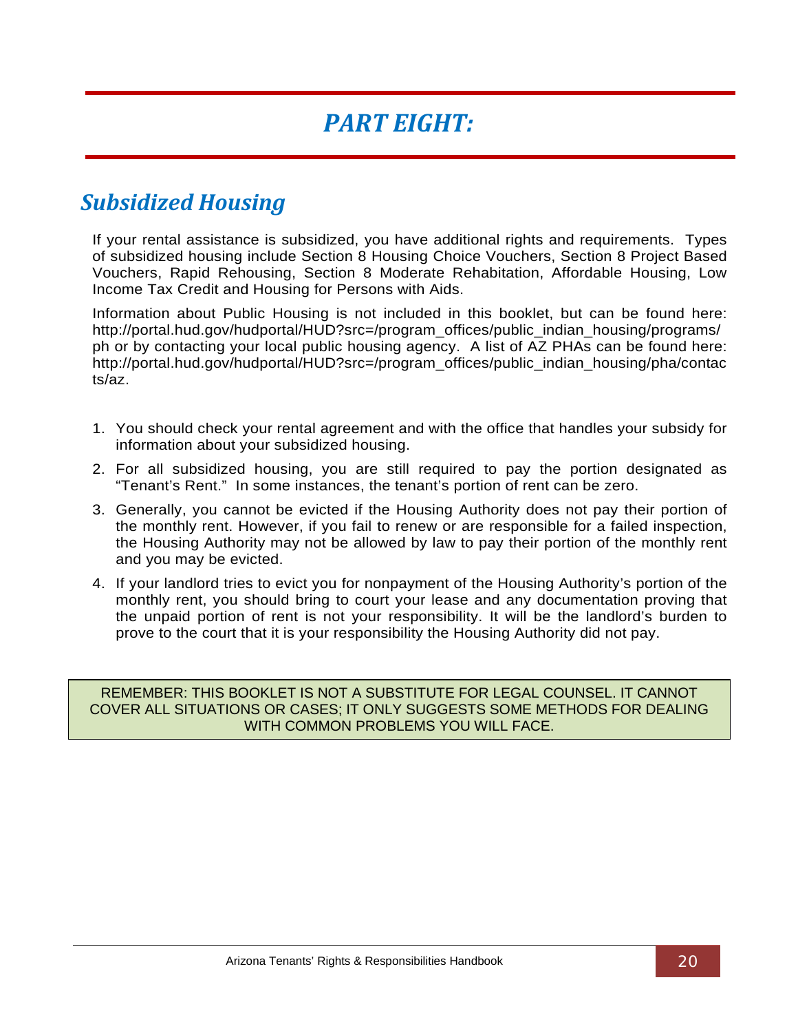# PART EIGHT:

## Subsidized Housing

If your rental assistance is subsidized, you have additional rights and requirements. Types of subsidized housing include Section 8 Housing Choice Vouchers, Section 8 Project Based Vouchers, Rapid Rehousing, Section 8 Moderate Rehabilitation, Affordable Housing, Low Income Tax Credit and Housing for Persons with Aids.

Information about Public Housing is not included in this booklet, but can be found here: http://portal.hud.gov/hudportal/HUD?src=/program_offices/public_indian_housing/programs/ph or by contacting your local public housing agency. A list of AZ PHAs can be found here: http://portal.hud.gov/hudportal/HUD?src=/program_offices/public_indian_housing/pha/contacts/az.

1. You should check your rental agreement and with the office that handles your subsidy for information about your subsidized housing.
2. For all subsidized housing, you are still required to pay the portion designated as "Tenant's Rent." In some instances, the tenant's portion of rent can be zero.
3. Generally, you cannot be evicted if the Housing Authority does not pay their portion of the monthly rent. However, if you fail to renew or are responsible for a failed inspection, the Housing Authority may not be allowed by law to pay their portion of the monthly rent and you may be evicted.
4. If your landlord tries to evict you for nonpayment of the Housing Authority's portion of the monthly rent, you should bring to court your lease and any documentation proving that the unpaid portion of rent is not your responsibility. It will be the landlord's burden to prove to the court that it is your responsibility the Housing Authority did not pay.

REMEMBER: THIS BOOKLET IS NOT A SUBSTITUTE FOR LEGAL COUNSEL. IT CANNOT COVER ALL SITUATIONS OR CASES; IT ONLY SUGGESTS SOME METHODS FOR DEALING WITH COMMON PROBLEMS YOU WILL FACE.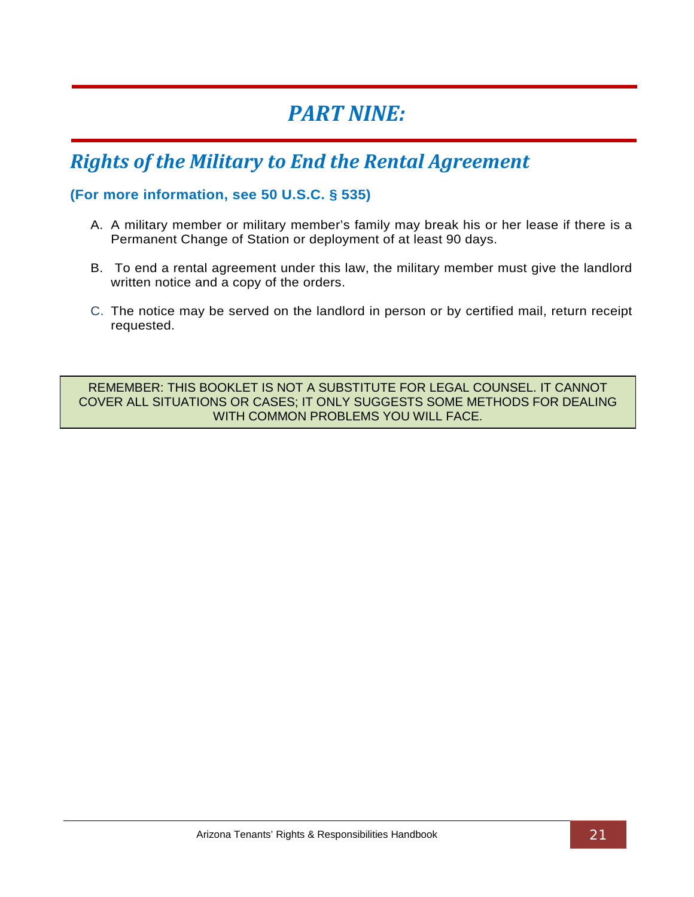# *PART NINE:*

## *Rights of the Military to End the Rental Agreement*

**(For more information, see 50 U.S.C. § 535)**

A. A military member or military member's family may break his or her lease if there is a Permanent Change of Station or deployment of at least 90 days.

B. To end a rental agreement under this law, the military member must give the landlord written notice and a copy of the orders.

C. The notice may be served on the landlord in person or by certified mail, return receipt requested.

REMEMBER: THIS BOOKLET IS NOT A SUBSTITUTE FOR LEGAL COUNSEL. IT CANNOT COVER ALL SITUATIONS OR CASES; IT ONLY SUGGESTS SOME METHODS FOR DEALING WITH COMMON PROBLEMS YOU WILL FACE.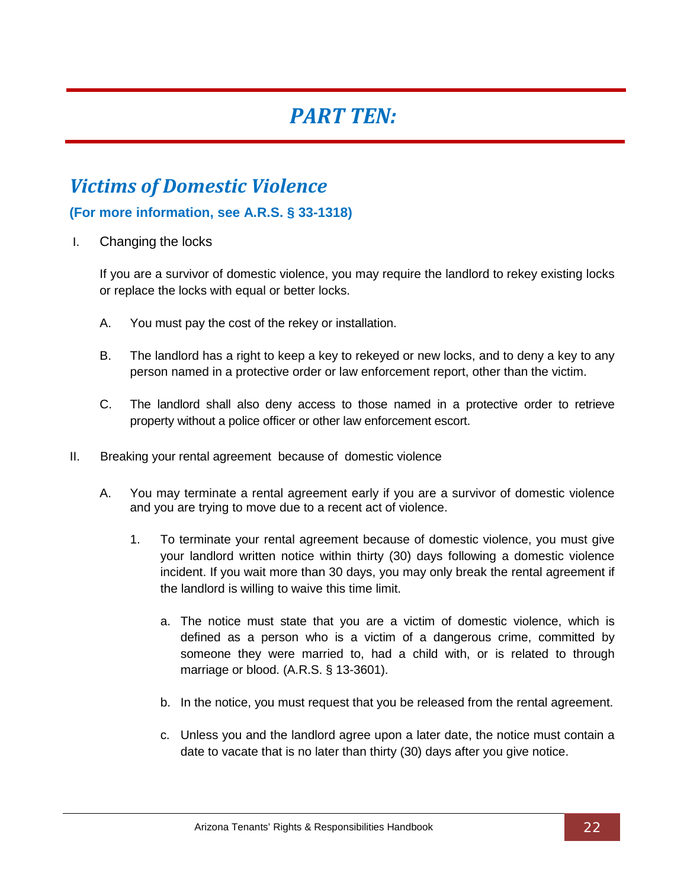# *PART TEN:*

## *Victims of Domestic Violence*

**(For more information, see A.R.S. § 33-1318)**

I. Changing the locks

If you are a survivor of domestic violence, you may require the landlord to rekey existing locks or replace the locks with equal or better locks.

A. You must pay the cost of the rekey or installation.

B. The landlord has a right to keep a key to rekeyed or new locks, and to deny a key to any person named in a protective order or law enforcement report, other than the victim.

C. The landlord shall also deny access to those named in a protective order to retrieve property without a police officer or other law enforcement escort.

II. Breaking your rental agreement because of domestic violence

A. You may terminate a rental agreement early if you are a survivor of domestic violence and you are trying to move due to a recent act of violence.

1. To terminate your rental agreement because of domestic violence, you must give your landlord written notice within thirty (30) days following a domestic violence incident. If you wait more than 30 days, you may only break the rental agreement if the landlord is willing to waive this time limit.

   a. The notice must state that you are a victim of domestic violence, which is defined as a person who is a victim of a dangerous crime, committed by someone they were married to, had a child with, or is related to through marriage or blood. (A.R.S. § 13-3601).

   b. In the notice, you must request that you be released from the rental agreement.

   c. Unless you and the landlord agree upon a later date, the notice must contain a date to vacate that is no later than thirty (30) days after you give notice.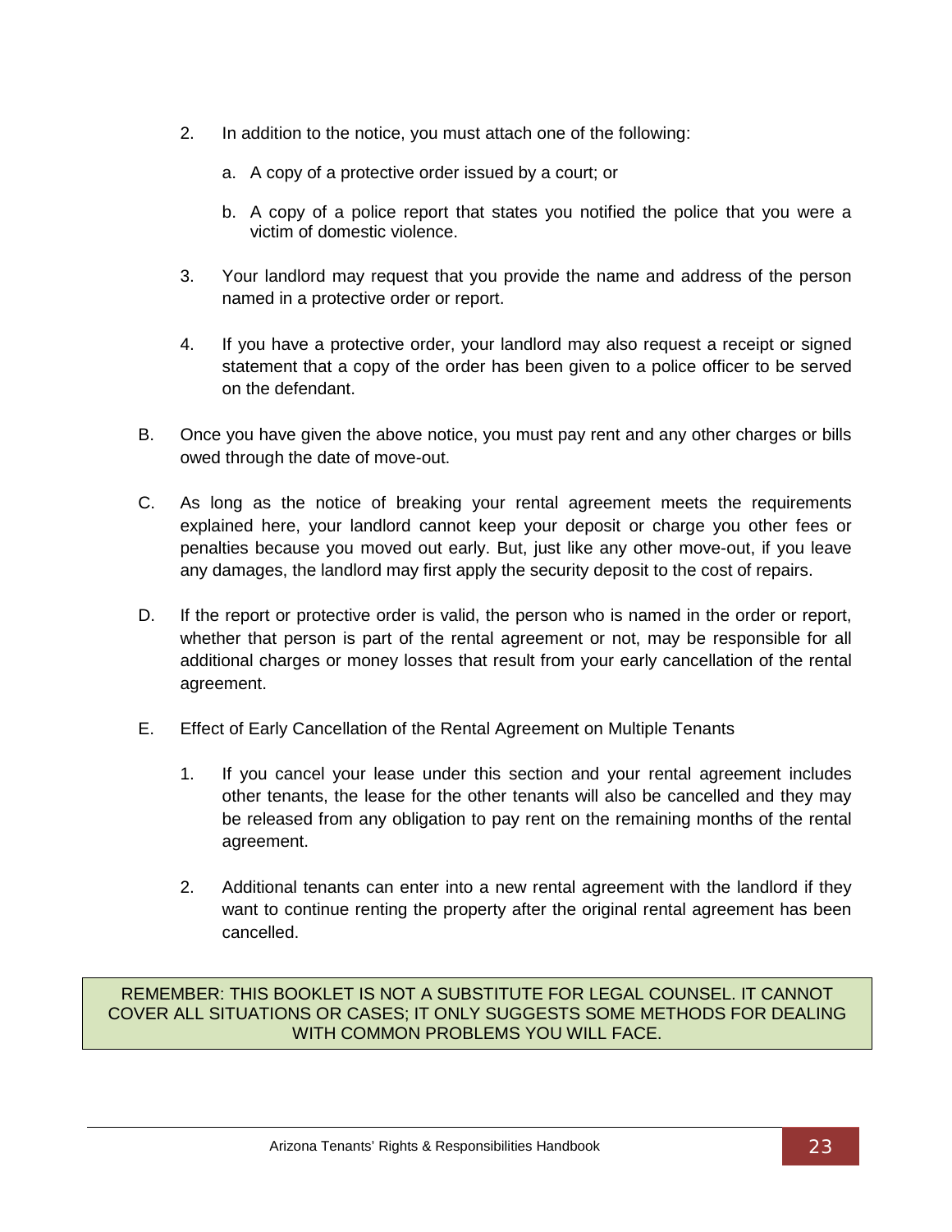2. In addition to the notice, you must attach one of the following:

    a. A copy of a protective order issued by a court; or

    b. A copy of a police report that states you notified the police that you were a victim of domestic violence.

3. Your landlord may request that you provide the name and address of the person named in a protective order or report.

4. If you have a protective order, your landlord may also request a receipt or signed statement that a copy of the order has been given to a police officer to be served on the defendant.

B. Once you have given the above notice, you must pay rent and any other charges or bills owed through the date of move-out.

C. As long as the notice of breaking your rental agreement meets the requirements explained here, your landlord cannot keep your deposit or charge you other fees or penalties because you moved out early. But, just like any other move-out, if you leave any damages, the landlord may first apply the security deposit to the cost of repairs.

D. If the report or protective order is valid, the person who is named in the order or report, whether that person is part of the rental agreement or not, may be responsible for all additional charges or money losses that result from your early cancellation of the rental agreement.

E. Effect of Early Cancellation of the Rental Agreement on Multiple Tenants

1. If you cancel your lease under this section and your rental agreement includes other tenants, the lease for the other tenants will also be cancelled and they may be released from any obligation to pay rent on the remaining months of the rental agreement.

2. Additional tenants can enter into a new rental agreement with the landlord if they want to continue renting the property after the original rental agreement has been cancelled.

REMEMBER: THIS BOOKLET IS NOT A SUBSTITUTE FOR LEGAL COUNSEL. IT CANNOT COVER ALL SITUATIONS OR CASES; IT ONLY SUGGESTS SOME METHODS FOR DEALING WITH COMMON PROBLEMS YOU WILL FACE.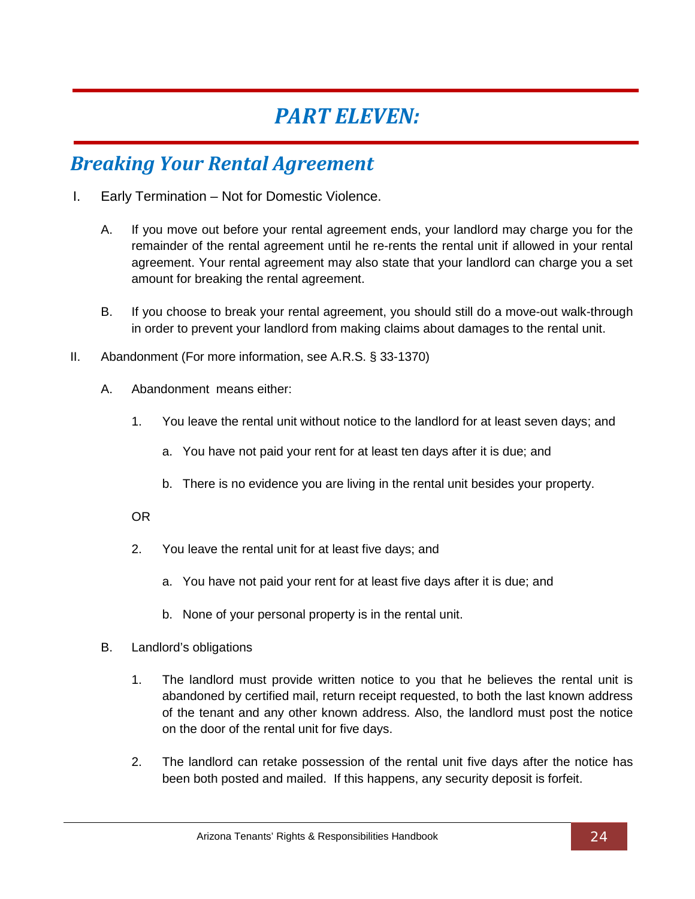# PART ELEVEN:

## Breaking Your Rental Agreement

I. Early Termination – Not for Domestic Violence.

A. If you move out before your rental agreement ends, your landlord may charge you for the remainder of the rental agreement until he re-rents the rental unit if allowed in your rental agreement. Your rental agreement may also state that your landlord can charge you a set amount for breaking the rental agreement.

B. If you choose to break your rental agreement, you should still do a move-out walk-through in order to prevent your landlord from making claims about damages to the rental unit.

II. Abandonment (For more information, see A.R.S. § 33-1370)

A. Abandonment means either:

1. You leave the rental unit without notice to the landlord for at least seven days; and

   a. You have not paid your rent for at least ten days after it is due; and

   b. There is no evidence you are living in the rental unit besides your property.

OR

2. You leave the rental unit for at least five days; and

   a. You have not paid your rent for at least five days after it is due; and

   b. None of your personal property is in the rental unit.

B. Landlord's obligations

1. The landlord must provide written notice to you that he believes the rental unit is abandoned by certified mail, return receipt requested, to both the last known address of the tenant and any other known address. Also, the landlord must post the notice on the door of the rental unit for five days.

2. The landlord can retake possession of the rental unit five days after the notice has been both posted and mailed. If this happens, any security deposit is forfeit.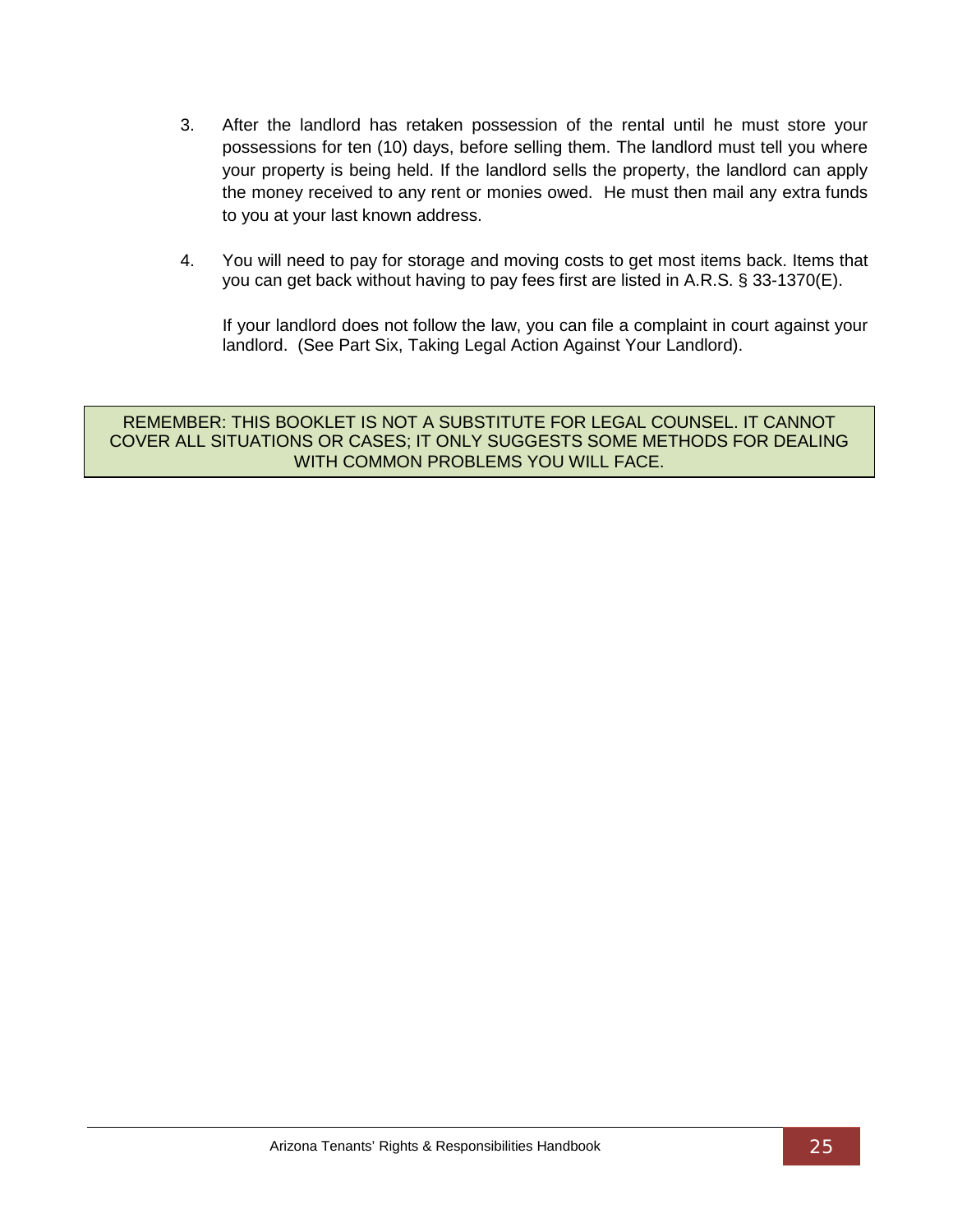3. After the landlord has retaken possession of the rental until he must store your possessions for ten (10) days, before selling them. The landlord must tell you where your property is being held. If the landlord sells the property, the landlord can apply the money received to any rent or monies owed. He must then mail any extra funds to you at your last known address.

4. You will need to pay for storage and moving costs to get most items back. Items that you can get back without having to pay fees first are listed in A.R.S. § 33-1370(E).

   If your landlord does not follow the law, you can file a complaint in court against your landlord. (See Part Six, Taking Legal Action Against Your Landlord).

> REMEMBER: THIS BOOKLET IS NOT A SUBSTITUTE FOR LEGAL COUNSEL. IT CANNOT COVER ALL SITUATIONS OR CASES; IT ONLY SUGGESTS SOME METHODS FOR DEALING WITH COMMON PROBLEMS YOU WILL FACE.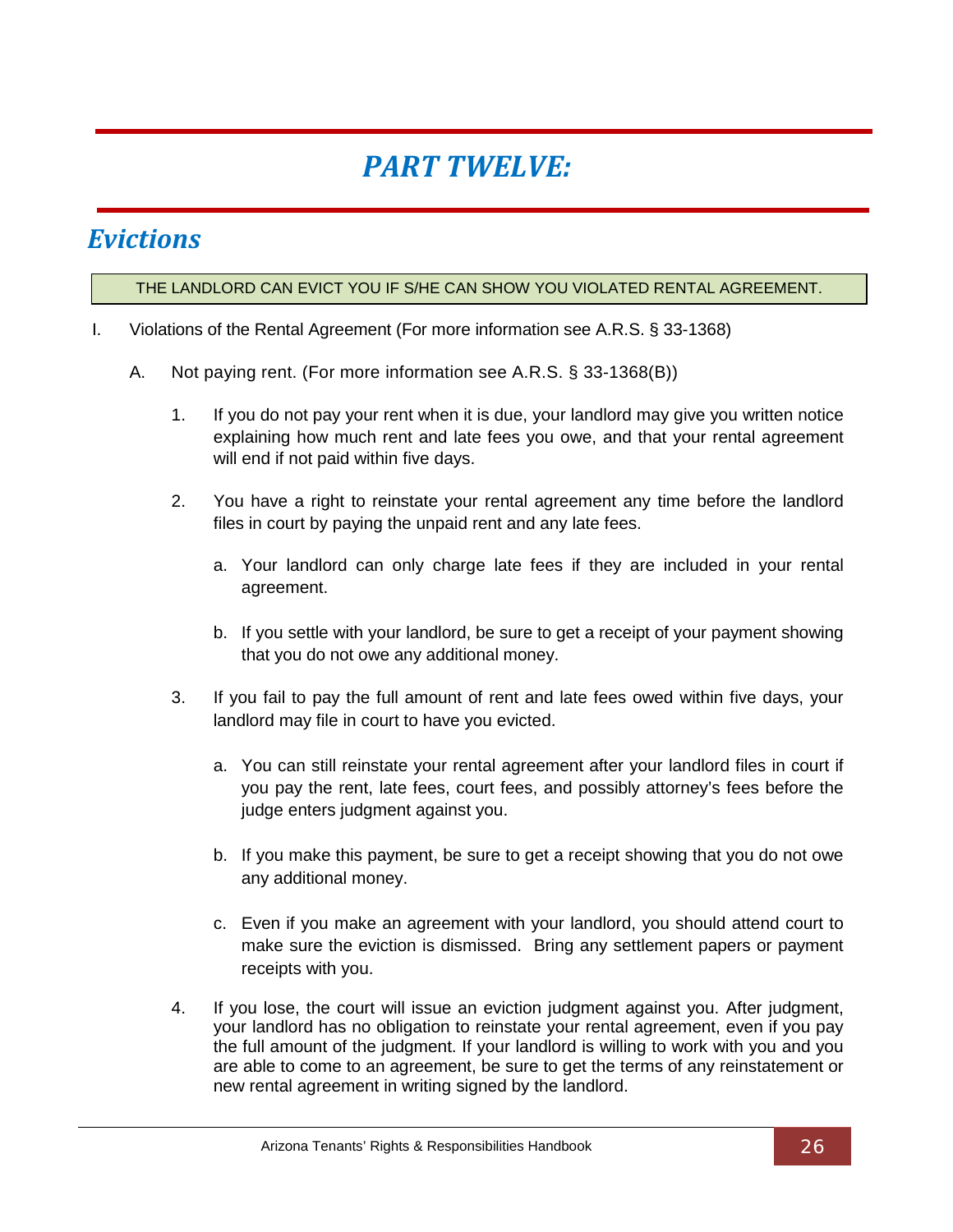# *PART TWELVE:*

## *Evictions*

THE LANDLORD CAN EVICT YOU IF S/HE CAN SHOW YOU VIOLATED RENTAL AGREEMENT.

I. Violations of the Rental Agreement (For more information see A.R.S. § 33-1368)

  A. Not paying rent. (For more information see A.R.S. § 33-1368(B))

    1. If you do not pay your rent when it is due, your landlord may give you written notice explaining how much rent and late fees you owe, and that your rental agreement will end if not paid within five days.

    2. You have a right to reinstate your rental agreement any time before the landlord files in court by paying the unpaid rent and any late fees.

      a. Your landlord can only charge late fees if they are included in your rental agreement.

      b. If you settle with your landlord, be sure to get a receipt of your payment showing that you do not owe any additional money.

    3. If you fail to pay the full amount of rent and late fees owed within five days, your landlord may file in court to have you evicted.

      a. You can still reinstate your rental agreement after your landlord files in court if you pay the rent, late fees, court fees, and possibly attorney's fees before the judge enters judgment against you.

      b. If you make this payment, be sure to get a receipt showing that you do not owe any additional money.

      c. Even if you make an agreement with your landlord, you should attend court to make sure the eviction is dismissed. Bring any settlement papers or payment receipts with you.

    4. If you lose, the court will issue an eviction judgment against you. After judgment, your landlord has no obligation to reinstate your rental agreement, even if you pay the full amount of the judgment. If your landlord is willing to work with you and you are able to come to an agreement, be sure to get the terms of any reinstatement or new rental agreement in writing signed by the landlord.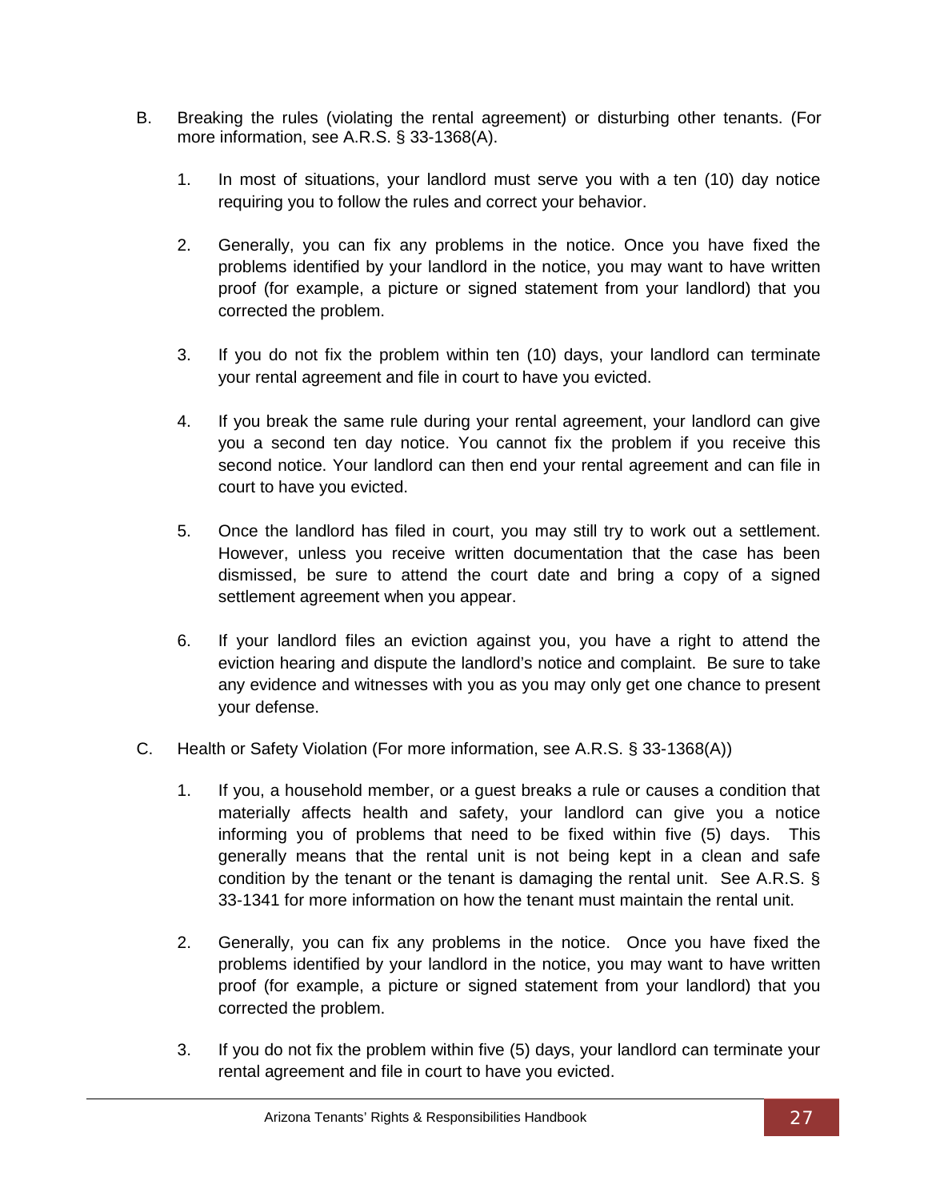B. Breaking the rules (violating the rental agreement) or disturbing other tenants. (For more information, see A.R.S. § 33-1368(A).

1. In most of situations, your landlord must serve you with a ten (10) day notice requiring you to follow the rules and correct your behavior.

2. Generally, you can fix any problems in the notice. Once you have fixed the problems identified by your landlord in the notice, you may want to have written proof (for example, a picture or signed statement from your landlord) that you corrected the problem.

3. If you do not fix the problem within ten (10) days, your landlord can terminate your rental agreement and file in court to have you evicted.

4. If you break the same rule during your rental agreement, your landlord can give you a second ten day notice. You cannot fix the problem if you receive this second notice. Your landlord can then end your rental agreement and can file in court to have you evicted.

5. Once the landlord has filed in court, you may still try to work out a settlement. However, unless you receive written documentation that the case has been dismissed, be sure to attend the court date and bring a copy of a signed settlement agreement when you appear.

6. If your landlord files an eviction against you, you have a right to attend the eviction hearing and dispute the landlord's notice and complaint. Be sure to take any evidence and witnesses with you as you may only get one chance to present your defense.

C. Health or Safety Violation (For more information, see A.R.S. § 33-1368(A))

1. If you, a household member, or a guest breaks a rule or causes a condition that materially affects health and safety, your landlord can give you a notice informing you of problems that need to be fixed within five (5) days. This generally means that the rental unit is not being kept in a clean and safe condition by the tenant or the tenant is damaging the rental unit. See A.R.S. § 33-1341 for more information on how the tenant must maintain the rental unit.

2. Generally, you can fix any problems in the notice. Once you have fixed the problems identified by your landlord in the notice, you may want to have written proof (for example, a picture or signed statement from your landlord) that you corrected the problem.

3. If you do not fix the problem within five (5) days, your landlord can terminate your rental agreement and file in court to have you evicted.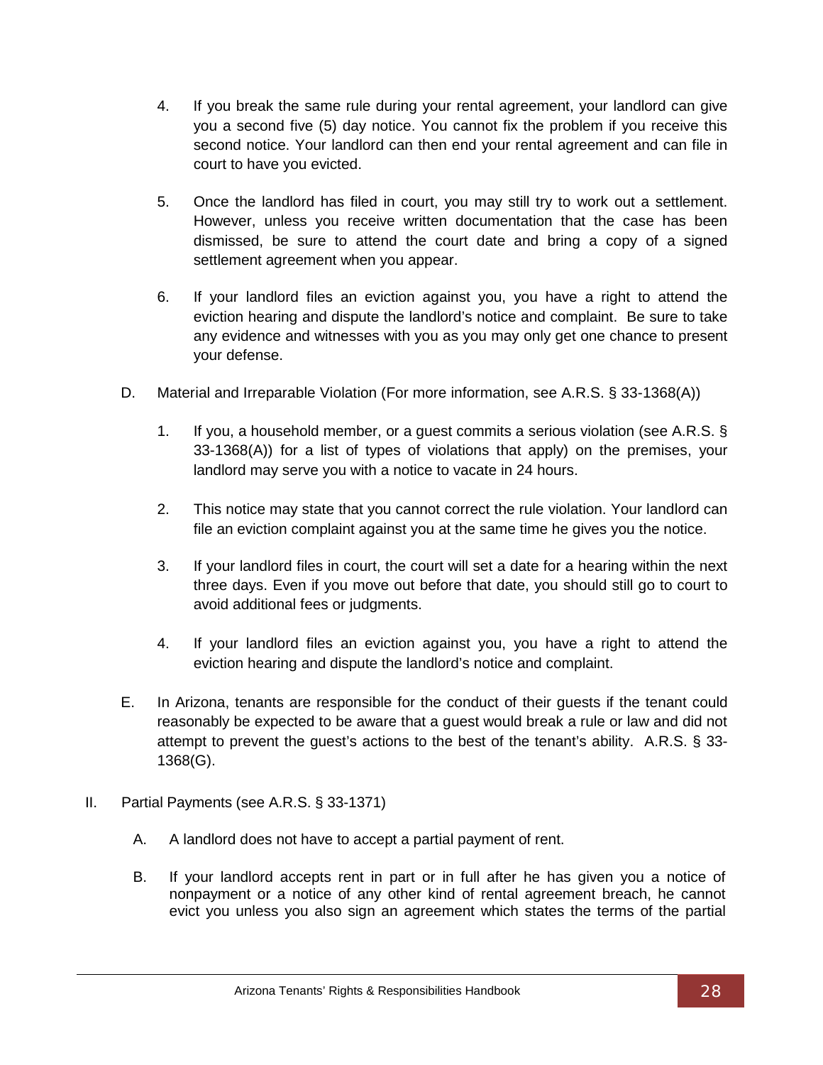4. If you break the same rule during your rental agreement, your landlord can give you a second five (5) day notice. You cannot fix the problem if you receive this second notice. Your landlord can then end your rental agreement and can file in court to have you evicted.

5. Once the landlord has filed in court, you may still try to work out a settlement. However, unless you receive written documentation that the case has been dismissed, be sure to attend the court date and bring a copy of a signed settlement agreement when you appear.

6. If your landlord files an eviction against you, you have a right to attend the eviction hearing and dispute the landlord's notice and complaint. Be sure to take any evidence and witnesses with you as you may only get one chance to present your defense.

D. Material and Irreparable Violation (For more information, see A.R.S. § 33-1368(A))

1. If you, a household member, or a guest commits a serious violation (see A.R.S. § 33-1368(A)) for a list of types of violations that apply) on the premises, your landlord may serve you with a notice to vacate in 24 hours.

2. This notice may state that you cannot correct the rule violation. Your landlord can file an eviction complaint against you at the same time he gives you the notice.

3. If your landlord files in court, the court will set a date for a hearing within the next three days. Even if you move out before that date, you should still go to court to avoid additional fees or judgments.

4. If your landlord files an eviction against you, you have a right to attend the eviction hearing and dispute the landlord's notice and complaint.

E. In Arizona, tenants are responsible for the conduct of their guests if the tenant could reasonably be expected to be aware that a guest would break a rule or law and did not attempt to prevent the guest's actions to the best of the tenant's ability. A.R.S. § 33-1368(G).

II. Partial Payments (see A.R.S. § 33-1371)

A. A landlord does not have to accept a partial payment of rent.

B. If your landlord accepts rent in part or in full after he has given you a notice of nonpayment or a notice of any other kind of rental agreement breach, he cannot evict you unless you also sign an agreement which states the terms of the partial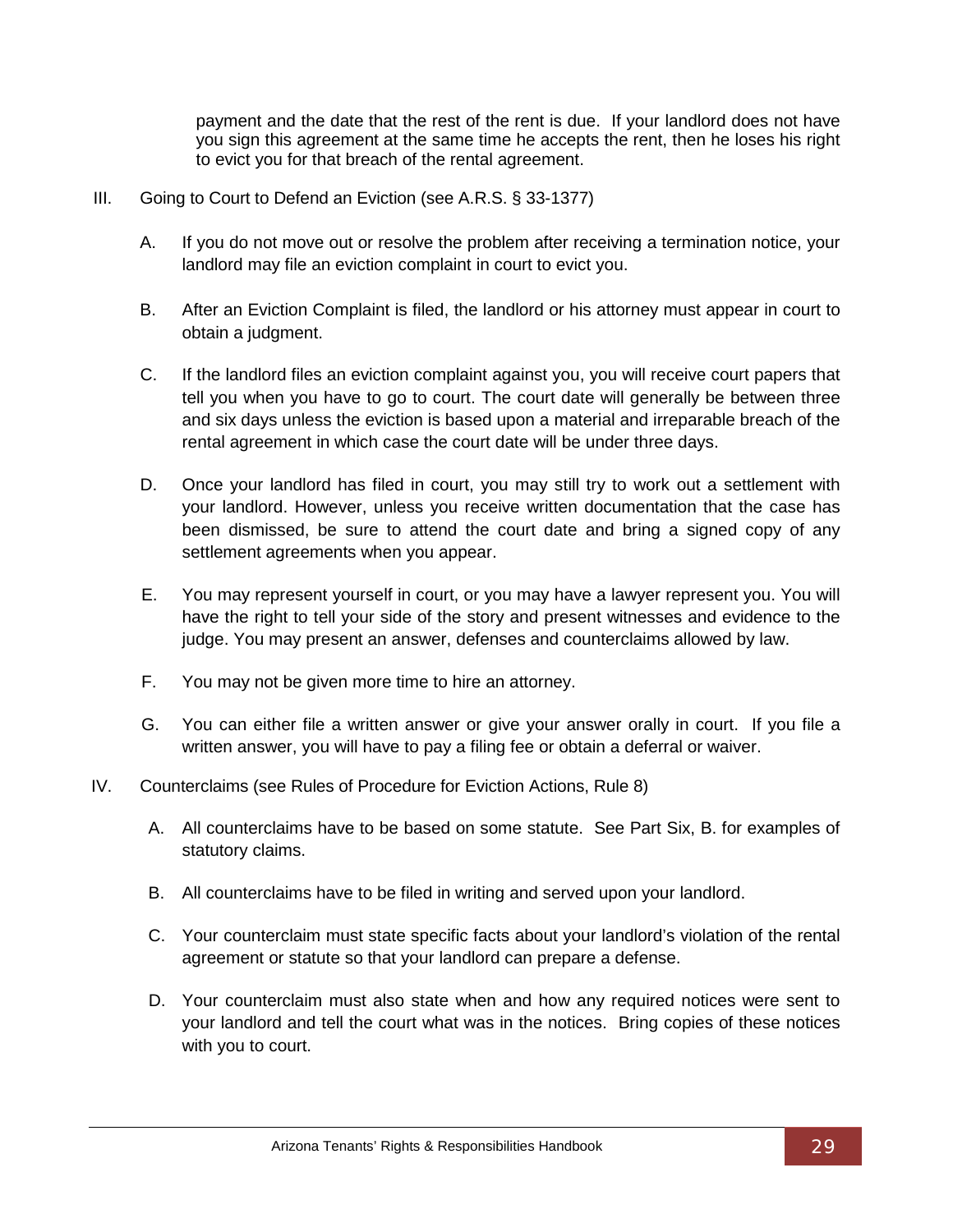payment and the date that the rest of the rent is due. If your landlord does not have you sign this agreement at the same time he accepts the rent, then he loses his right to evict you for that breach of the rental agreement.

III. Going to Court to Defend an Eviction (see A.R.S. § 33-1377)

A. If you do not move out or resolve the problem after receiving a termination notice, your landlord may file an eviction complaint in court to evict you.

B. After an Eviction Complaint is filed, the landlord or his attorney must appear in court to obtain a judgment.

C. If the landlord files an eviction complaint against you, you will receive court papers that tell you when you have to go to court. The court date will generally be between three and six days unless the eviction is based upon a material and irreparable breach of the rental agreement in which case the court date will be under three days.

D. Once your landlord has filed in court, you may still try to work out a settlement with your landlord. However, unless you receive written documentation that the case has been dismissed, be sure to attend the court date and bring a signed copy of any settlement agreements when you appear.

E. You may represent yourself in court, or you may have a lawyer represent you. You will have the right to tell your side of the story and present witnesses and evidence to the judge. You may present an answer, defenses and counterclaims allowed by law.

F. You may not be given more time to hire an attorney.

G. You can either file a written answer or give your answer orally in court. If you file a written answer, you will have to pay a filing fee or obtain a deferral or waiver.

IV. Counterclaims (see Rules of Procedure for Eviction Actions, Rule 8)

A. All counterclaims have to be based on some statute. See Part Six, B. for examples of statutory claims.

B. All counterclaims have to be filed in writing and served upon your landlord.

C. Your counterclaim must state specific facts about your landlord's violation of the rental agreement or statute so that your landlord can prepare a defense.

D. Your counterclaim must also state when and how any required notices were sent to your landlord and tell the court what was in the notices. Bring copies of these notices with you to court.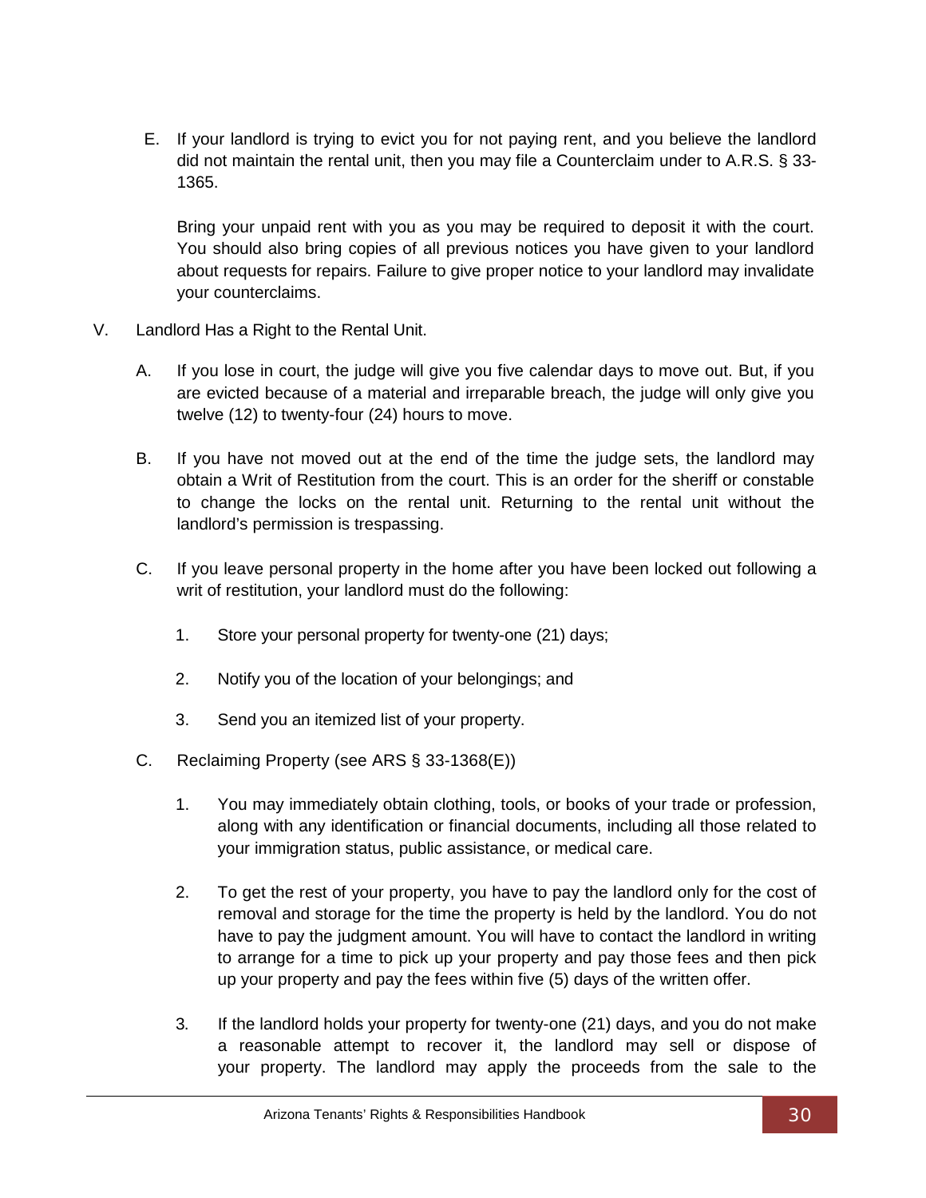E. If your landlord is trying to evict you for not paying rent, and you believe the landlord did not maintain the rental unit, then you may file a Counterclaim under to A.R.S. § 33-1365.

   Bring your unpaid rent with you as you may be required to deposit it with the court. You should also bring copies of all previous notices you have given to your landlord about requests for repairs. Failure to give proper notice to your landlord may invalidate your counterclaims.

V. Landlord Has a Right to the Rental Unit.

   A. If you lose in court, the judge will give you five calendar days to move out. But, if you are evicted because of a material and irreparable breach, the judge will only give you twelve (12) to twenty-four (24) hours to move.

   B. If you have not moved out at the end of the time the judge sets, the landlord may obtain a Writ of Restitution from the court. This is an order for the sheriff or constable to change the locks on the rental unit. Returning to the rental unit without the landlord's permission is trespassing.

   C. If you leave personal property in the home after you have been locked out following a writ of restitution, your landlord must do the following:

      1. Store your personal property for twenty-one (21) days;

      2. Notify you of the location of your belongings; and

      3. Send you an itemized list of your property.

   C. Reclaiming Property (see ARS § 33-1368(E))

      1. You may immediately obtain clothing, tools, or books of your trade or profession, along with any identification or financial documents, including all those related to your immigration status, public assistance, or medical care.

      2. To get the rest of your property, you have to pay the landlord only for the cost of removal and storage for the time the property is held by the landlord. You do not have to pay the judgment amount. You will have to contact the landlord in writing to arrange for a time to pick up your property and pay those fees and then pick up your property and pay the fees within five (5) days of the written offer.

      3. If the landlord holds your property for twenty-one (21) days, and you do not make a reasonable attempt to recover it, the landlord may sell or dispose of your property. The landlord may apply the proceeds from the sale to the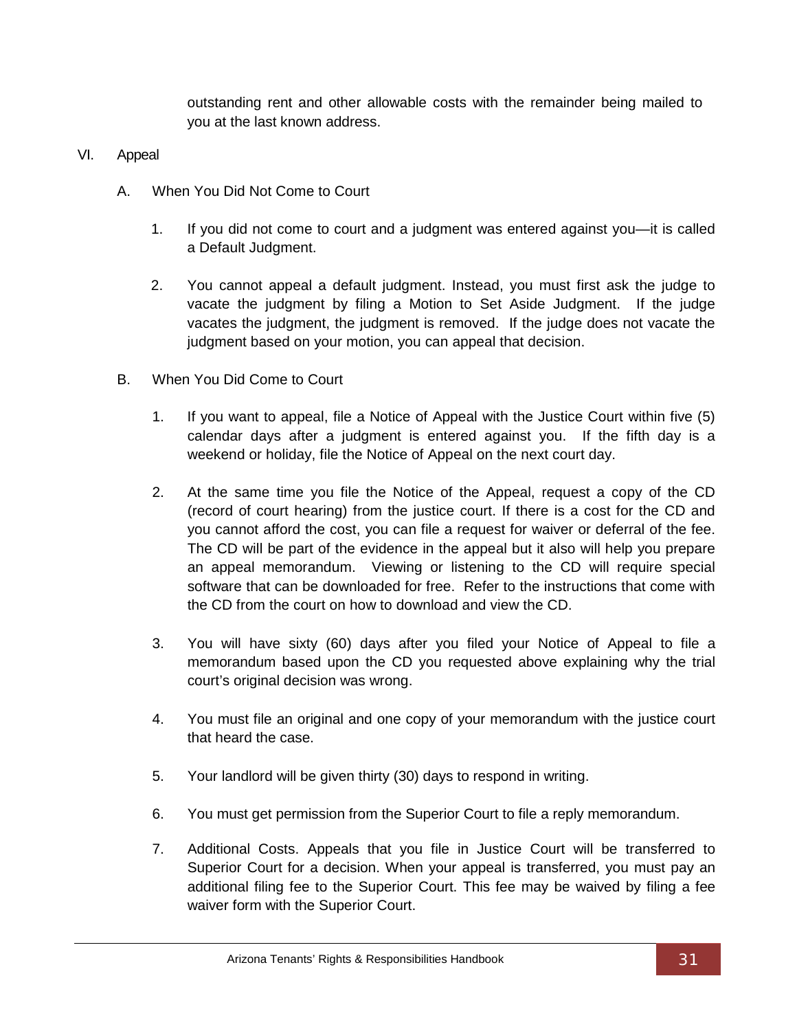outstanding rent and other allowable costs with the remainder being mailed to you at the last known address.

## VI. Appeal

### A. When You Did Not Come to Court

1. If you did not come to court and a judgment was entered against you—it is called a Default Judgment.

2. You cannot appeal a default judgment. Instead, you must first ask the judge to vacate the judgment by filing a Motion to Set Aside Judgment. If the judge vacates the judgment, the judgment is removed. If the judge does not vacate the judgment based on your motion, you can appeal that decision.

### B. When You Did Come to Court

1. If you want to appeal, file a Notice of Appeal with the Justice Court within five (5) calendar days after a judgment is entered against you. If the fifth day is a weekend or holiday, file the Notice of Appeal on the next court day.

2. At the same time you file the Notice of the Appeal, request a copy of the CD (record of court hearing) from the justice court. If there is a cost for the CD and you cannot afford the cost, you can file a request for waiver or deferral of the fee. The CD will be part of the evidence in the appeal but it also will help you prepare an appeal memorandum. Viewing or listening to the CD will require special software that can be downloaded for free. Refer to the instructions that come with the CD from the court on how to download and view the CD.

3. You will have sixty (60) days after you filed your Notice of Appeal to file a memorandum based upon the CD you requested above explaining why the trial court's original decision was wrong.

4. You must file an original and one copy of your memorandum with the justice court that heard the case.

5. Your landlord will be given thirty (30) days to respond in writing.

6. You must get permission from the Superior Court to file a reply memorandum.

7. Additional Costs. Appeals that you file in Justice Court will be transferred to Superior Court for a decision. When your appeal is transferred, you must pay an additional filing fee to the Superior Court. This fee may be waived by filing a fee waiver form with the Superior Court.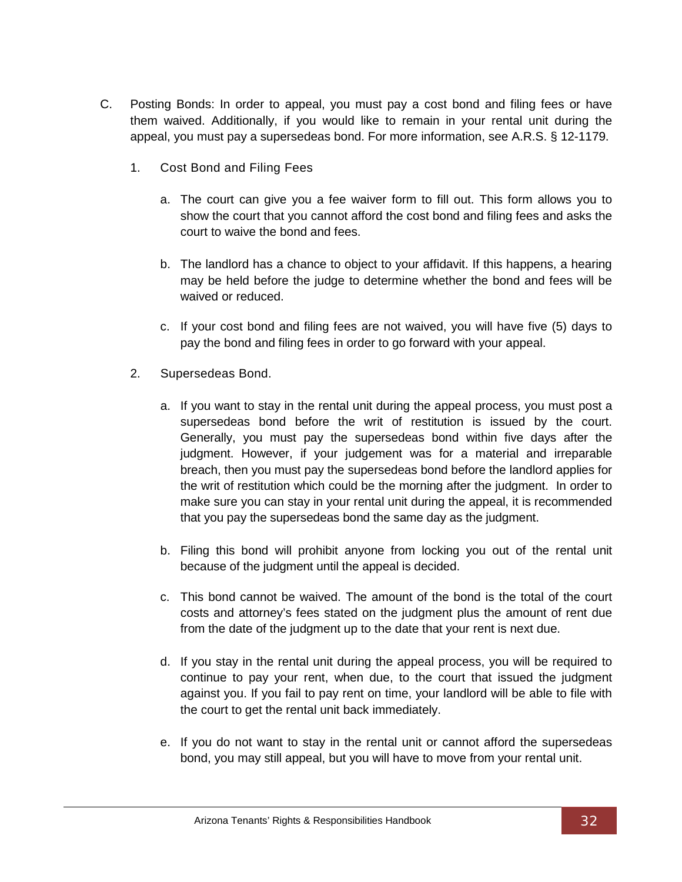C. Posting Bonds: In order to appeal, you must pay a cost bond and filing fees or have them waived. Additionally, if you would like to remain in your rental unit during the appeal, you must pay a supersedeas bond. For more information, see A.R.S. § 12-1179.

1. Cost Bond and Filing Fees

    a. The court can give you a fee waiver form to fill out. This form allows you to show the court that you cannot afford the cost bond and filing fees and asks the court to waive the bond and fees.

    b. The landlord has a chance to object to your affidavit. If this happens, a hearing may be held before the judge to determine whether the bond and fees will be waived or reduced.

    c. If your cost bond and filing fees are not waived, you will have five (5) days to pay the bond and filing fees in order to go forward with your appeal.

2. Supersedeas Bond.

    a. If you want to stay in the rental unit during the appeal process, you must post a supersedeas bond before the writ of restitution is issued by the court. Generally, you must pay the supersedeas bond within five days after the judgment. However, if your judgement was for a material and irreparable breach, then you must pay the supersedeas bond before the landlord applies for the writ of restitution which could be the morning after the judgment. In order to make sure you can stay in your rental unit during the appeal, it is recommended that you pay the supersedeas bond the same day as the judgment.

    b. Filing this bond will prohibit anyone from locking you out of the rental unit because of the judgment until the appeal is decided.

    c. This bond cannot be waived. The amount of the bond is the total of the court costs and attorney's fees stated on the judgment plus the amount of rent due from the date of the judgment up to the date that your rent is next due.

    d. If you stay in the rental unit during the appeal process, you will be required to continue to pay your rent, when due, to the court that issued the judgment against you. If you fail to pay rent on time, your landlord will be able to file with the court to get the rental unit back immediately.

    e. If you do not want to stay in the rental unit or cannot afford the supersedeas bond, you may still appeal, but you will have to move from your rental unit.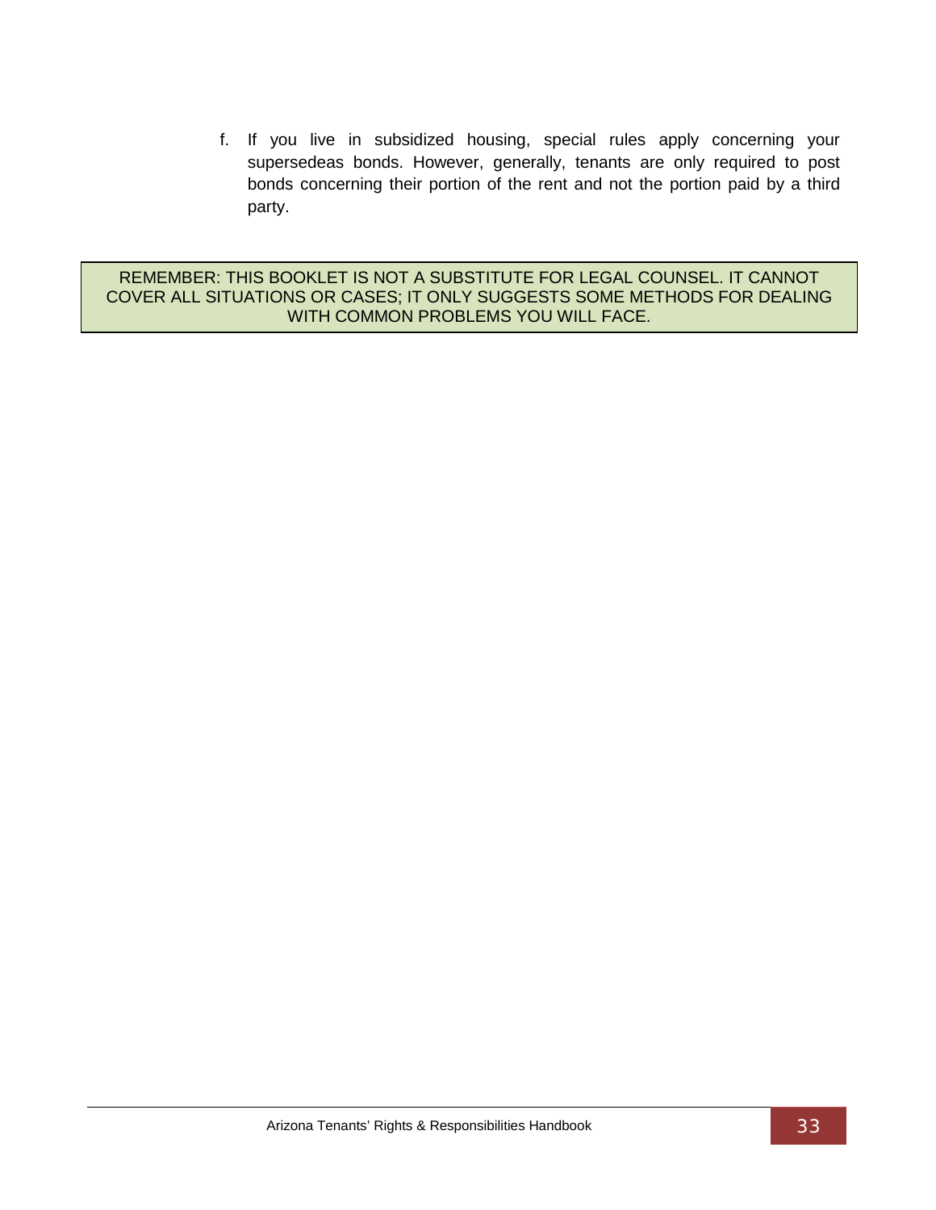f. If you live in subsidized housing, special rules apply concerning your supersedeas bonds. However, generally, tenants are only required to post bonds concerning their portion of the rent and not the portion paid by a third party.

REMEMBER: THIS BOOKLET IS NOT A SUBSTITUTE FOR LEGAL COUNSEL. IT CANNOT COVER ALL SITUATIONS OR CASES; IT ONLY SUGGESTS SOME METHODS FOR DEALING WITH COMMON PROBLEMS YOU WILL FACE.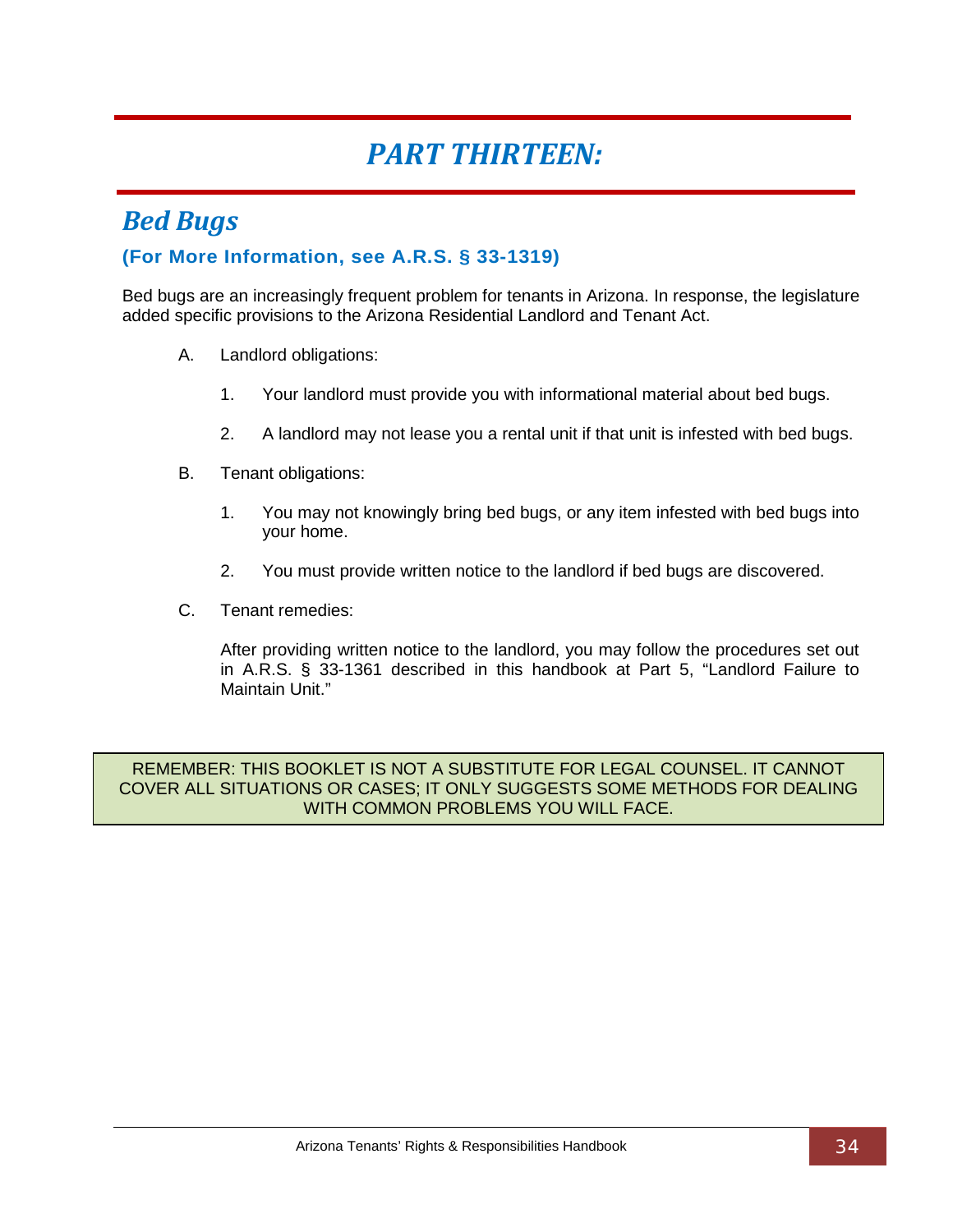# *PART THIRTEEN:*

## *Bed Bugs*

### **(For More Information, see A.R.S. § 33-1319)**

Bed bugs are an increasingly frequent problem for tenants in Arizona. In response, the legislature added specific provisions to the Arizona Residential Landlord and Tenant Act.

A. Landlord obligations:

   1. Your landlord must provide you with informational material about bed bugs.

   2. A landlord may not lease you a rental unit if that unit is infested with bed bugs.

B. Tenant obligations:

   1. You may not knowingly bring bed bugs, or any item infested with bed bugs into your home.

   2. You must provide written notice to the landlord if bed bugs are discovered.

C. Tenant remedies:

   After providing written notice to the landlord, you may follow the procedures set out in A.R.S. § 33-1361 described in this handbook at Part 5, "Landlord Failure to Maintain Unit."

REMEMBER: THIS BOOKLET IS NOT A SUBSTITUTE FOR LEGAL COUNSEL. IT CANNOT COVER ALL SITUATIONS OR CASES; IT ONLY SUGGESTS SOME METHODS FOR DEALING WITH COMMON PROBLEMS YOU WILL FACE.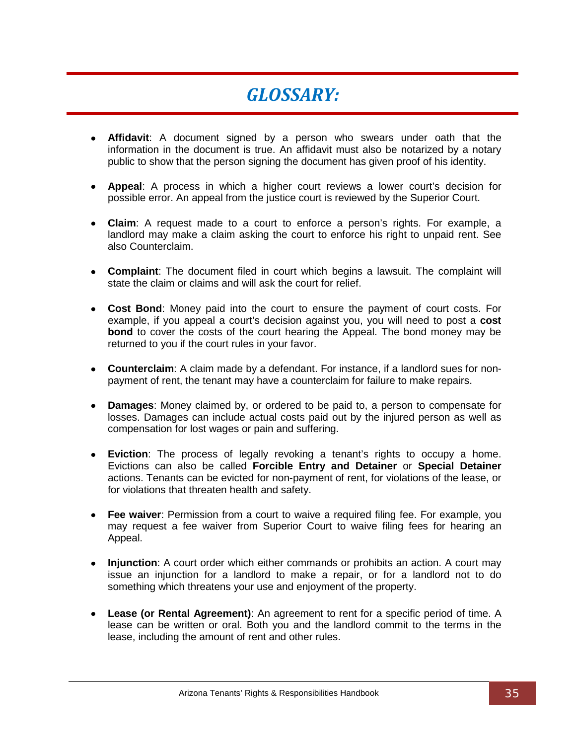# *GLOSSARY:*

- **Affidavit**: A document signed by a person who swears under oath that the information in the document is true. An affidavit must also be notarized by a notary public to show that the person signing the document has given proof of his identity.

- **Appeal**: A process in which a higher court reviews a lower court's decision for possible error. An appeal from the justice court is reviewed by the Superior Court.

- **Claim**: A request made to a court to enforce a person's rights. For example, a landlord may make a claim asking the court to enforce his right to unpaid rent. See also Counterclaim.

- **Complaint**: The document filed in court which begins a lawsuit. The complaint will state the claim or claims and will ask the court for relief.

- **Cost Bond**: Money paid into the court to ensure the payment of court costs. For example, if you appeal a court's decision against you, you will need to post a **cost bond** to cover the costs of the court hearing the Appeal. The bond money may be returned to you if the court rules in your favor.

- **Counterclaim**: A claim made by a defendant. For instance, if a landlord sues for non-payment of rent, the tenant may have a counterclaim for failure to make repairs.

- **Damages**: Money claimed by, or ordered to be paid to, a person to compensate for losses. Damages can include actual costs paid out by the injured person as well as compensation for lost wages or pain and suffering.

- **Eviction**: The process of legally revoking a tenant's rights to occupy a home. Evictions can also be called **Forcible Entry and Detainer** or **Special Detainer** actions. Tenants can be evicted for non-payment of rent, for violations of the lease, or for violations that threaten health and safety.

- **Fee waiver**: Permission from a court to waive a required filing fee. For example, you may request a fee waiver from Superior Court to waive filing fees for hearing an Appeal.

- **Injunction**: A court order which either commands or prohibits an action. A court may issue an injunction for a landlord to make a repair, or for a landlord not to do something which threatens your use and enjoyment of the property.

- **Lease (or Rental Agreement)**: An agreement to rent for a specific period of time. A lease can be written or oral. Both you and the landlord commit to the terms in the lease, including the amount of rent and other rules.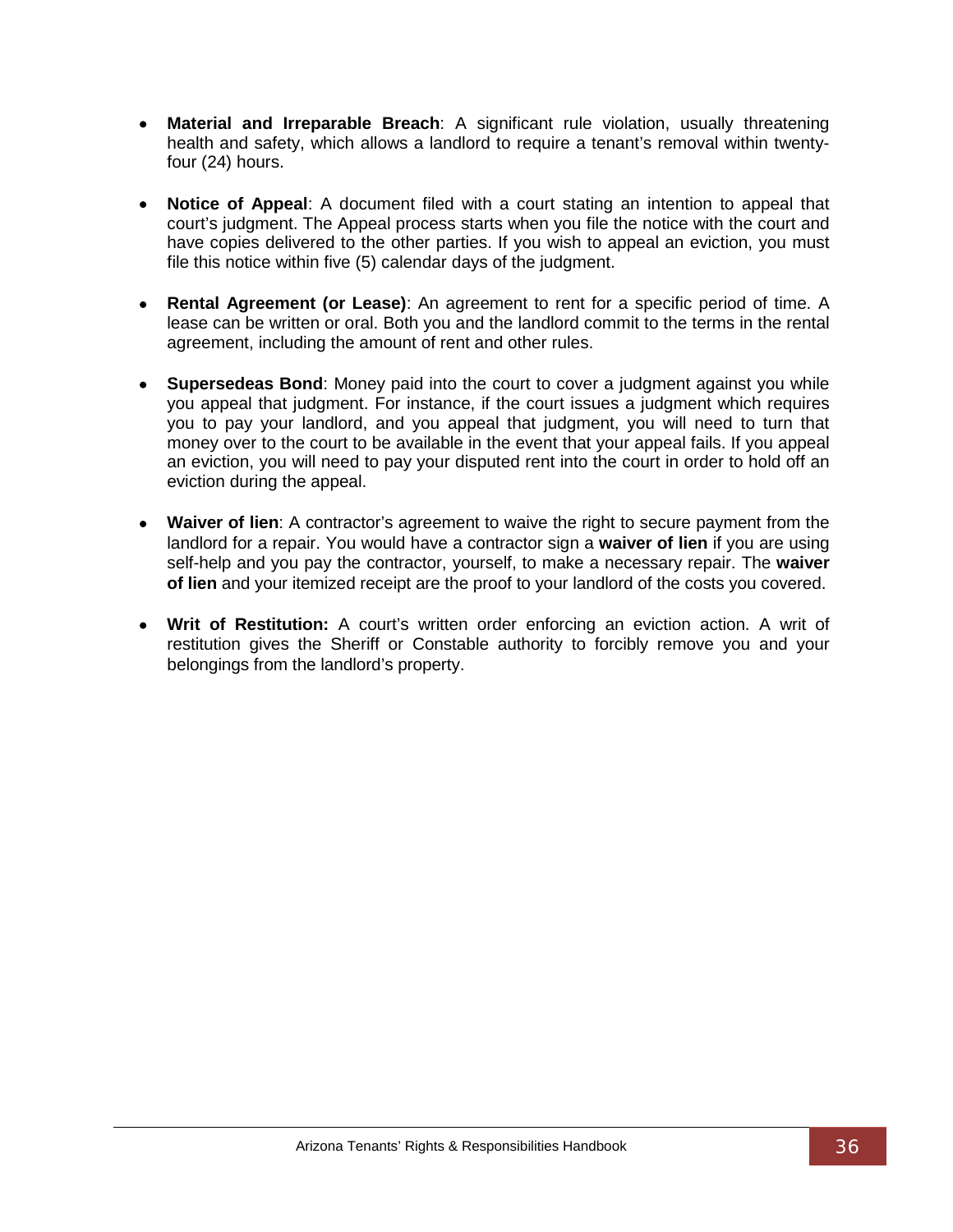- **Material and Irreparable Breach**: A significant rule violation, usually threatening health and safety, which allows a landlord to require a tenant's removal within twenty-four (24) hours.

- **Notice of Appeal**: A document filed with a court stating an intention to appeal that court's judgment. The Appeal process starts when you file the notice with the court and have copies delivered to the other parties. If you wish to appeal an eviction, you must file this notice within five (5) calendar days of the judgment.

- **Rental Agreement (or Lease)**: An agreement to rent for a specific period of time. A lease can be written or oral. Both you and the landlord commit to the terms in the rental agreement, including the amount of rent and other rules.

- **Supersedeas Bond**: Money paid into the court to cover a judgment against you while you appeal that judgment. For instance, if the court issues a judgment which requires you to pay your landlord, and you appeal that judgment, you will need to turn that money over to the court to be available in the event that your appeal fails. If you appeal an eviction, you will need to pay your disputed rent into the court in order to hold off an eviction during the appeal.

- **Waiver of lien**: A contractor's agreement to waive the right to secure payment from the landlord for a repair. You would have a contractor sign a **waiver of lien** if you are using self-help and you pay the contractor, yourself, to make a necessary repair. The **waiver of lien** and your itemized receipt are the proof to your landlord of the costs you covered.

- **Writ of Restitution:** A court's written order enforcing an eviction action. A writ of restitution gives the Sheriff or Constable authority to forcibly remove you and your belongings from the landlord's property.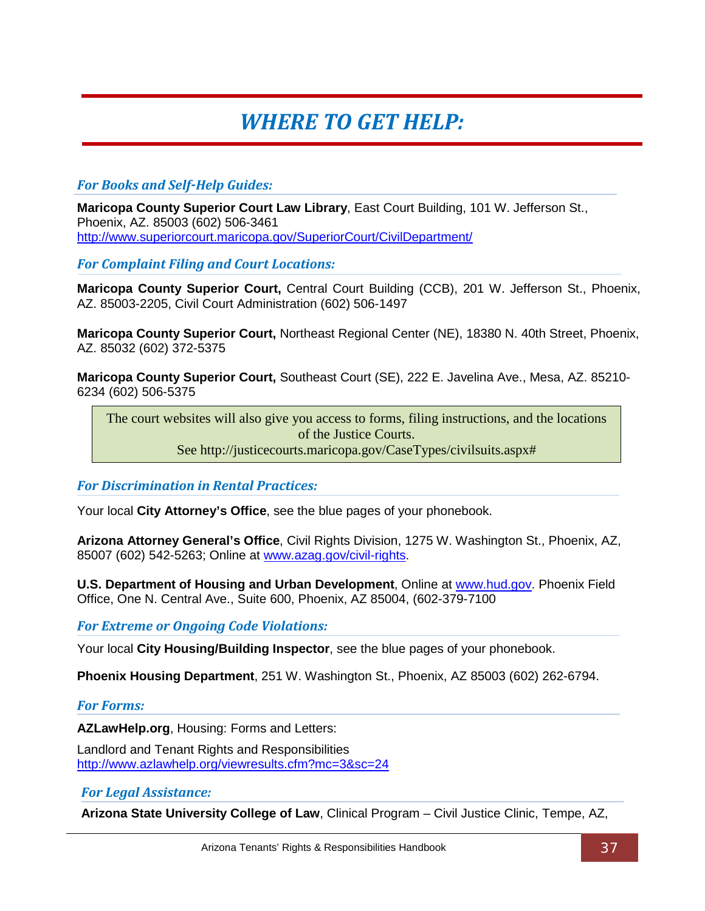# *WHERE TO GET HELP:*

### *For Books and Self-Help Guides:*

**Maricopa County Superior Court Law Library**, East Court Building, 101 W. Jefferson St., Phoenix, AZ. 85003 (602) 506-3461
http://www.superiorcourt.maricopa.gov/SuperiorCourt/CivilDepartment/

### *For Complaint Filing and Court Locations:*

**Maricopa County Superior Court,** Central Court Building (CCB), 201 W. Jefferson St., Phoenix, AZ. 85003-2205, Civil Court Administration (602) 506-1497

**Maricopa County Superior Court,** Northeast Regional Center (NE), 18380 N. 40th Street, Phoenix, AZ. 85032 (602) 372-5375

**Maricopa County Superior Court,** Southeast Court (SE), 222 E. Javelina Ave., Mesa, AZ. 85210-6234 (602) 506-5375

> The court websites will also give you access to forms, filing instructions, and the locations of the Justice Courts.
> See http://justicecourts.maricopa.gov/CaseTypes/civilsuits.aspx#

### *For Discrimination in Rental Practices:*

Your local **City Attorney's Office**, see the blue pages of your phonebook.

**Arizona Attorney General's Office**, Civil Rights Division, 1275 W. Washington St., Phoenix, AZ, 85007 (602) 542-5263; Online at www.azag.gov/civil-rights.

**U.S. Department of Housing and Urban Development**, Online at www.hud.gov. Phoenix Field Office, One N. Central Ave., Suite 600, Phoenix, AZ 85004, (602-379-7100

### *For Extreme or Ongoing Code Violations:*

Your local **City Housing/Building Inspector**, see the blue pages of your phonebook.

**Phoenix Housing Department**, 251 W. Washington St., Phoenix, AZ 85003 (602) 262-6794.

### *For Forms:*

**AZLawHelp.org**, Housing: Forms and Letters:

Landlord and Tenant Rights and Responsibilities
http://www.azlawhelp.org/viewresults.cfm?mc=3&sc=24

### *For Legal Assistance:*

**Arizona State University College of Law**, Clinical Program – Civil Justice Clinic, Tempe, AZ,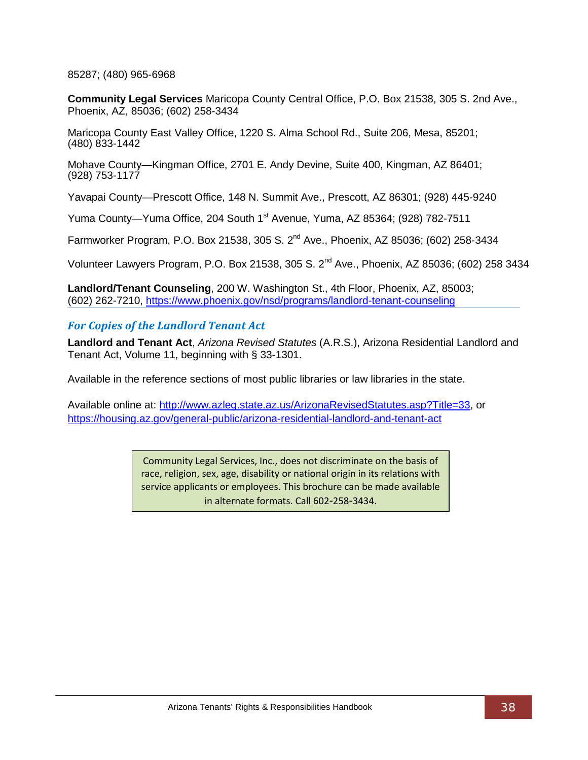85287; (480) 965-6968

**Community Legal Services** Maricopa County Central Office, P.O. Box 21538, 305 S. 2nd Ave., Phoenix, AZ, 85036; (602) 258-3434

Maricopa County East Valley Office, 1220 S. Alma School Rd., Suite 206, Mesa, 85201; (480) 833-1442

Mohave County—Kingman Office, 2701 E. Andy Devine, Suite 400, Kingman, AZ 86401; (928) 753-1177

Yavapai County—Prescott Office, 148 N. Summit Ave., Prescott, AZ 86301; (928) 445-9240

Yuma County—Yuma Office, 204 South 1st Avenue, Yuma, AZ 85364; (928) 782-7511

Farmworker Program, P.O. Box 21538, 305 S. 2nd Ave., Phoenix, AZ 85036; (602) 258-3434

Volunteer Lawyers Program, P.O. Box 21538, 305 S. 2nd Ave., Phoenix, AZ 85036; (602) 258 3434

**Landlord/Tenant Counseling**, 200 W. Washington St., 4th Floor, Phoenix, AZ, 85003; (602) 262-7210, https://www.phoenix.gov/nsd/programs/landlord-tenant-counseling

## *For Copies of the Landlord Tenant Act*

**Landlord and Tenant Act**, *Arizona Revised Statutes* (A.R.S.), Arizona Residential Landlord and Tenant Act, Volume 11, beginning with § 33-1301.

Available in the reference sections of most public libraries or law libraries in the state.

Available online at: http://www.azleg.state.az.us/ArizonaRevisedStatutes.asp?Title=33, or https://housing.az.gov/general-public/arizona-residential-landlord-and-tenant-act

Community Legal Services, Inc., does not discriminate on the basis of race, religion, sex, age, disability or national origin in its relations with service applicants or employees. This brochure can be made available in alternate formats. Call 602-258-3434.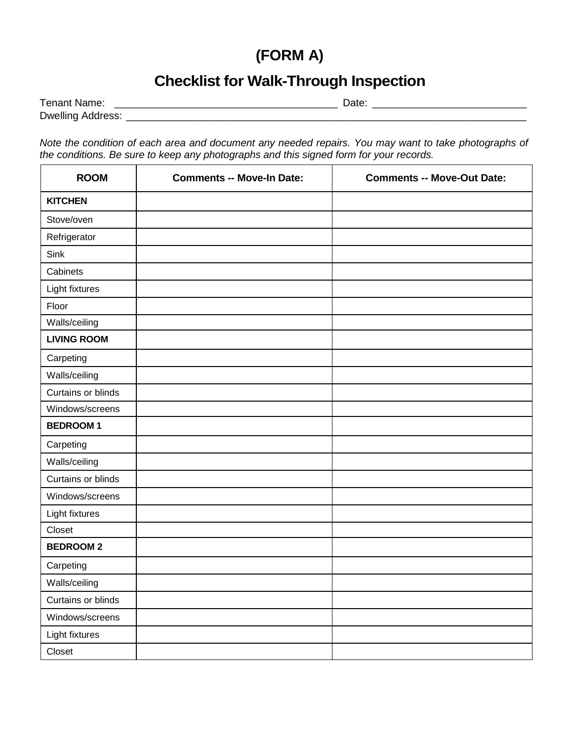# (FORM A)

## Checklist for Walk-Through Inspection

Tenant Name: ______________________________________ Date: __________________________

Dwelling Address: ____________________________________________________________________

*Note the condition of each area and document any needed repairs. You may want to take photographs of the conditions. Be sure to keep any photographs and this signed form for your records.*

| ROOM | Comments -- Move-In Date: | Comments -- Move-Out Date: |
|---|---|---|
| **KITCHEN** | | |
| Stove/oven | | |
| Refrigerator | | |
| Sink | | |
| Cabinets | | |
| Light fixtures | | |
| Floor | | |
| Walls/ceiling | | |
| **LIVING ROOM** | | |
| Carpeting | | |
| Walls/ceiling | | |
| Curtains or blinds | | |
| Windows/screens | | |
| **BEDROOM 1** | | |
| Carpeting | | |
| Walls/ceiling | | |
| Curtains or blinds | | |
| Windows/screens | | |
| Light fixtures | | |
| Closet | | |
| **BEDROOM 2** | | |
| Carpeting | | |
| Walls/ceiling | | |
| Curtains or blinds | | |
| Windows/screens | | |
| Light fixtures | | |
| Closet | | |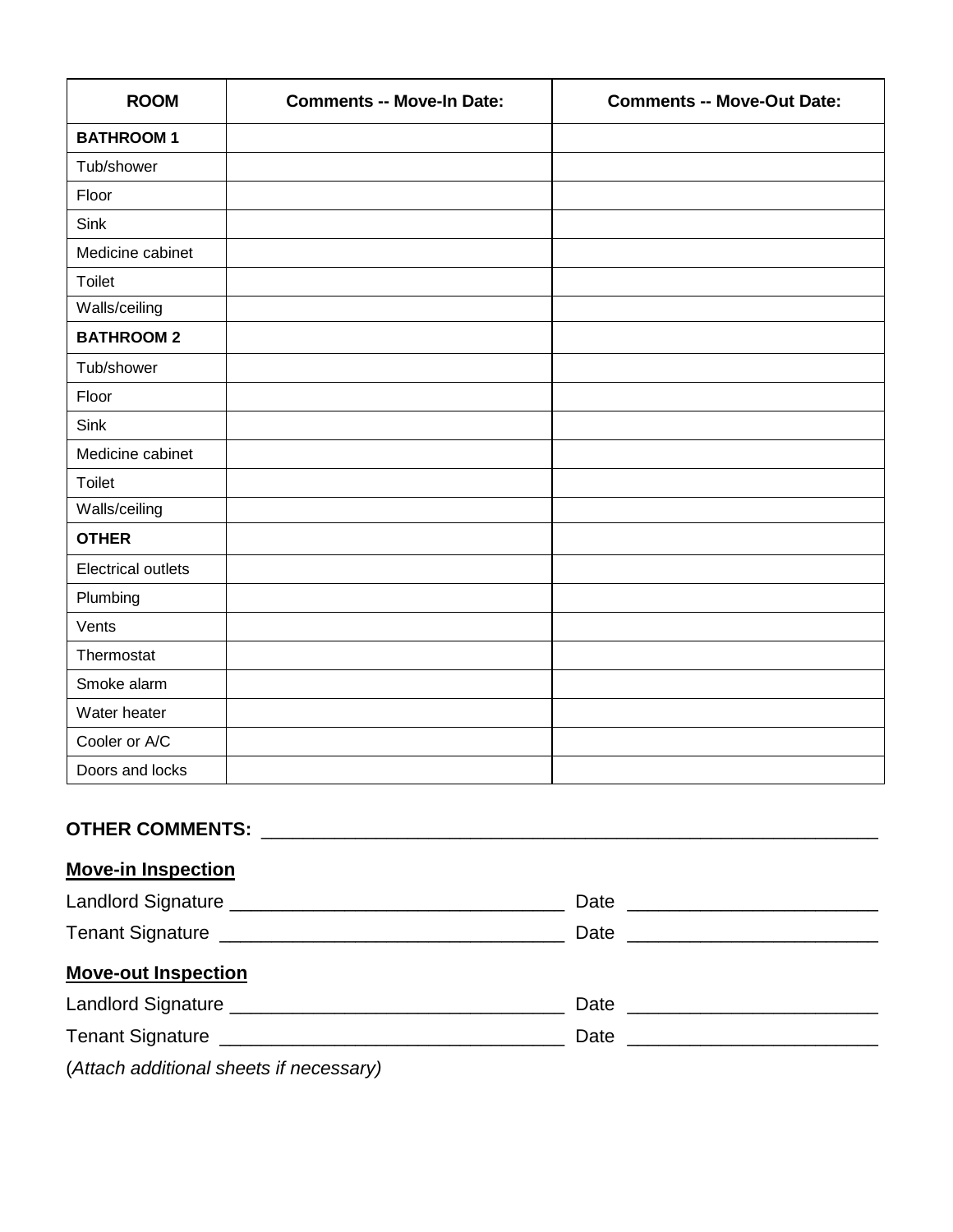| ROOM | Comments -- Move-In Date: | Comments -- Move-Out Date: |
| --- | --- | --- |
| **BATHROOM 1** | | |
| Tub/shower | | |
| Floor | | |
| Sink | | |
| Medicine cabinet | | |
| Toilet | | |
| Walls/ceiling | | |
| **BATHROOM 2** | | |
| Tub/shower | | |
| Floor | | |
| Sink | | |
| Medicine cabinet | | |
| Toilet | | |
| Walls/ceiling | | |
| **OTHER** | | |
| Electrical outlets | | |
| Plumbing | | |
| Vents | | |
| Thermostat | | |
| Smoke alarm | | |
| Water heater | | |
| Cooler or A/C | | |
| Doors and locks | | |

**OTHER COMMENTS:** ____________________________________________________________

**Move-in Inspection**

Landlord Signature ________________________________ Date ________________________

Tenant Signature _________________________________ Date ________________________

**Move-out Inspection**

Landlord Signature ________________________________ Date ________________________

Tenant Signature _________________________________ Date ________________________

(*Attach additional sheets if necessary)*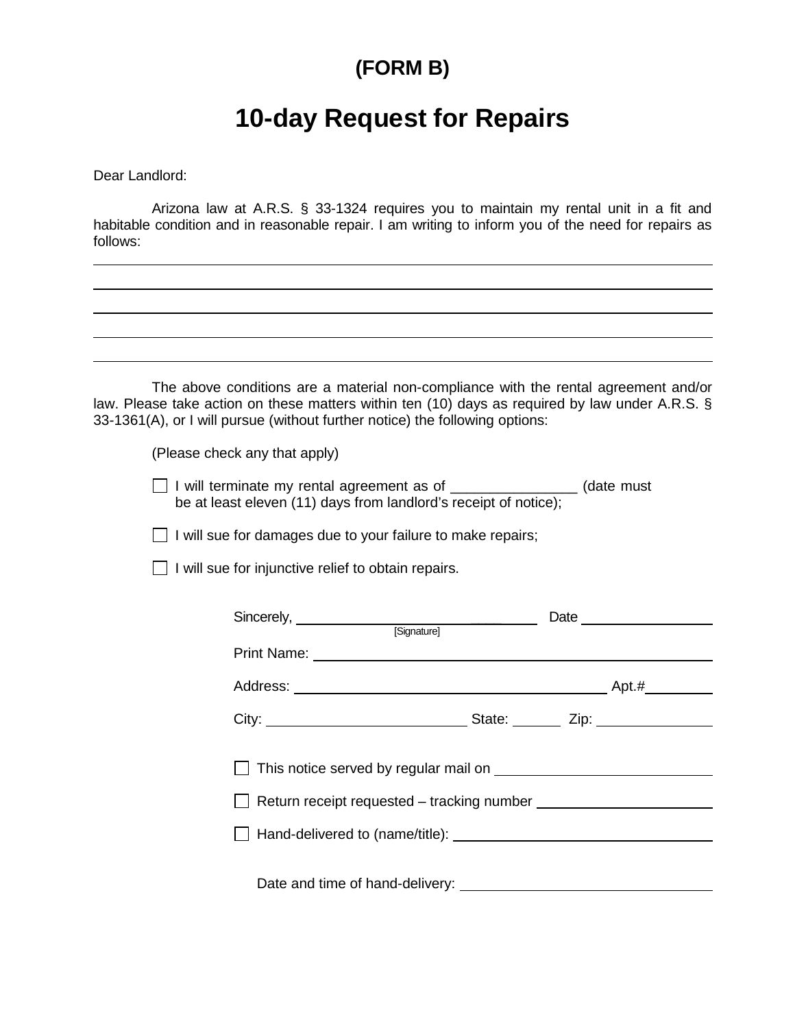**(FORM B)**

# 10-day Request for Repairs

Dear Landlord:

Arizona law at A.R.S. § 33-1324 requires you to maintain my rental unit in a fit and habitable condition and in reasonable repair. I am writing to inform you of the need for repairs as follows:

______________________________________________________________________________

______________________________________________________________________________

______________________________________________________________________________

______________________________________________________________________________

______________________________________________________________________________

The above conditions are a material non-compliance with the rental agreement and/or law. Please take action on these matters within ten (10) days as required by law under A.R.S. § 33-1361(A), or I will pursue (without further notice) the following options:

(Please check any that apply)

- ☐ I will terminate my rental agreement as of _______________ (date must be at least eleven (11) days from landlord's receipt of notice);
- ☐ I will sue for damages due to your failure to make repairs;
- ☐ I will sue for injunctive relief to obtain repairs.

Sincerely, ______________________________ Date ________________
[Signature]

Print Name: ______________________________________________

Address: ____________________________________ Apt.# ________

City: _______________________ State: ______ Zip: _____________

☐ This notice served by regular mail on ___________________________

☐ Return receipt requested – tracking number ______________________

☐ Hand-delivered to (name/title): ________________________________

Date and time of hand-delivery: ________________________________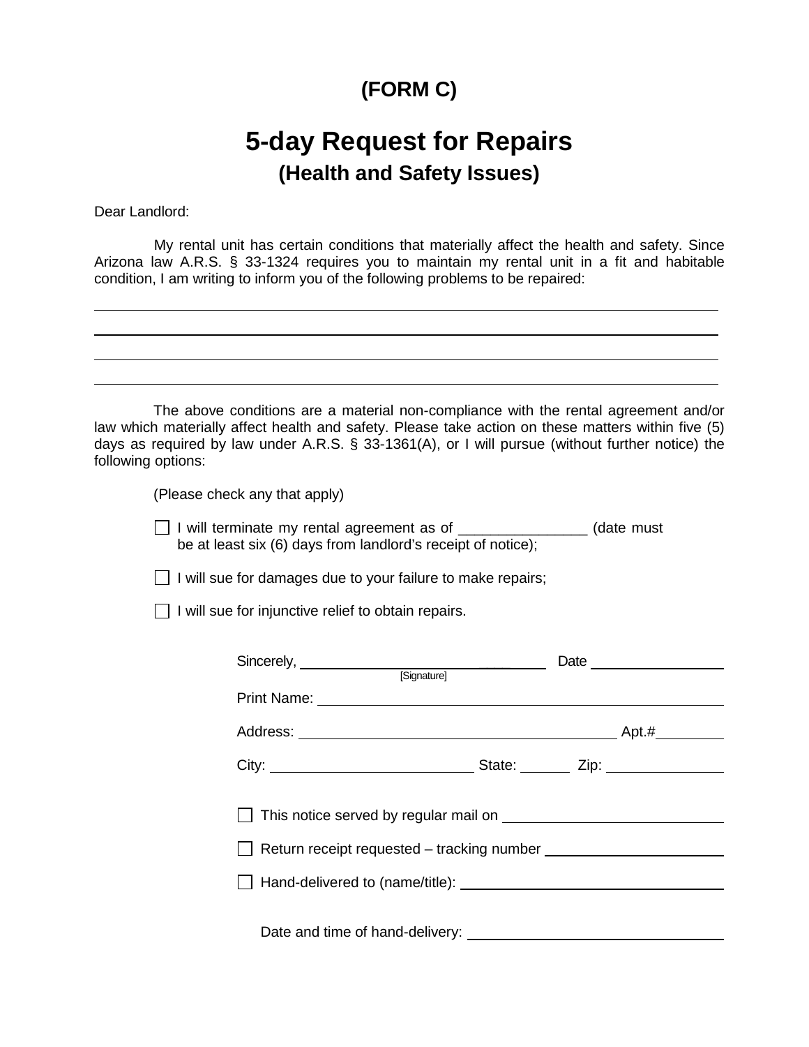**(FORM C)**

# 5-day Request for Repairs

## (Health and Safety Issues)

Dear Landlord:

My rental unit has certain conditions that materially affect the health and safety. Since Arizona law A.R.S. § 33-1324 requires you to maintain my rental unit in a fit and habitable condition, I am writing to inform you of the following problems to be repaired:

______________________________________________________________________________

______________________________________________________________________________

______________________________________________________________________________

______________________________________________________________________________

The above conditions are a material non-compliance with the rental agreement and/or law which materially affect health and safety. Please take action on these matters within five (5) days as required by law under A.R.S. § 33-1361(A), or I will pursue (without further notice) the following options:

(Please check any that apply)

- ☐ I will terminate my rental agreement as of _______________ (date must be at least six (6) days from landlord's receipt of notice);
- ☐ I will sue for damages due to your failure to make repairs;
- ☐ I will sue for injunctive relief to obtain repairs.

Sincerely, ______________________________ Date ________________
[Signature]

Print Name: ______________________________________________

Address: ______________________________________ Apt.# ________

City: ________________________ State: ______ Zip: ______________

☐ This notice served by regular mail on ________________________

☐ Return receipt requested – tracking number ____________________

☐ Hand-delivered to (name/title): ______________________________

Date and time of hand-delivery: ______________________________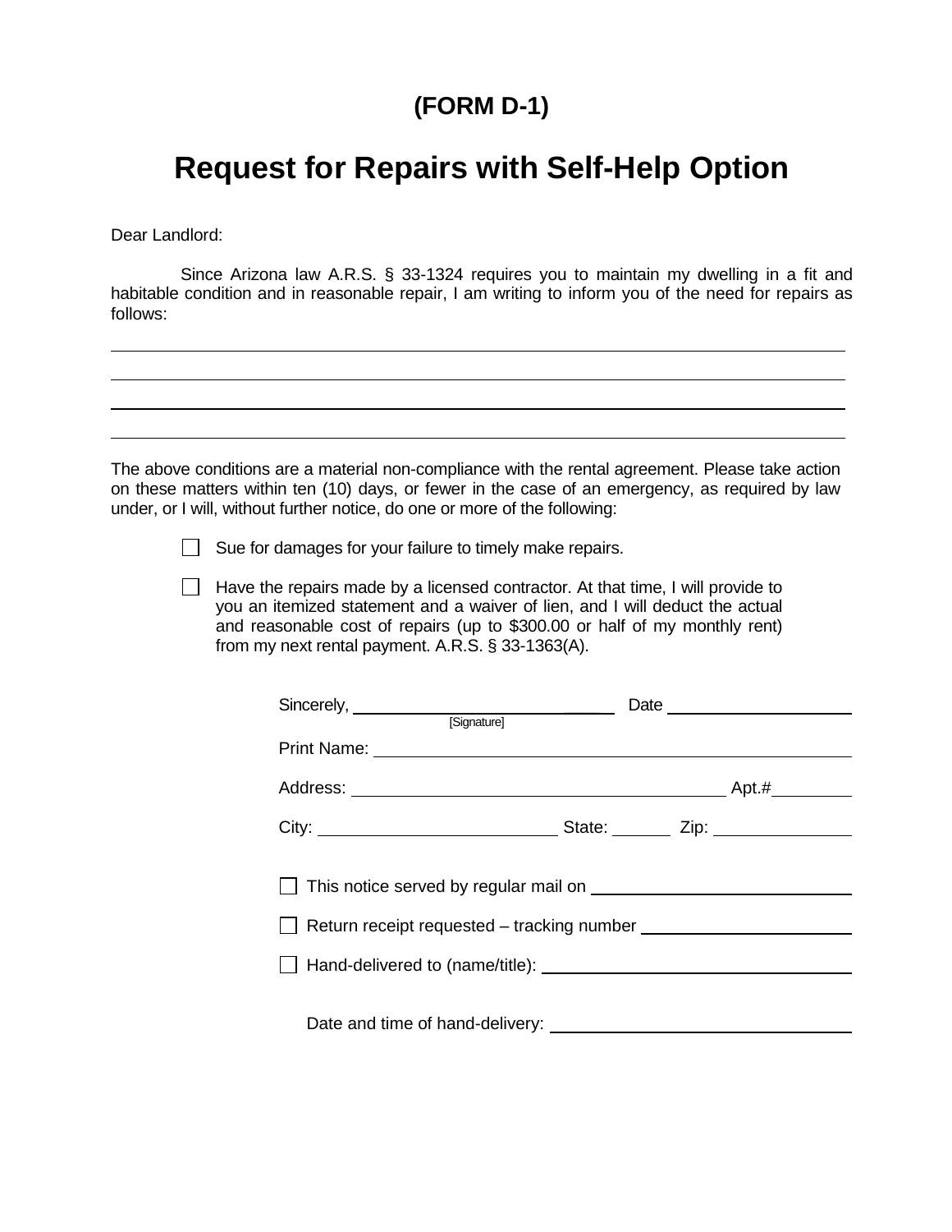# (FORM D-1)

# Request for Repairs with Self-Help Option

Dear Landlord:

Since Arizona law A.R.S. § 33-1324 requires you to maintain my dwelling in a fit and habitable condition and in reasonable repair, I am writing to inform you of the need for repairs as follows:

\_\_\_\_\_\_\_\_\_\_\_\_\_\_\_\_\_\_\_\_\_\_\_\_\_\_\_\_\_\_\_\_\_\_\_\_\_\_\_\_\_\_\_\_\_\_\_\_\_\_\_\_\_\_\_\_\_\_\_\_\_\_\_\_\_\_\_\_\_\_\_\_

\_\_\_\_\_\_\_\_\_\_\_\_\_\_\_\_\_\_\_\_\_\_\_\_\_\_\_\_\_\_\_\_\_\_\_\_\_\_\_\_\_\_\_\_\_\_\_\_\_\_\_\_\_\_\_\_\_\_\_\_\_\_\_\_\_\_\_\_\_\_\_\_

\_\_\_\_\_\_\_\_\_\_\_\_\_\_\_\_\_\_\_\_\_\_\_\_\_\_\_\_\_\_\_\_\_\_\_\_\_\_\_\_\_\_\_\_\_\_\_\_\_\_\_\_\_\_\_\_\_\_\_\_\_\_\_\_\_\_\_\_\_\_\_\_

\_\_\_\_\_\_\_\_\_\_\_\_\_\_\_\_\_\_\_\_\_\_\_\_\_\_\_\_\_\_\_\_\_\_\_\_\_\_\_\_\_\_\_\_\_\_\_\_\_\_\_\_\_\_\_\_\_\_\_\_\_\_\_\_\_\_\_\_\_\_\_\_

The above conditions are a material non-compliance with the rental agreement. Please take action on these matters within ten (10) days, or fewer in the case of an emergency, as required by law under, or I will, without further notice, do one or more of the following:

- ☐ Sue for damages for your failure to timely make repairs.
- ☐ Have the repairs made by a licensed contractor. At that time, I will provide to you an itemized statement and a waiver of lien, and I will deduct the actual and reasonable cost of repairs (up to $300.00 or half of my monthly rent) from my next rental payment. A.R.S. § 33-1363(A).

Sincerely, \_\_\_\_\_\_\_\_\_\_\_\_\_\_\_\_\_\_\_\_\_\_\_\_ Date \_\_\_\_\_\_\_\_\_\_\_\_\_\_\_\_
[Signature]

Print Name: \_\_\_\_\_\_\_\_\_\_\_\_\_\_\_\_\_\_\_\_\_\_\_\_\_\_\_\_\_\_\_\_\_\_\_\_\_\_\_\_

Address: \_\_\_\_\_\_\_\_\_\_\_\_\_\_\_\_\_\_\_\_\_\_\_\_\_\_\_\_\_\_\_\_ Apt.# \_\_\_\_\_\_\_

City: \_\_\_\_\_\_\_\_\_\_\_\_\_\_\_\_\_\_\_\_ State: \_\_\_\_\_ Zip: \_\_\_\_\_\_\_\_\_\_\_

☐ This notice served by regular mail on \_\_\_\_\_\_\_\_\_\_\_\_\_\_\_\_\_\_\_\_\_\_

☐ Return receipt requested – tracking number \_\_\_\_\_\_\_\_\_\_\_\_\_\_\_\_\_\_

☐ Hand-delivered to (name/title): \_\_\_\_\_\_\_\_\_\_\_\_\_\_\_\_\_\_\_\_\_\_\_\_\_\_\_\_

Date and time of hand-delivery: \_\_\_\_\_\_\_\_\_\_\_\_\_\_\_\_\_\_\_\_\_\_\_\_\_\_\_\_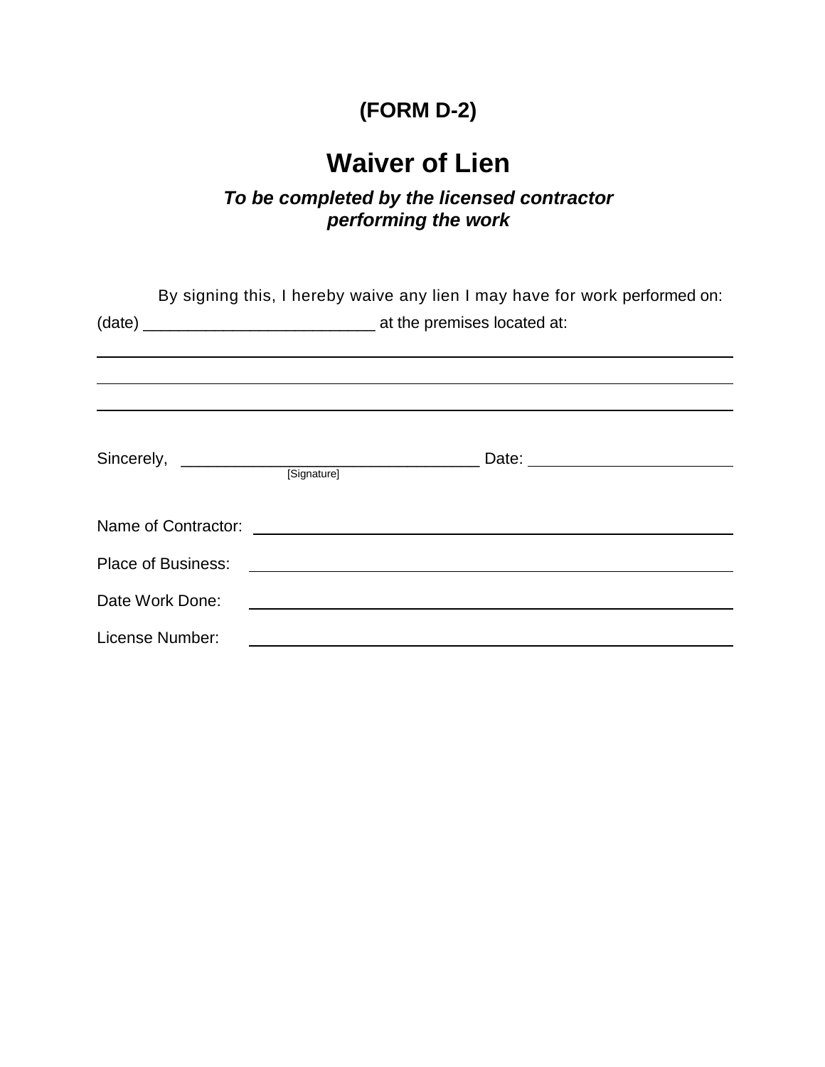**(FORM D-2)**

# Waiver of Lien

***To be completed by the licensed contractor performing the work***

By signing this, I hereby waive any lien I may have for work performed on: (date) __________________________ at the premises located at:

________________________________________________________________________

________________________________________________________________________

________________________________________________________________________

Sincerely, _________________________________ Date: ________________________
[Signature]

Name of Contractor: ____________________________________________________

Place of Business: ____________________________________________________

Date Work Done: ____________________________________________________

License Number: ____________________________________________________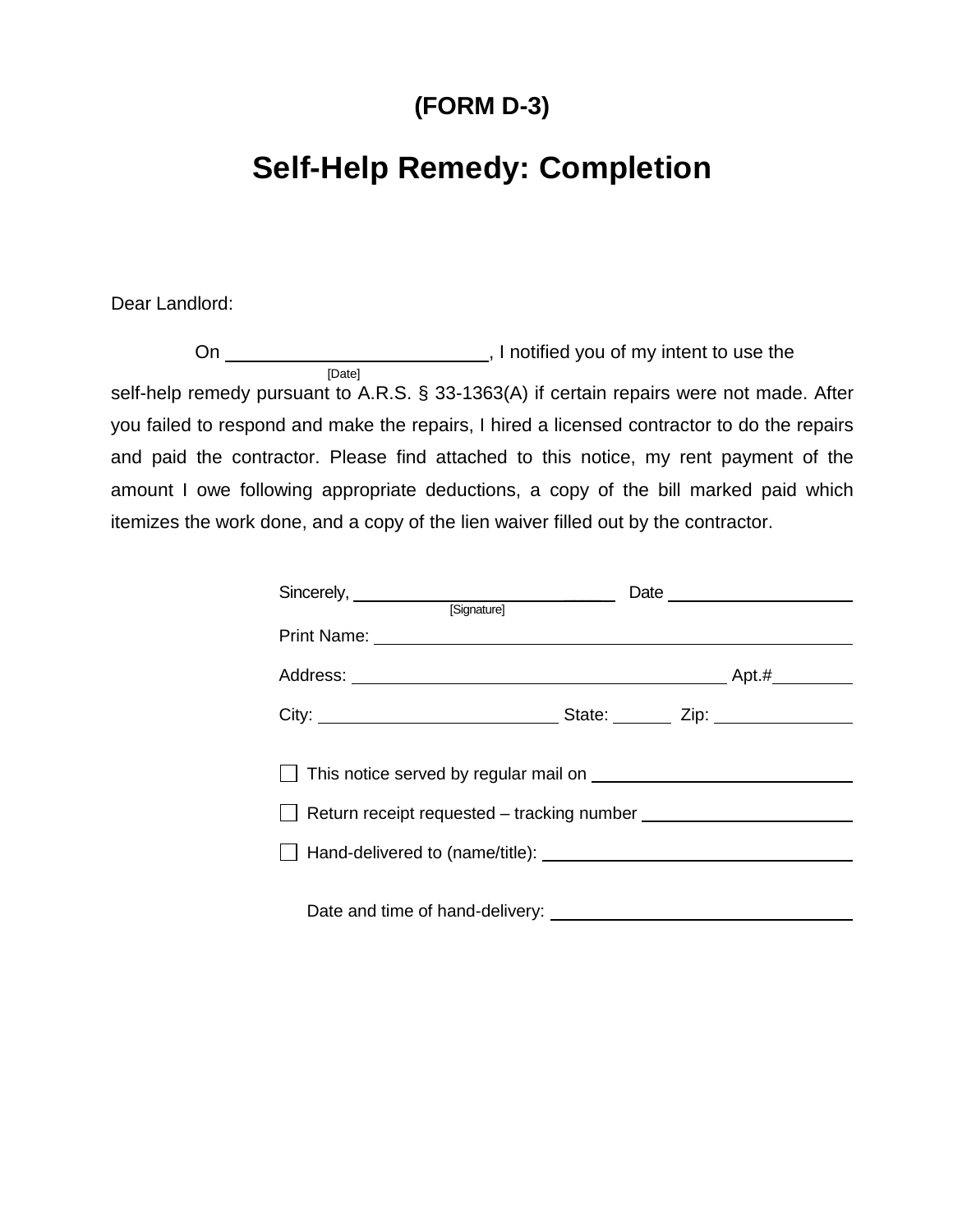**(FORM D-3)**

# Self-Help Remedy: Completion

Dear Landlord:

On ____________________, I notified you of my intent to use the
[Date]
self-help remedy pursuant to A.R.S. § 33-1363(A) if certain repairs were not made. After you failed to respond and make the repairs, I hired a licensed contractor to do the repairs and paid the contractor. Please find attached to this notice, my rent payment of the amount I owe following appropriate deductions, a copy of the bill marked paid which itemizes the work done, and a copy of the lien waiver filled out by the contractor.

Sincerely, ______________________________ Date ____________________
[Signature]

Print Name: ______________________________________________

Address: ________________________________________ Apt.# ________

City: __________________________ State: ______ Zip: ______________

☐ This notice served by regular mail on ____________________________

☐ Return receipt requested – tracking number ________________________

☐ Hand-delivered to (name/title): __________________________________

Date and time of hand-delivery: ___________________________________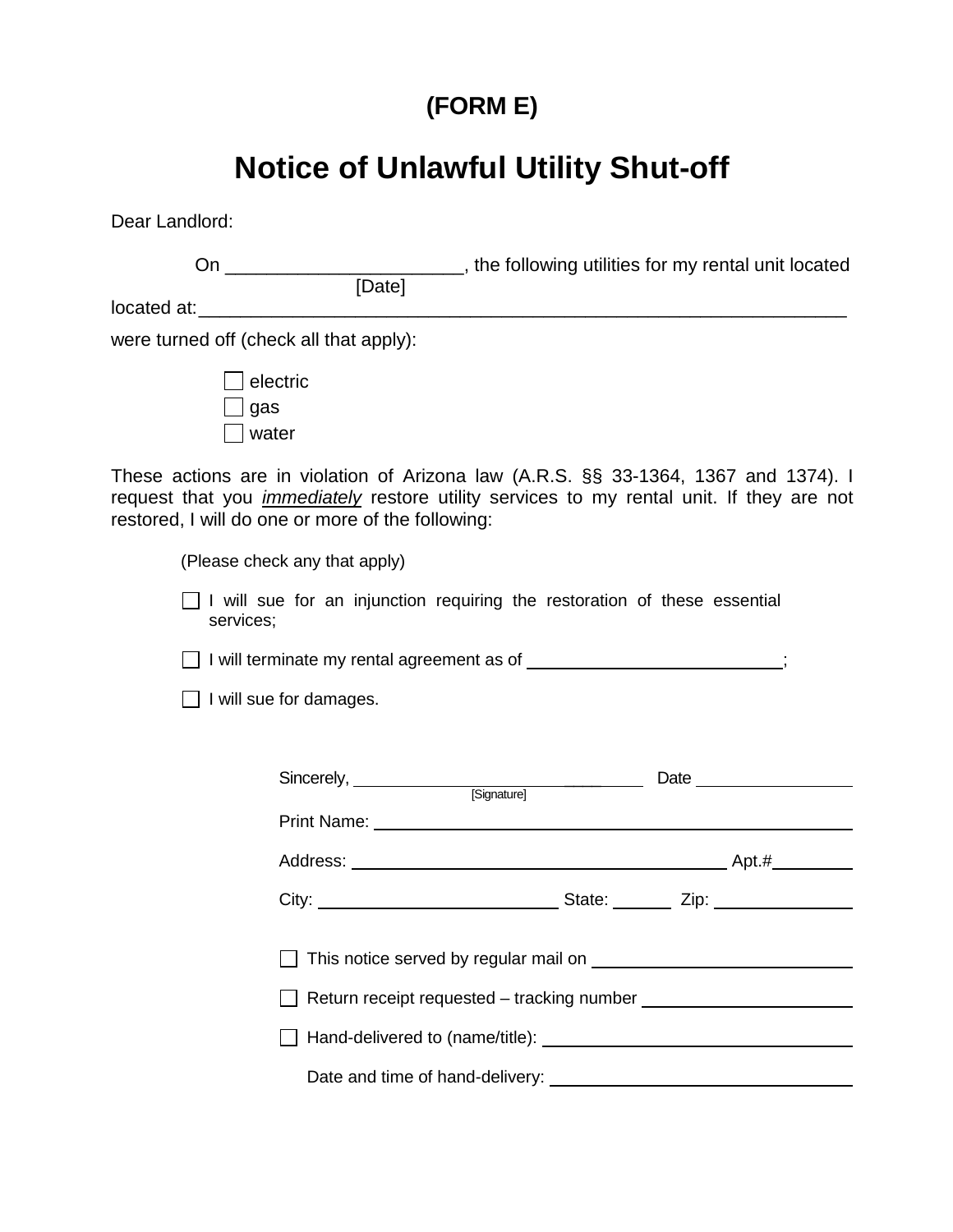**(FORM E)**

# Notice of Unlawful Utility Shut-off

Dear Landlord:

On ______________________, the following utilities for my rental unit located
[Date]
located at:_________________________________________________________________
were turned off (check all that apply):

- ☐ electric
- ☐ gas
- ☐ water

These actions are in violation of Arizona law (A.R.S. §§ 33-1364, 1367 and 1374). I request that you *immediately* restore utility services to my rental unit. If they are not restored, I will do one or more of the following:

(Please check any that apply)

- ☐ I will sue for an injunction requiring the restoration of these essential services;
- ☐ I will terminate my rental agreement as of ___________________________;
- ☐ I will sue for damages.

Sincerely, ______________________________ Date __________________
[Signature]

Print Name: ______________________________________________

Address: _________________________________________ Apt.#_________

City: __________________________ State: ______ Zip: _______________

☐ This notice served by regular mail on ___________________________

☐ Return receipt requested – tracking number _______________________

☐ Hand-delivered to (name/title): ___________________________________

Date and time of hand-delivery: ___________________________________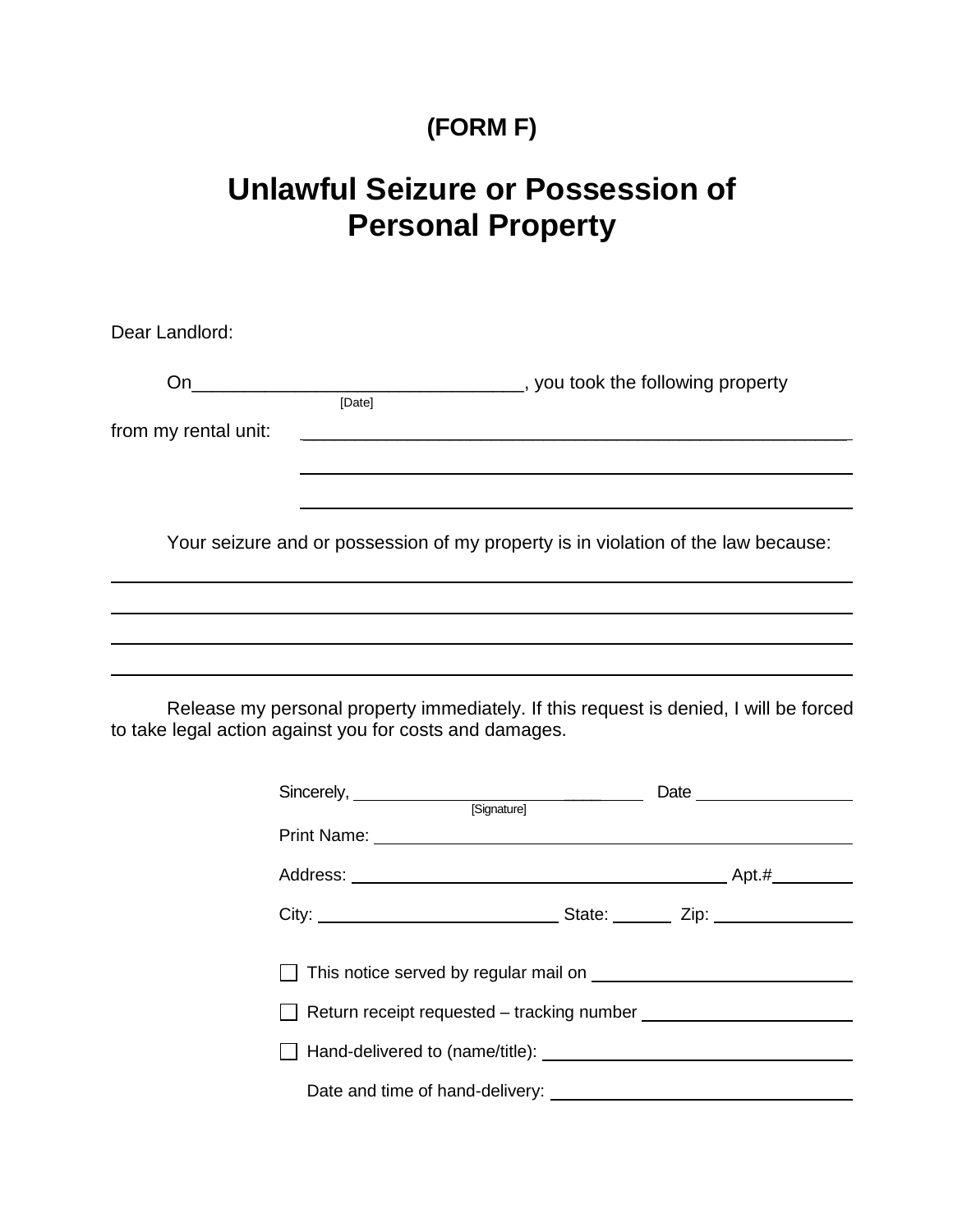**(FORM F)**

# Unlawful Seizure or Possession of Personal Property

Dear Landlord:

On________________________________, you took the following property
[Date]

from my rental unit: ________________________________________________________

________________________________________________________

________________________________________________________

Your seizure and or possession of my property is in violation of the law because:

________________________________________________________________________

________________________________________________________________________

________________________________________________________________________

________________________________________________________________________

Release my personal property immediately. If this request is denied, I will be forced to take legal action against you for costs and damages.

Sincerely, ______________________________ Date ________________
[Signature]

Print Name: ________________________________________________

Address: ______________________________________ Apt.#________

City: ________________________ State: ______ Zip: ______________

☐ This notice served by regular mail on __________________________

☐ Return receipt requested – tracking number ______________________

☐ Hand-delivered to (name/title): ________________________________

Date and time of hand-delivery: ________________________________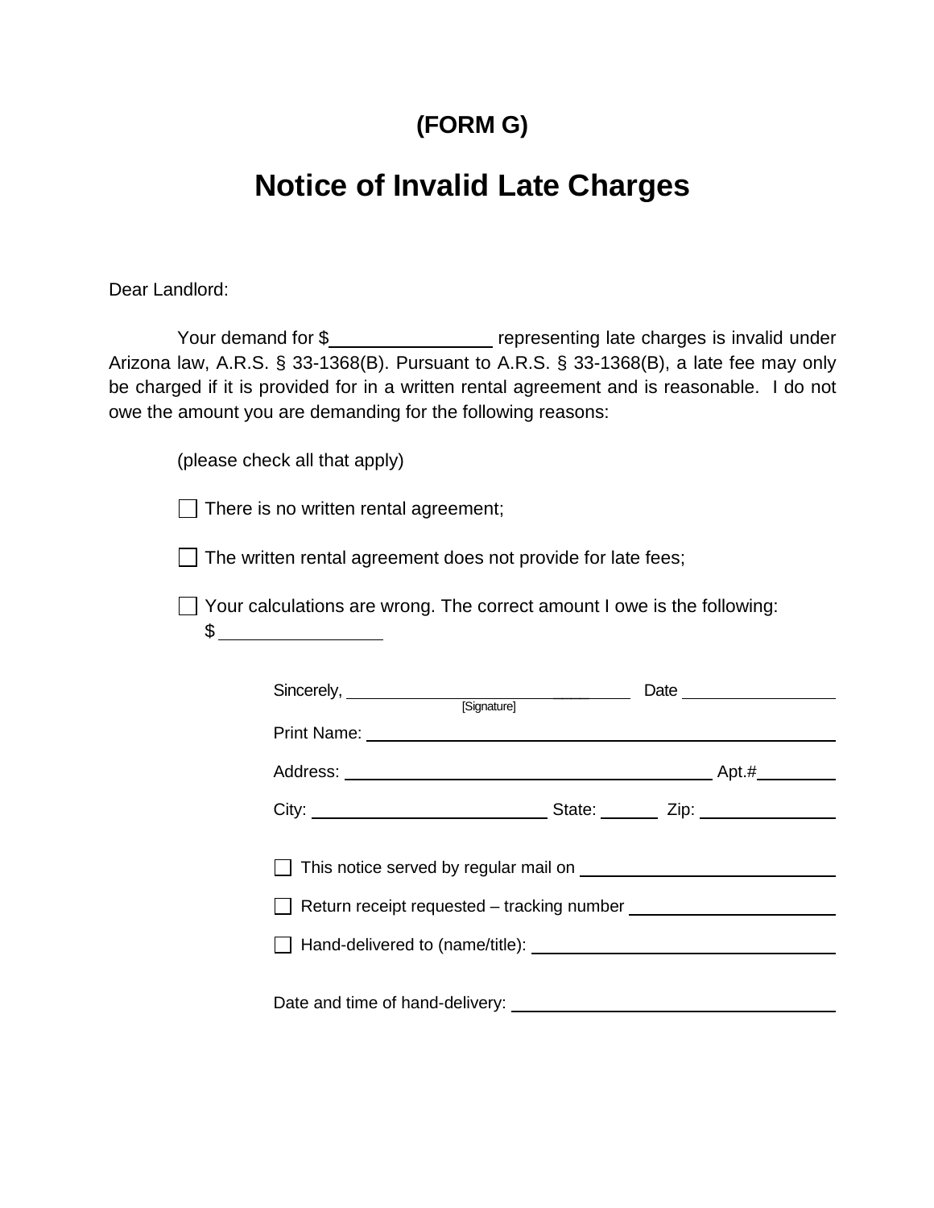**(FORM G)**

# Notice of Invalid Late Charges

Dear Landlord:

Your demand for $_______________ representing late charges is invalid under Arizona law, A.R.S. § 33-1368(B). Pursuant to A.R.S. § 33-1368(B), a late fee may only be charged if it is provided for in a written rental agreement and is reasonable. I do not owe the amount you are demanding for the following reasons:

(please check all that apply)

☐ There is no written rental agreement;

☐ The written rental agreement does not provide for late fees;

☐ Your calculations are wrong. The correct amount I owe is the following: $ _______________

Sincerely, ______________________________ Date ________________
[Signature]

Print Name: ______________________________________________

Address: ____________________________________ Apt.# ________

City: ________________________ State: ______ Zip: ______________

☐ This notice served by regular mail on __________________________

☐ Return receipt requested – tracking number _____________________

☐ Hand-delivered to (name/title): ______________________________

Date and time of hand-delivery: ________________________________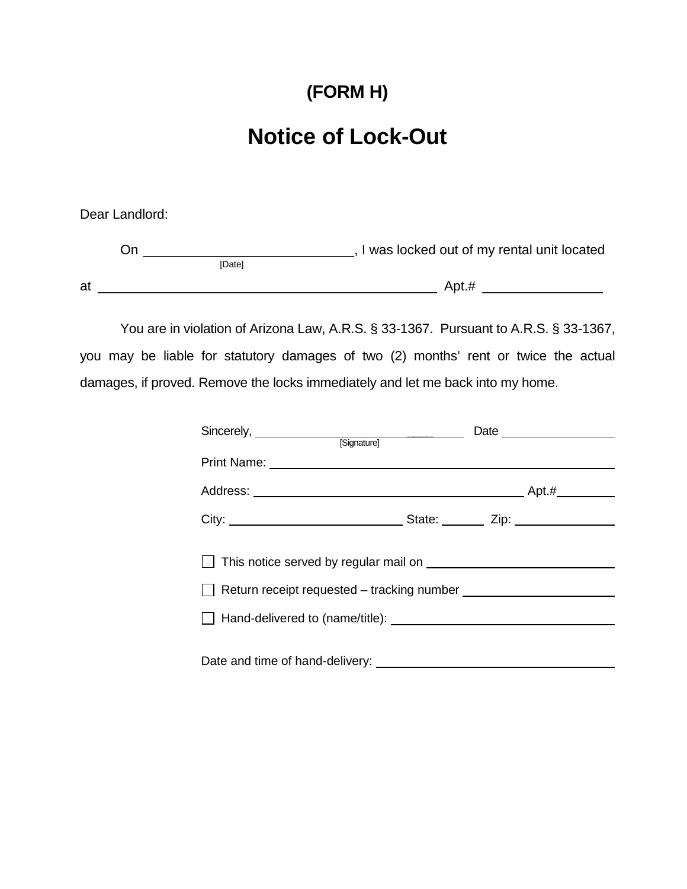**(FORM H)**

# Notice of Lock-Out

Dear Landlord:

On ___________________________, I was locked out of my rental unit located
[Date]

at _____________________________________________ Apt.# _______________

You are in violation of Arizona Law, A.R.S. § 33-1367. Pursuant to A.R.S. § 33-1367, you may be liable for statutory damages of two (2) months' rent or twice the actual damages, if proved. Remove the locks immediately and let me back into my home.

Sincerely, ______________________________ Date ________________
[Signature]

Print Name: ______________________________________________

Address: ______________________________________ Apt.#________

City: _________________________ State: ______ Zip: ______________

☐ This notice served by regular mail on ___________________________

☐ Return receipt requested – tracking number ______________________

☐ Hand-delivered to (name/title): _________________________________

Date and time of hand-delivery: ___________________________________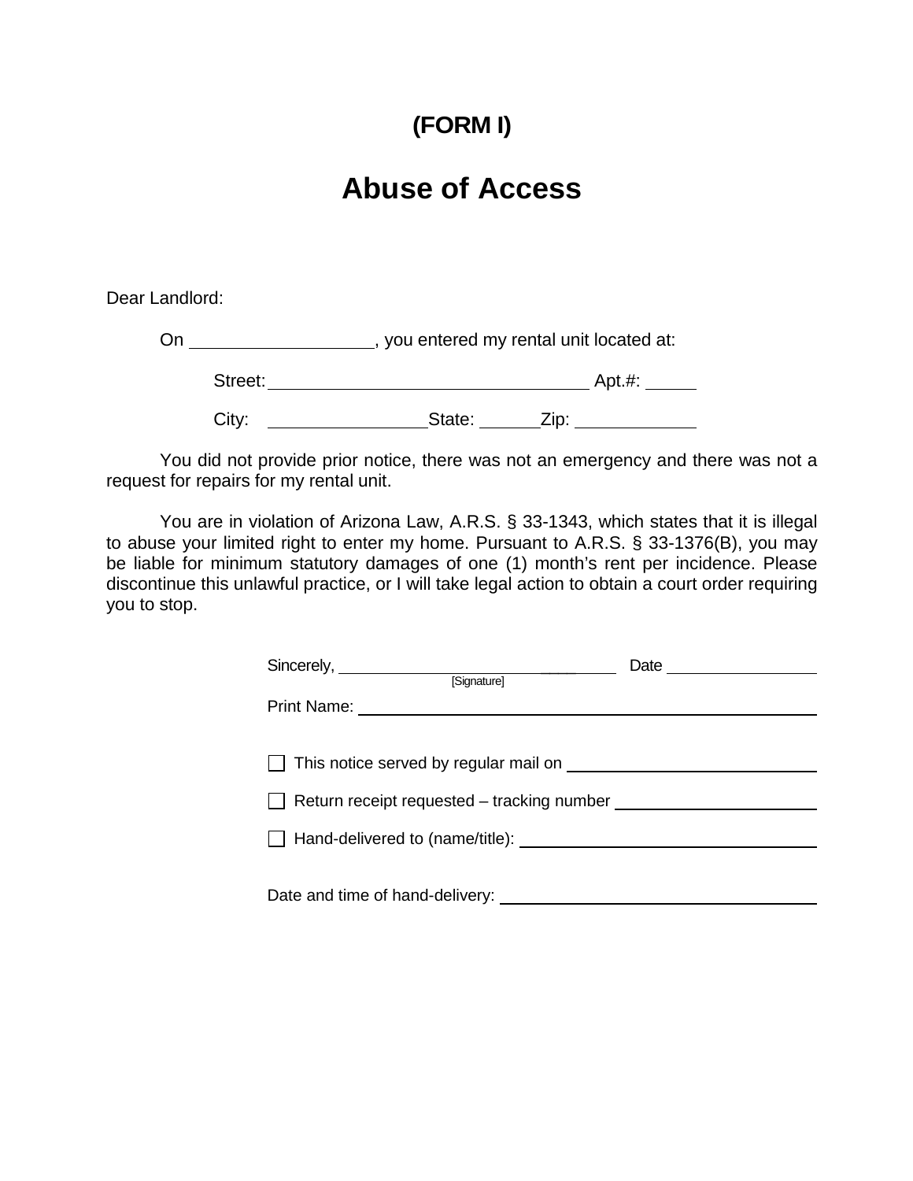# (FORM I)

# Abuse of Access

Dear Landlord:

On ____________________, you entered my rental unit located at:

Street: ____________________________________ Apt.#: ______

City: __________________ State: _______ Zip: _____________

You did not provide prior notice, there was not an emergency and there was not a request for repairs for my rental unit.

You are in violation of Arizona Law, A.R.S. § 33-1343, which states that it is illegal to abuse your limited right to enter my home. Pursuant to A.R.S. § 33-1376(B), you may be liable for minimum statutory damages of one (1) month's rent per incidence. Please discontinue this unlawful practice, or I will take legal action to obtain a court order requiring you to stop.

Sincerely, ________________________________ Date ____________________
[Signature]

Print Name: ________________________________________________

☐ This notice served by regular mail on ______________________________

☐ Return receipt requested – tracking number __________________________

☐ Hand-delivered to (name/title): ____________________________________

Date and time of hand-delivery: _______________________________________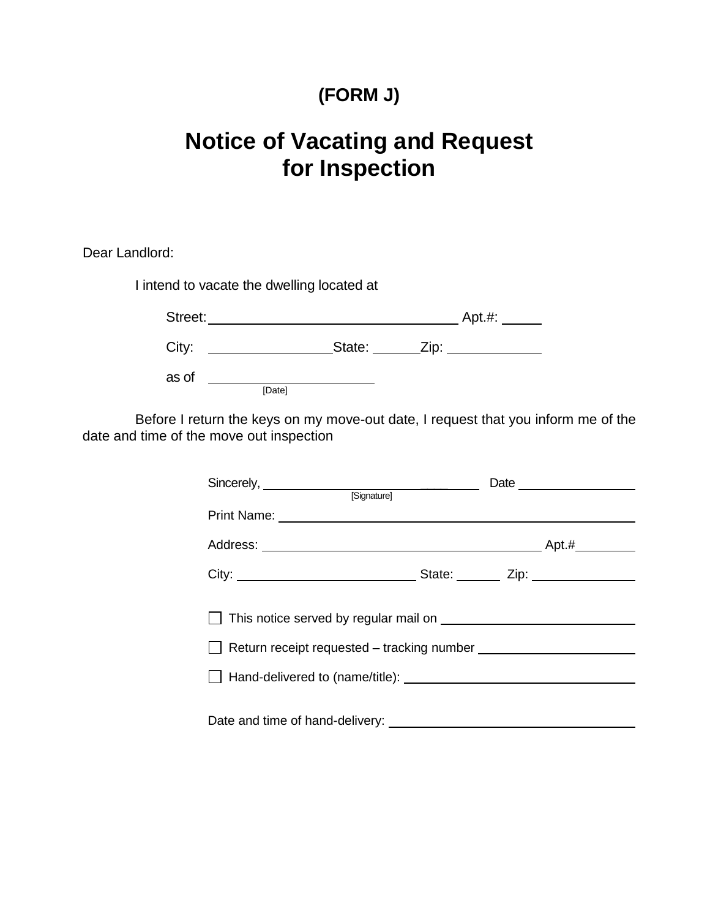**(FORM J)**

# Notice of Vacating and Request for Inspection

Dear Landlord:

I intend to vacate the dwelling located at

Street: ______________________________ Apt.#: ______

City: ________________ State: ______ Zip: ____________

as of ______________________
[Date]

Before I return the keys on my move-out date, I request that you inform me of the date and time of the move out inspection

Sincerely, ______________________________ Date ________________
[Signature]

Print Name: ______________________________________________

Address: ______________________________________ Apt.# ________

City: ________________________ State: ______ Zip: ______________

☐ This notice served by regular mail on __________________________

☐ Return receipt requested – tracking number ______________________

☐ Hand-delivered to (name/title): ______________________________

Date and time of hand-delivery: ________________________________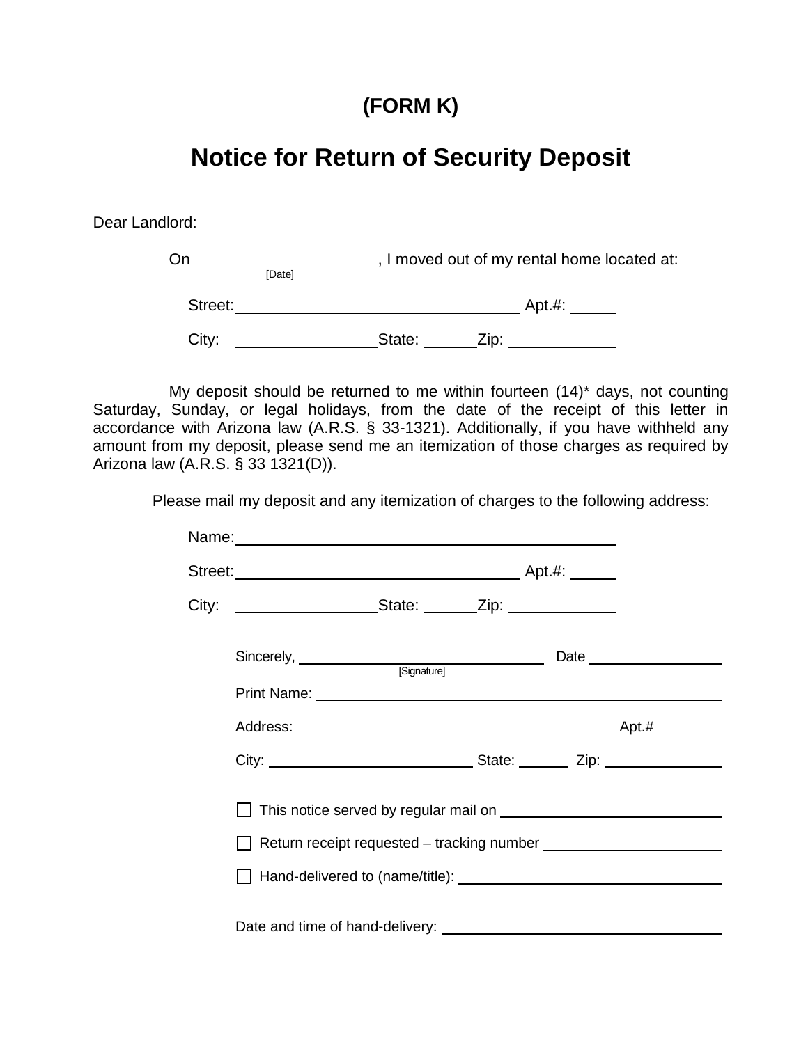**(FORM K)**

# Notice for Return of Security Deposit

Dear Landlord:

On ______________________ [Date], I moved out of my rental home located at:

Street: __________________________________ Apt.#: _____

City: ________________ State: ______ Zip: ____________

My deposit should be returned to me within fourteen (14)* days, not counting Saturday, Sunday, or legal holidays, from the date of the receipt of this letter in accordance with Arizona law (A.R.S. § 33-1321). Additionally, if you have withheld any amount from my deposit, please send me an itemization of those charges as required by Arizona law (A.R.S. § 33 1321(D)).

Please mail my deposit and any itemization of charges to the following address:

Name: ____________________________________________

Street: __________________________________ Apt.#: _____

City: ________________ State: ______ Zip: ____________

Sincerely, ______________________________ [Signature] Date ________________

Print Name: ______________________________________________

Address: ________________________________________ Apt.# ________

City: __________________________ State: ______ Zip: ______________

☐ This notice served by regular mail on __________________________

☐ Return receipt requested – tracking number ______________________

☐ Hand-delivered to (name/title): ________________________________

Date and time of hand-delivery: ___________________________________